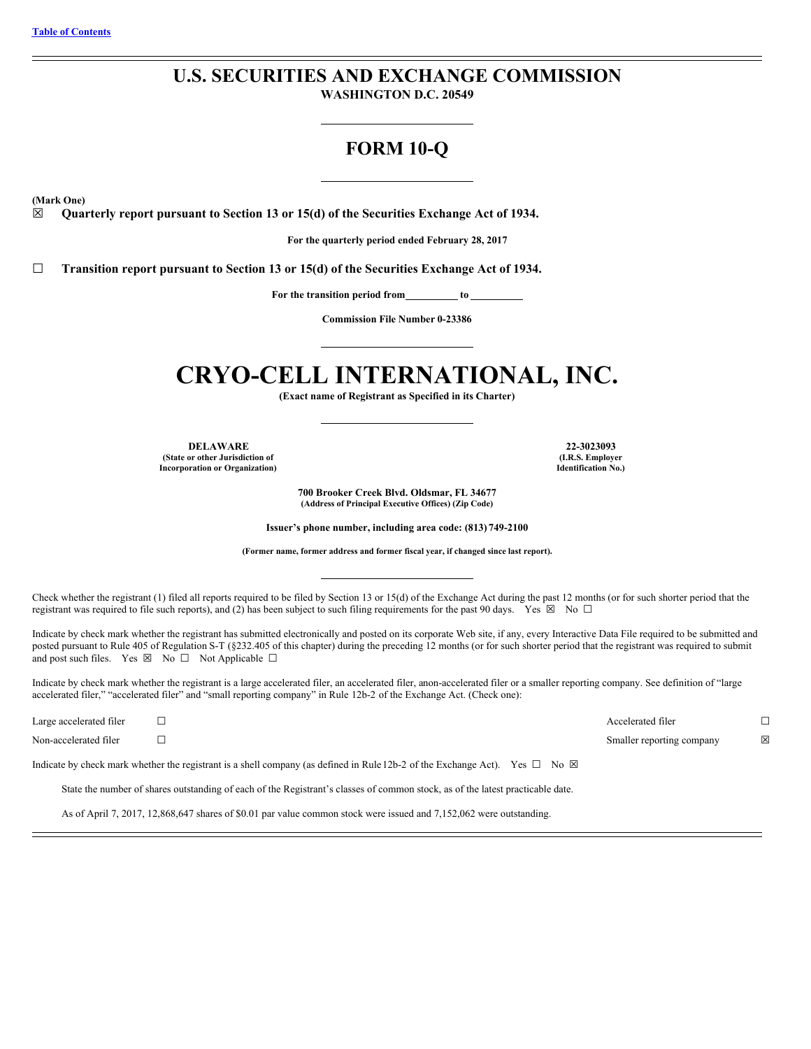[Table of Contents](#)

# U.S. SECURITIES AND EXCHANGE COMMISSION

**WASHINGTON D.C. 20549**

# FORM 10-Q

**(Mark One)**

☒ **Quarterly report pursuant to Section 13 or 15(d) of the Securities Exchange Act of 1934.**

**For the quarterly period ended February 28, 2017**

☐ **Transition report pursuant to Section 13 or 15(d) of the Securities Exchange Act of 1934.**

**For the transition period from\_\_\_\_\_\_\_\_\_\_ to \_\_\_\_\_\_\_\_\_\_**

**Commission File Number 0-23386**

# CRYO-CELL INTERNATIONAL, INC.

**(Exact name of Registrant as Specified in its Charter)**

| | |
|---|---|
| **DELAWARE**<br>**(State or other Jurisdiction of Incorporation or Organization)** | **22-3023093**<br>**(I.R.S. Employer Identification No.)** |

**700 Brooker Creek Blvd. Oldsmar, FL 34677**
**(Address of Principal Executive Offices) (Zip Code)**

**Issuer's phone number, including area code: (813) 749-2100**

**(Former name, former address and former fiscal year, if changed since last report).**

Check whether the registrant (1) filed all reports required to be filed by Section 13 or 15(d) of the Exchange Act during the past 12 months (or for such shorter period that the registrant was required to file such reports), and (2) has been subject to such filing requirements for the past 90 days. Yes ☒ No ☐

Indicate by check mark whether the registrant has submitted electronically and posted on its corporate Web site, if any, every Interactive Data File required to be submitted and posted pursuant to Rule 405 of Regulation S-T (§232.405 of this chapter) during the preceding 12 months (or for such shorter period that the registrant was required to submit and post such files. Yes ☒ No ☐ Not Applicable ☐

Indicate by check mark whether the registrant is a large accelerated filer, an accelerated filer, anon-accelerated filer or a smaller reporting company. See definition of "large accelerated filer," "accelerated filer" and "small reporting company" in Rule 12b-2 of the Exchange Act. (Check one):

| | | | |
|---|---|---|---|
| Large accelerated filer | ☐ | Accelerated filer | ☐ |
| Non-accelerated filer | ☐ | Smaller reporting company | ☒ |

Indicate by check mark whether the registrant is a shell company (as defined in Rule 12b-2 of the Exchange Act). Yes ☐ No ☒

State the number of shares outstanding of each of the Registrant's classes of common stock, as of the latest practicable date.

As of April 7, 2017, 12,868,647 shares of $0.01 par value common stock were issued and 7,152,062 were outstanding.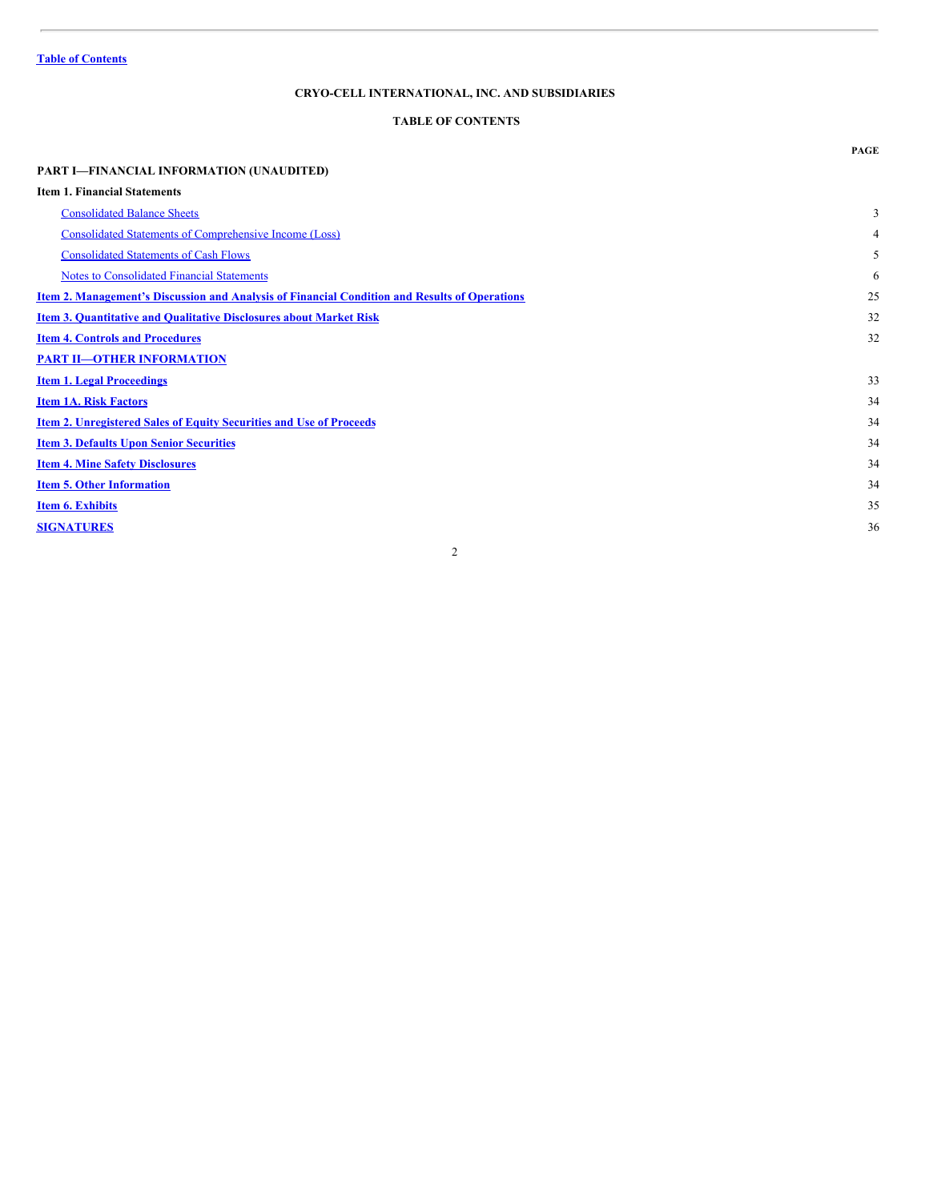[Table of Contents](#)

# CRYO-CELL INTERNATIONAL, INC. AND SUBSIDIARIES

## TABLE OF CONTENTS

| | PAGE |
|---|---|
| **PART I—FINANCIAL INFORMATION (UNAUDITED)** | |
| **Item 1. Financial Statements** | |
| Consolidated Balance Sheets | 3 |
| Consolidated Statements of Comprehensive Income (Loss) | 4 |
| Consolidated Statements of Cash Flows | 5 |
| Notes to Consolidated Financial Statements | 6 |
| **Item 2. Management's Discussion and Analysis of Financial Condition and Results of Operations** | 25 |
| **Item 3. Quantitative and Qualitative Disclosures about Market Risk** | 32 |
| **Item 4. Controls and Procedures** | 32 |
| **PART II—OTHER INFORMATION** | |
| **Item 1. Legal Proceedings** | 33 |
| **Item 1A. Risk Factors** | 34 |
| **Item 2. Unregistered Sales of Equity Securities and Use of Proceeds** | 34 |
| **Item 3. Defaults Upon Senior Securities** | 34 |
| **Item 4. Mine Safety Disclosures** | 34 |
| **Item 5. Other Information** | 34 |
| **Item 6. Exhibits** | 35 |
| **SIGNATURES** | 36 |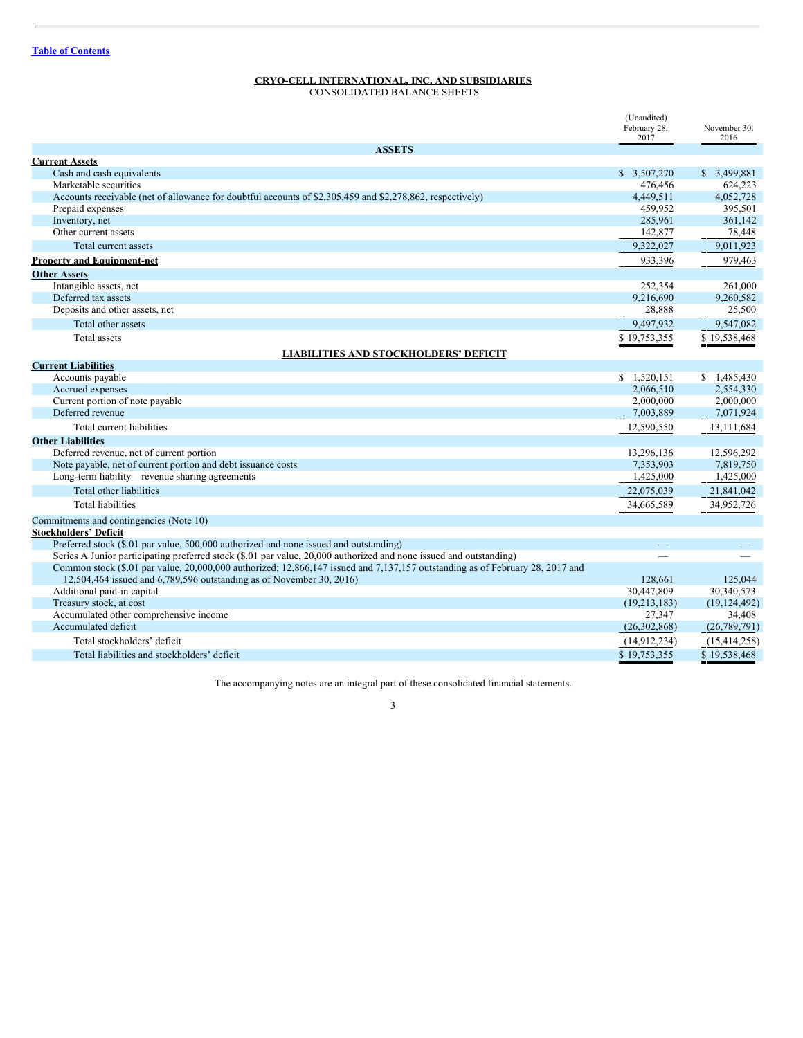[Table of Contents](#)

**CRYO-CELL INTERNATIONAL, INC. AND SUBSIDIARIES**

CONSOLIDATED BALANCE SHEETS

| | (Unaudited) February 28, 2017 | November 30, 2016 |
|---|---|---|
| **ASSETS** | | |
| **Current Assets** | | |
| Cash and cash equivalents | $ 3,507,270 | $ 3,499,881 |
| Marketable securities | 476,456 | 624,223 |
| Accounts receivable (net of allowance for doubtful accounts of $2,305,459 and $2,278,862, respectively) | 4,449,511 | 4,052,728 |
| Prepaid expenses | 459,952 | 395,501 |
| Inventory, net | 285,961 | 361,142 |
| Other current assets | 142,877 | 78,448 |
| Total current assets | 9,322,027 | 9,011,923 |
| **Property and Equipment-net** | 933,396 | 979,463 |
| **Other Assets** | | |
| Intangible assets, net | 252,354 | 261,000 |
| Deferred tax assets | 9,216,690 | 9,260,582 |
| Deposits and other assets, net | 28,888 | 25,500 |
| Total other assets | 9,497,932 | 9,547,082 |
| Total assets | $ 19,753,355 | $ 19,538,468 |
| **LIABILITIES AND STOCKHOLDERS' DEFICIT** | | |
| **Current Liabilities** | | |
| Accounts payable | $ 1,520,151 | $ 1,485,430 |
| Accrued expenses | 2,066,510 | 2,554,330 |
| Current portion of note payable | 2,000,000 | 2,000,000 |
| Deferred revenue | 7,003,889 | 7,071,924 |
| Total current liabilities | 12,590,550 | 13,111,684 |
| **Other Liabilities** | | |
| Deferred revenue, net of current portion | 13,296,136 | 12,596,292 |
| Note payable, net of current portion and debt issuance costs | 7,353,903 | 7,819,750 |
| Long-term liability—revenue sharing agreements | 1,425,000 | 1,425,000 |
| Total other liabilities | 22,075,039 | 21,841,042 |
| Total liabilities | 34,665,589 | 34,952,726 |
| Commitments and contingencies (Note 10) | | |
| **Stockholders' Deficit** | | |
| Preferred stock ($.01 par value, 500,000 authorized and none issued and outstanding) | — | — |
| Series A Junior participating preferred stock ($.01 par value, 20,000 authorized and none issued and outstanding) | — | — |
| Common stock ($.01 par value, 20,000,000 authorized; 12,866,147 issued and 7,137,157 outstanding as of February 28, 2017 and 12,504,464 issued and 6,789,596 outstanding as of November 30, 2016) | 128,661 | 125,044 |
| Additional paid-in capital | 30,447,809 | 30,340,573 |
| Treasury stock, at cost | (19,213,183) | (19,124,492) |
| Accumulated other comprehensive income | 27,347 | 34,408 |
| Accumulated deficit | (26,302,868) | (26,789,791) |
| Total stockholders' deficit | (14,912,234) | (15,414,258) |
| Total liabilities and stockholders' deficit | $ 19,753,355 | $ 19,538,468 |

The accompanying notes are an integral part of these consolidated financial statements.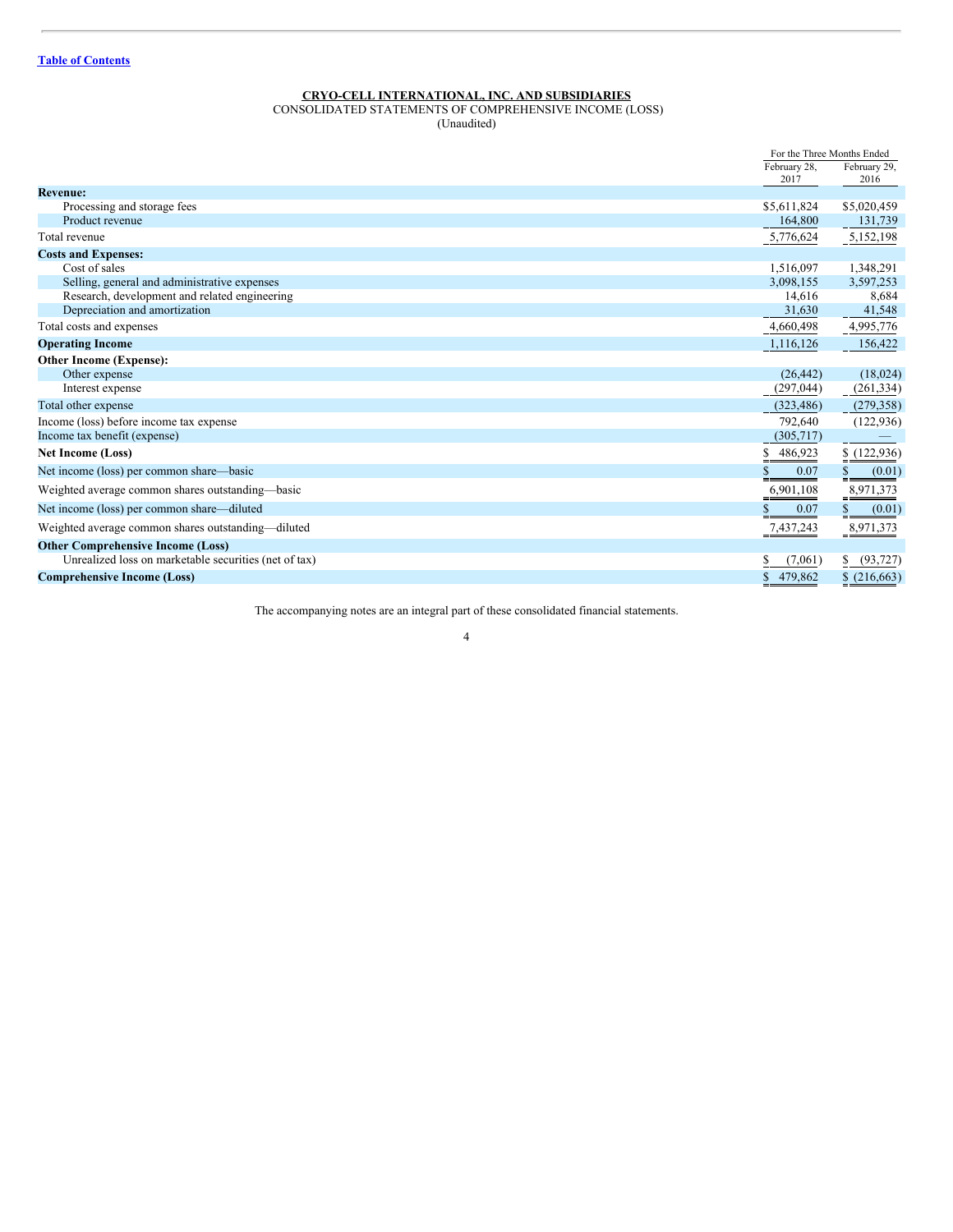[Table of Contents](#)

**CRYO-CELL INTERNATIONAL, INC. AND SUBSIDIARIES**

CONSOLIDATED STATEMENTS OF COMPREHENSIVE INCOME (LOSS)

(Unaudited)

| | For the Three Months Ended | |
|---|---|---|
| | February 28, 2017 | February 29, 2016 |
| **Revenue:** | | |
| Processing and storage fees | $5,611,824 | $5,020,459 |
| Product revenue | 164,800 | 131,739 |
| Total revenue | 5,776,624 | 5,152,198 |
| **Costs and Expenses:** | | |
| Cost of sales | 1,516,097 | 1,348,291 |
| Selling, general and administrative expenses | 3,098,155 | 3,597,253 |
| Research, development and related engineering | 14,616 | 8,684 |
| Depreciation and amortization | 31,630 | 41,548 |
| Total costs and expenses | 4,660,498 | 4,995,776 |
| **Operating Income** | 1,116,126 | 156,422 |
| **Other Income (Expense):** | | |
| Other expense | (26,442) | (18,024) |
| Interest expense | (297,044) | (261,334) |
| Total other expense | (323,486) | (279,358) |
| Income (loss) before income tax expense | 792,640 | (122,936) |
| Income tax benefit (expense) | (305,717) | — |
| **Net Income (Loss)** | $ 486,923 | $ (122,936) |
| Net income (loss) per common share—basic | $ 0.07 | $ (0.01) |
| Weighted average common shares outstanding—basic | 6,901,108 | 8,971,373 |
| Net income (loss) per common share—diluted | $ 0.07 | $ (0.01) |
| Weighted average common shares outstanding—diluted | 7,437,243 | 8,971,373 |
| **Other Comprehensive Income (Loss)** | | |
| Unrealized loss on marketable securities (net of tax) | $ (7,061) | $ (93,727) |
| **Comprehensive Income (Loss)** | $ 479,862 | $ (216,663) |

The accompanying notes are an integral part of these consolidated financial statements.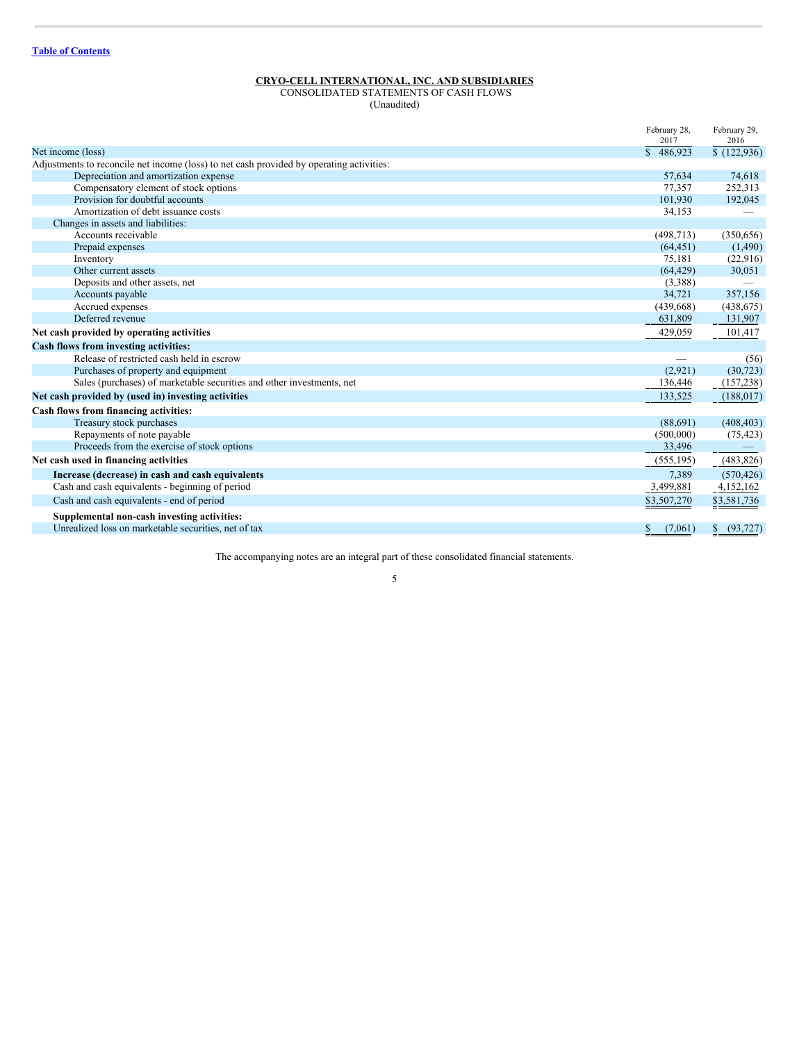[Table of Contents](#)

**CRYO-CELL INTERNATIONAL, INC. AND SUBSIDIARIES**
CONSOLIDATED STATEMENTS OF CASH FLOWS
(Unaudited)

| | February 28, 2017 | February 29, 2016 |
|---|---|---|
| Net income (loss) | $ 486,923 | $ (122,936) |
| Adjustments to reconcile net income (loss) to net cash provided by operating activities: | | |
| Depreciation and amortization expense | 57,634 | 74,618 |
| Compensatory element of stock options | 77,357 | 252,313 |
| Provision for doubtful accounts | 101,930 | 192,045 |
| Amortization of debt issuance costs | 34,153 | — |
| Changes in assets and liabilities: | | |
| Accounts receivable | (498,713) | (350,656) |
| Prepaid expenses | (64,451) | (1,490) |
| Inventory | 75,181 | (22,916) |
| Other current assets | (64,429) | 30,051 |
| Deposits and other assets, net | (3,388) | — |
| Accounts payable | 34,721 | 357,156 |
| Accrued expenses | (439,668) | (438,675) |
| Deferred revenue | 631,809 | 131,907 |
| **Net cash provided by operating activities** | 429,059 | 101,417 |
| **Cash flows from investing activities:** | | |
| Release of restricted cash held in escrow | — | (56) |
| Purchases of property and equipment | (2,921) | (30,723) |
| Sales (purchases) of marketable securities and other investments, net | 136,446 | (157,238) |
| **Net cash provided by (used in) investing activities** | 133,525 | (188,017) |
| **Cash flows from financing activities:** | | |
| Treasury stock purchases | (88,691) | (408,403) |
| Repayments of note payable | (500,000) | (75,423) |
| Proceeds from the exercise of stock options | 33,496 | — |
| **Net cash used in financing activities** | (555,195) | (483,826) |
| **Increase (decrease) in cash and cash equivalents** | 7,389 | (570,426) |
| Cash and cash equivalents - beginning of period | 3,499,881 | 4,152,162 |
| Cash and cash equivalents - end of period | $3,507,270 | $3,581,736 |
| **Supplemental non-cash investing activities:** | | |
| Unrealized loss on marketable securities, net of tax | $ (7,061) | $ (93,727) |

The accompanying notes are an integral part of these consolidated financial statements.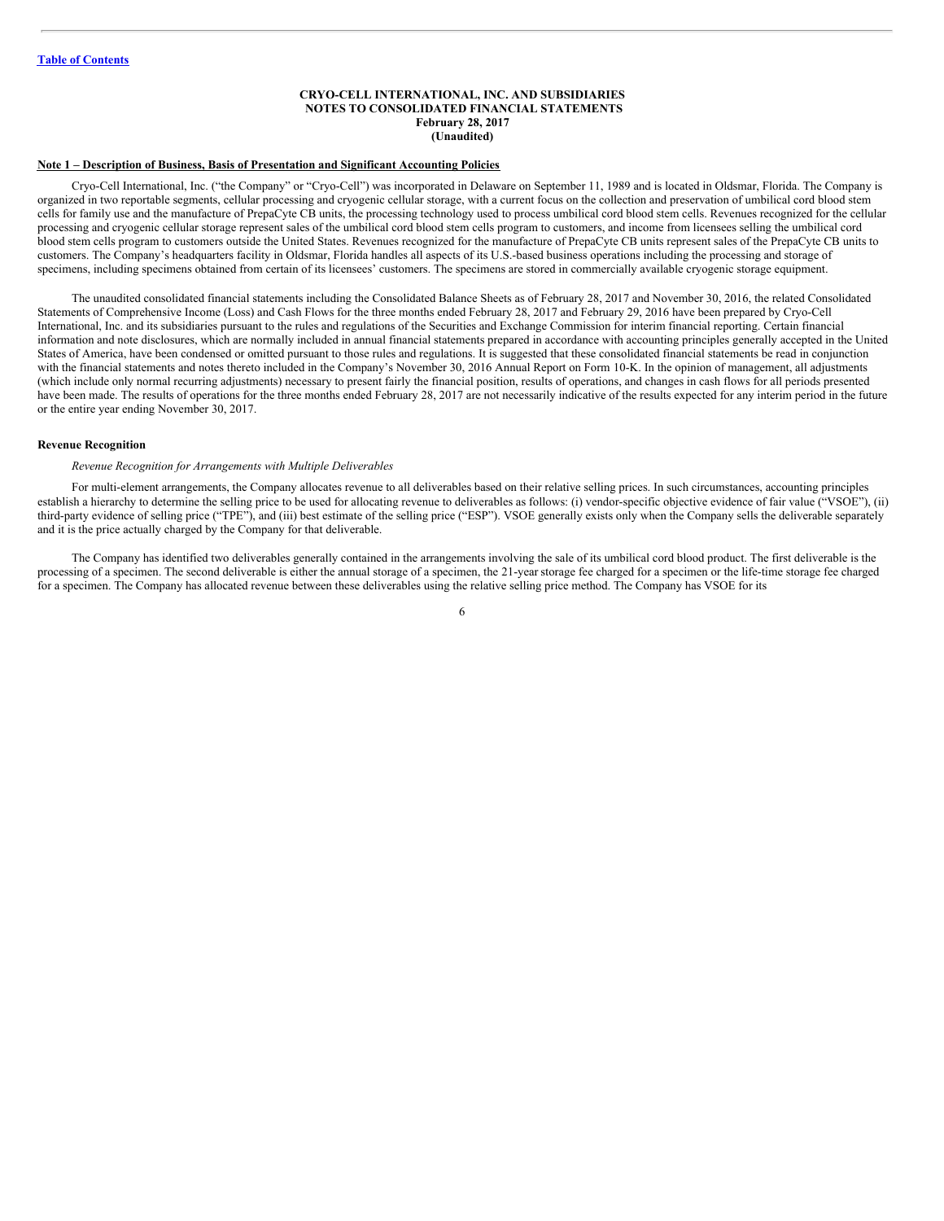[Table of Contents](#)

**CRYO-CELL INTERNATIONAL, INC. AND SUBSIDIARIES**
**NOTES TO CONSOLIDATED FINANCIAL STATEMENTS**
**February 28, 2017**
**(Unaudited)**

**Note 1 – Description of Business, Basis of Presentation and Significant Accounting Policies**

Cryo-Cell International, Inc. ("the Company" or "Cryo-Cell") was incorporated in Delaware on September 11, 1989 and is located in Oldsmar, Florida. The Company is organized in two reportable segments, cellular processing and cryogenic cellular storage, with a current focus on the collection and preservation of umbilical cord blood stem cells for family use and the manufacture of PrepaCyte CB units, the processing technology used to process umbilical cord blood stem cells. Revenues recognized for the cellular processing and cryogenic cellular storage represent sales of the umbilical cord blood stem cells program to customers, and income from licensees selling the umbilical cord blood stem cells program to customers outside the United States. Revenues recognized for the manufacture of PrepaCyte CB units represent sales of the PrepaCyte CB units to customers. The Company's headquarters facility in Oldsmar, Florida handles all aspects of its U.S.-based business operations including the processing and storage of specimens, including specimens obtained from certain of its licensees' customers. The specimens are stored in commercially available cryogenic storage equipment.

The unaudited consolidated financial statements including the Consolidated Balance Sheets as of February 28, 2017 and November 30, 2016, the related Consolidated Statements of Comprehensive Income (Loss) and Cash Flows for the three months ended February 28, 2017 and February 29, 2016 have been prepared by Cryo-Cell International, Inc. and its subsidiaries pursuant to the rules and regulations of the Securities and Exchange Commission for interim financial reporting. Certain financial information and note disclosures, which are normally included in annual financial statements prepared in accordance with accounting principles generally accepted in the United States of America, have been condensed or omitted pursuant to those rules and regulations. It is suggested that these consolidated financial statements be read in conjunction with the financial statements and notes thereto included in the Company's November 30, 2016 Annual Report on Form 10-K. In the opinion of management, all adjustments (which include only normal recurring adjustments) necessary to present fairly the financial position, results of operations, and changes in cash flows for all periods presented have been made. The results of operations for the three months ended February 28, 2017 are not necessarily indicative of the results expected for any interim period in the future or the entire year ending November 30, 2017.

**Revenue Recognition**

*Revenue Recognition for Arrangements with Multiple Deliverables*

For multi-element arrangements, the Company allocates revenue to all deliverables based on their relative selling prices. In such circumstances, accounting principles establish a hierarchy to determine the selling price to be used for allocating revenue to deliverables as follows: (i) vendor-specific objective evidence of fair value ("VSOE"), (ii) third-party evidence of selling price ("TPE"), and (iii) best estimate of the selling price ("ESP"). VSOE generally exists only when the Company sells the deliverable separately and it is the price actually charged by the Company for that deliverable.

The Company has identified two deliverables generally contained in the arrangements involving the sale of its umbilical cord blood product. The first deliverable is the processing of a specimen. The second deliverable is either the annual storage of a specimen, the 21-year storage fee charged for a specimen or the life-time storage fee charged for a specimen. The Company has allocated revenue between these deliverables using the relative selling price method. The Company has VSOE for its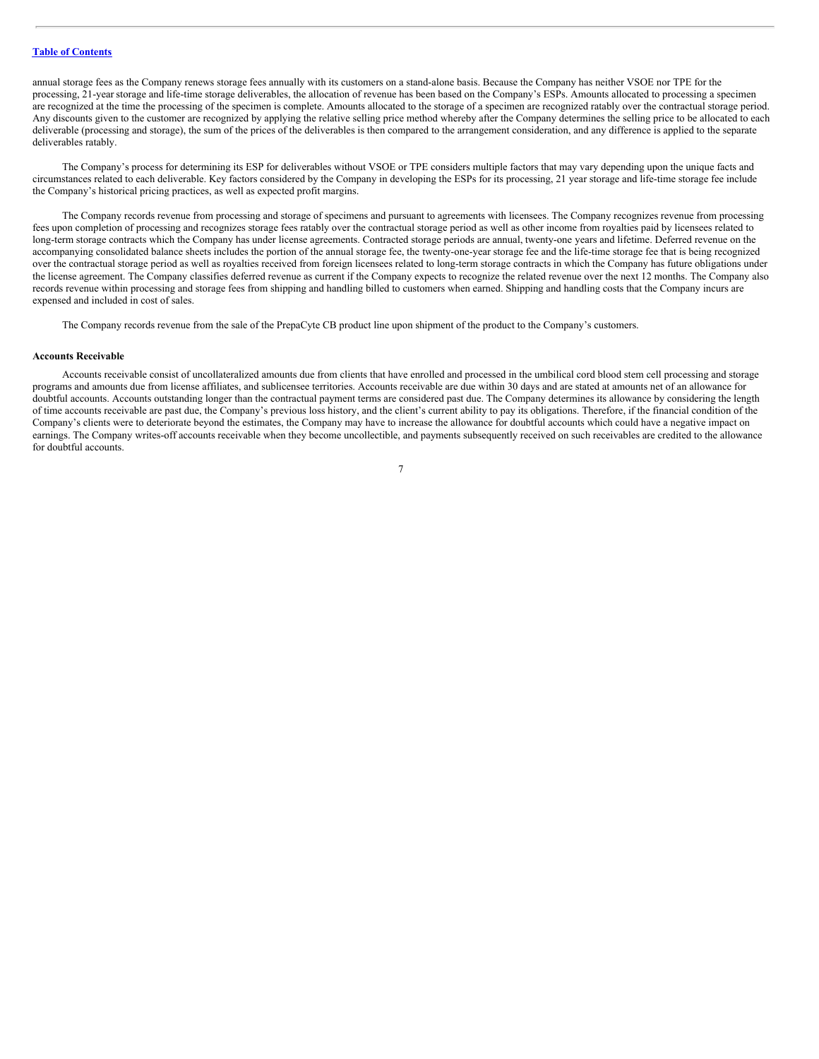annual storage fees as the Company renews storage fees annually with its customers on a stand-alone basis. Because the Company has neither VSOE nor TPE for the processing, 21-year storage and life-time storage deliverables, the allocation of revenue has been based on the Company's ESPs. Amounts allocated to processing a specimen are recognized at the time the processing of the specimen is complete. Amounts allocated to the storage of a specimen are recognized ratably over the contractual storage period. Any discounts given to the customer are recognized by applying the relative selling price method whereby after the Company determines the selling price to be allocated to each deliverable (processing and storage), the sum of the prices of the deliverables is then compared to the arrangement consideration, and any difference is applied to the separate deliverables ratably.

The Company's process for determining its ESP for deliverables without VSOE or TPE considers multiple factors that may vary depending upon the unique facts and circumstances related to each deliverable. Key factors considered by the Company in developing the ESPs for its processing, 21 year storage and life-time storage fee include the Company's historical pricing practices, as well as expected profit margins.

The Company records revenue from processing and storage of specimens and pursuant to agreements with licensees. The Company recognizes revenue from processing fees upon completion of processing and recognizes storage fees ratably over the contractual storage period as well as other income from royalties paid by licensees related to long-term storage contracts which the Company has under license agreements. Contracted storage periods are annual, twenty-one years and lifetime. Deferred revenue on the accompanying consolidated balance sheets includes the portion of the annual storage fee, the twenty-one-year storage fee and the life-time storage fee that is being recognized over the contractual storage period as well as royalties received from foreign licensees related to long-term storage contracts in which the Company has future obligations under the license agreement. The Company classifies deferred revenue as current if the Company expects to recognize the related revenue over the next 12 months. The Company also records revenue within processing and storage fees from shipping and handling billed to customers when earned. Shipping and handling costs that the Company incurs are expensed and included in cost of sales.

The Company records revenue from the sale of the PrepaCyte CB product line upon shipment of the product to the Company's customers.

**Accounts Receivable**

Accounts receivable consist of uncollateralized amounts due from clients that have enrolled and processed in the umbilical cord blood stem cell processing and storage programs and amounts due from license affiliates, and sublicensee territories. Accounts receivable are due within 30 days and are stated at amounts net of an allowance for doubtful accounts. Accounts outstanding longer than the contractual payment terms are considered past due. The Company determines its allowance by considering the length of time accounts receivable are past due, the Company's previous loss history, and the client's current ability to pay its obligations. Therefore, if the financial condition of the Company's clients were to deteriorate beyond the estimates, the Company may have to increase the allowance for doubtful accounts which could have a negative impact on earnings. The Company writes-off accounts receivable when they become uncollectible, and payments subsequently received on such receivables are credited to the allowance for doubtful accounts.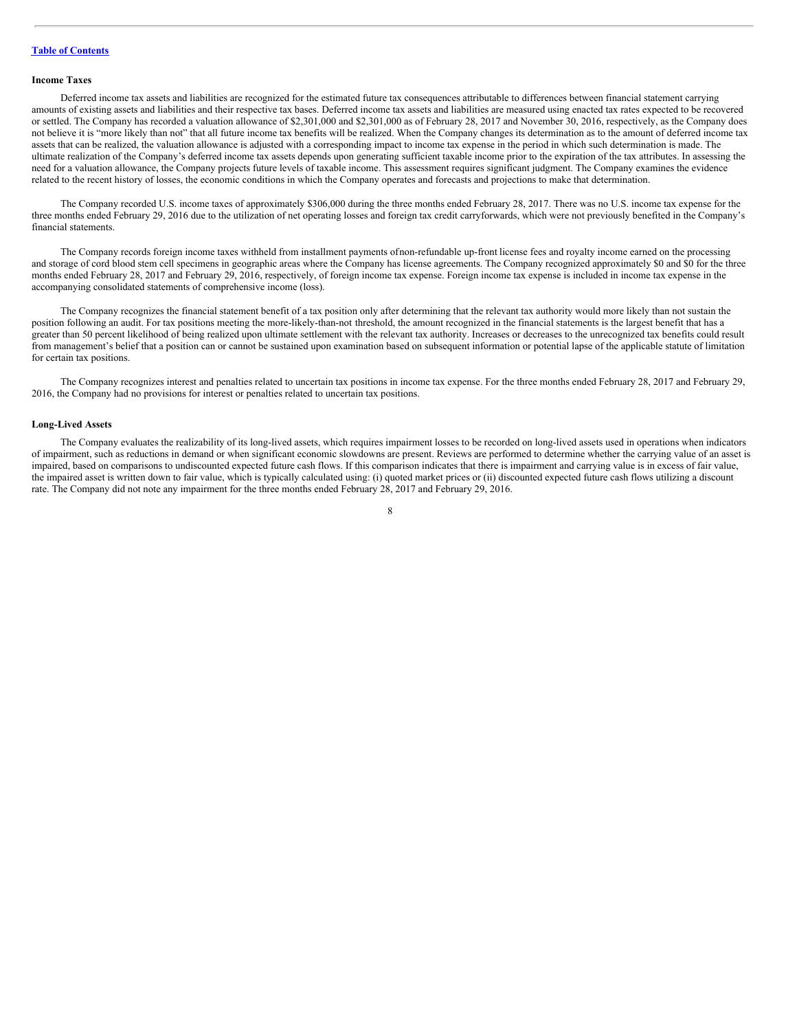[Table of Contents](#)

**Income Taxes**

Deferred income tax assets and liabilities are recognized for the estimated future tax consequences attributable to differences between financial statement carrying amounts of existing assets and liabilities and their respective tax bases. Deferred income tax assets and liabilities are measured using enacted tax rates expected to be recovered or settled. The Company has recorded a valuation allowance of $2,301,000 and $2,301,000 as of February 28, 2017 and November 30, 2016, respectively, as the Company does not believe it is "more likely than not" that all future income tax benefits will be realized. When the Company changes its determination as to the amount of deferred income tax assets that can be realized, the valuation allowance is adjusted with a corresponding impact to income tax expense in the period in which such determination is made. The ultimate realization of the Company's deferred income tax assets depends upon generating sufficient taxable income prior to the expiration of the tax attributes. In assessing the need for a valuation allowance, the Company projects future levels of taxable income. This assessment requires significant judgment. The Company examines the evidence related to the recent history of losses, the economic conditions in which the Company operates and forecasts and projections to make that determination.

The Company recorded U.S. income taxes of approximately $306,000 during the three months ended February 28, 2017. There was no U.S. income tax expense for the three months ended February 29, 2016 due to the utilization of net operating losses and foreign tax credit carryforwards, which were not previously benefited in the Company's financial statements.

The Company records foreign income taxes withheld from installment payments of non-refundable up-front license fees and royalty income earned on the processing and storage of cord blood stem cell specimens in geographic areas where the Company has license agreements. The Company recognized approximately $0 and $0 for the three months ended February 28, 2017 and February 29, 2016, respectively, of foreign income tax expense. Foreign income tax expense is included in income tax expense in the accompanying consolidated statements of comprehensive income (loss).

The Company recognizes the financial statement benefit of a tax position only after determining that the relevant tax authority would more likely than not sustain the position following an audit. For tax positions meeting the more-likely-than-not threshold, the amount recognized in the financial statements is the largest benefit that has a greater than 50 percent likelihood of being realized upon ultimate settlement with the relevant tax authority. Increases or decreases to the unrecognized tax benefits could result from management's belief that a position can or cannot be sustained upon examination based on subsequent information or potential lapse of the applicable statute of limitation for certain tax positions.

The Company recognizes interest and penalties related to uncertain tax positions in income tax expense. For the three months ended February 28, 2017 and February 29, 2016, the Company had no provisions for interest or penalties related to uncertain tax positions.

**Long-Lived Assets**

The Company evaluates the realizability of its long-lived assets, which requires impairment losses to be recorded on long-lived assets used in operations when indicators of impairment, such as reductions in demand or when significant economic slowdowns are present. Reviews are performed to determine whether the carrying value of an asset is impaired, based on comparisons to undiscounted expected future cash flows. If this comparison indicates that there is impairment and carrying value is in excess of fair value, the impaired asset is written down to fair value, which is typically calculated using: (i) quoted market prices or (ii) discounted expected future cash flows utilizing a discount rate. The Company did not note any impairment for the three months ended February 28, 2017 and February 29, 2016.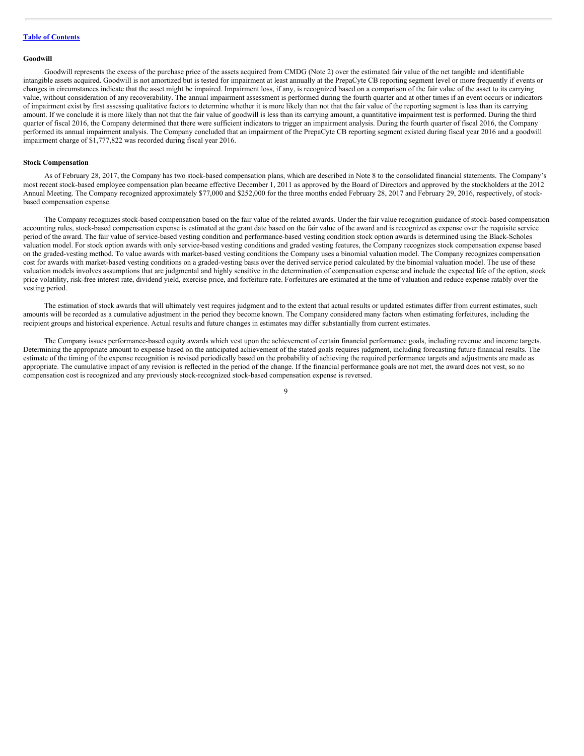**Goodwill**

Goodwill represents the excess of the purchase price of the assets acquired from CMDG (Note 2) over the estimated fair value of the net tangible and identifiable intangible assets acquired. Goodwill is not amortized but is tested for impairment at least annually at the PrepaCyte CB reporting segment level or more frequently if events or changes in circumstances indicate that the asset might be impaired. Impairment loss, if any, is recognized based on a comparison of the fair value of the asset to its carrying value, without consideration of any recoverability. The annual impairment assessment is performed during the fourth quarter and at other times if an event occurs or indicators of impairment exist by first assessing qualitative factors to determine whether it is more likely than not that the fair value of the reporting segment is less than its carrying amount. If we conclude it is more likely than not that the fair value of goodwill is less than its carrying amount, a quantitative impairment test is performed. During the third quarter of fiscal 2016, the Company determined that there were sufficient indicators to trigger an impairment analysis. During the fourth quarter of fiscal 2016, the Company performed its annual impairment analysis. The Company concluded that an impairment of the PrepaCyte CB reporting segment existed during fiscal year 2016 and a goodwill impairment charge of $1,777,822 was recorded during fiscal year 2016.

**Stock Compensation**

As of February 28, 2017, the Company has two stock-based compensation plans, which are described in Note 8 to the consolidated financial statements. The Company's most recent stock-based employee compensation plan became effective December 1, 2011 as approved by the Board of Directors and approved by the stockholders at the 2012 Annual Meeting. The Company recognized approximately $77,000 and $252,000 for the three months ended February 28, 2017 and February 29, 2016, respectively, of stock-based compensation expense.

The Company recognizes stock-based compensation based on the fair value of the related awards. Under the fair value recognition guidance of stock-based compensation accounting rules, stock-based compensation expense is estimated at the grant date based on the fair value of the award and is recognized as expense over the requisite service period of the award. The fair value of service-based vesting condition and performance-based vesting condition stock option awards is determined using the Black-Scholes valuation model. For stock option awards with only service-based vesting conditions and graded vesting features, the Company recognizes stock compensation expense based on the graded-vesting method. To value awards with market-based vesting conditions the Company uses a binomial valuation model. The Company recognizes compensation cost for awards with market-based vesting conditions on a graded-vesting basis over the derived service period calculated by the binomial valuation model. The use of these valuation models involves assumptions that are judgmental and highly sensitive in the determination of compensation expense and include the expected life of the option, stock price volatility, risk-free interest rate, dividend yield, exercise price, and forfeiture rate. Forfeitures are estimated at the time of valuation and reduce expense ratably over the vesting period.

The estimation of stock awards that will ultimately vest requires judgment and to the extent that actual results or updated estimates differ from current estimates, such amounts will be recorded as a cumulative adjustment in the period they become known. The Company considered many factors when estimating forfeitures, including the recipient groups and historical experience. Actual results and future changes in estimates may differ substantially from current estimates.

The Company issues performance-based equity awards which vest upon the achievement of certain financial performance goals, including revenue and income targets. Determining the appropriate amount to expense based on the anticipated achievement of the stated goals requires judgment, including forecasting future financial results. The estimate of the timing of the expense recognition is revised periodically based on the probability of achieving the required performance targets and adjustments are made as appropriate. The cumulative impact of any revision is reflected in the period of the change. If the financial performance goals are not met, the award does not vest, so no compensation cost is recognized and any previously stock-recognized stock-based compensation expense is reversed.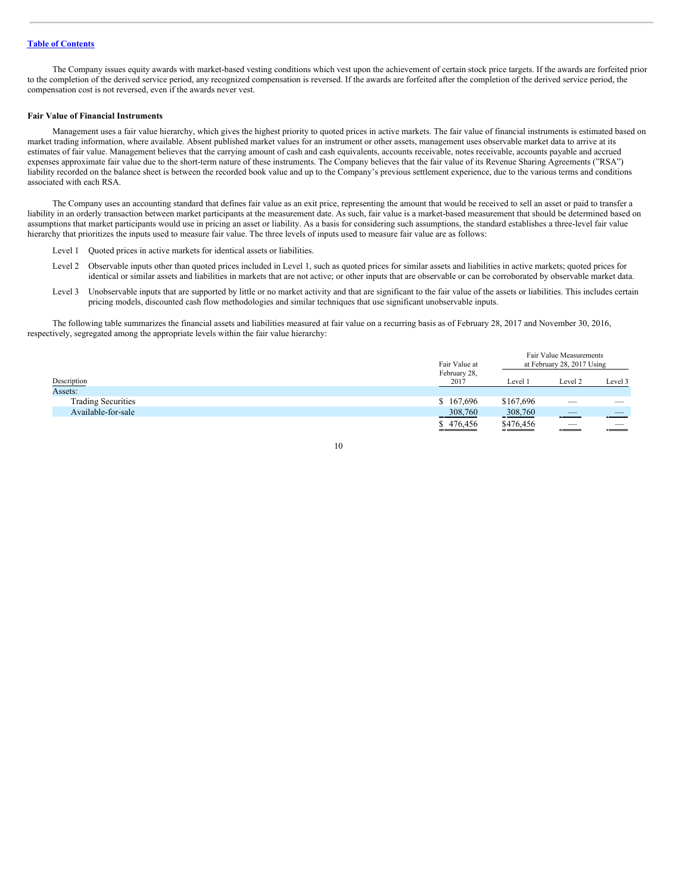The Company issues equity awards with market-based vesting conditions which vest upon the achievement of certain stock price targets. If the awards are forfeited prior to the completion of the derived service period, any recognized compensation is reversed. If the awards are forfeited after the completion of the derived service period, the compensation cost is not reversed, even if the awards never vest.

**Fair Value of Financial Instruments**

Management uses a fair value hierarchy, which gives the highest priority to quoted prices in active markets. The fair value of financial instruments is estimated based on market trading information, where available. Absent published market values for an instrument or other assets, management uses observable market data to arrive at its estimates of fair value. Management believes that the carrying amount of cash and cash equivalents, accounts receivable, notes receivable, accounts payable and accrued expenses approximate fair value due to the short-term nature of these instruments. The Company believes that the fair value of its Revenue Sharing Agreements ("RSA") liability recorded on the balance sheet is between the recorded book value and up to the Company's previous settlement experience, due to the various terms and conditions associated with each RSA.

The Company uses an accounting standard that defines fair value as an exit price, representing the amount that would be received to sell an asset or paid to transfer a liability in an orderly transaction between market participants at the measurement date. As such, fair value is a market-based measurement that should be determined based on assumptions that market participants would use in pricing an asset or liability. As a basis for considering such assumptions, the standard establishes a three-level fair value hierarchy that prioritizes the inputs used to measure fair value. The three levels of inputs used to measure fair value are as follows:

- Level 1 Quoted prices in active markets for identical assets or liabilities.
- Level 2 Observable inputs other than quoted prices included in Level 1, such as quoted prices for similar assets and liabilities in active markets; quoted prices for identical or similar assets and liabilities in markets that are not active; or other inputs that are observable or can be corroborated by observable market data.
- Level 3 Unobservable inputs that are supported by little or no market activity and that are significant to the fair value of the assets or liabilities. This includes certain pricing models, discounted cash flow methodologies and similar techniques that use significant unobservable inputs.

The following table summarizes the financial assets and liabilities measured at fair value on a recurring basis as of February 28, 2017 and November 30, 2016, respectively, segregated among the appropriate levels within the fair value hierarchy:

| Description | Fair Value at February 28, 2017 | Fair Value Measurements at February 28, 2017 Using | | |
|---|---|---|---|---|
| | | Level 1 | Level 2 | Level 3 |
| Assets: | | | | |
| Trading Securities | $ 167,696 | $167,696 | — | — |
| Available-for-sale | 308,760 | 308,760 | — | — |
| | $ 476,456 | $476,456 | — | — |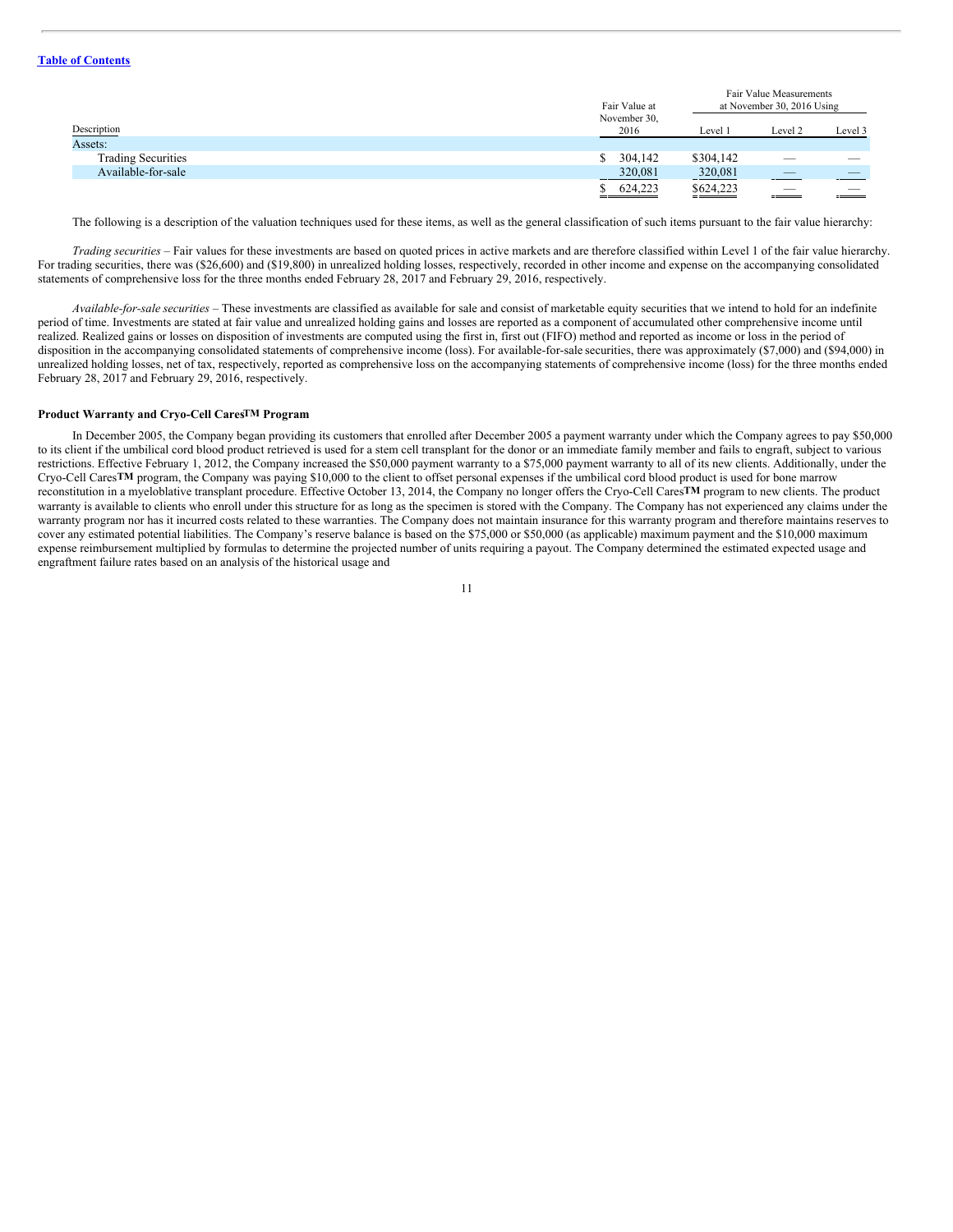| Description | Fair Value at November 30, 2016 | Fair Value Measurements at November 30, 2016 Using | | |
|---|---|---|---|---|
| | | Level 1 | Level 2 | Level 3 |
| Assets: | | | | |
| Trading Securities | $ 304,142 | $304,142 | — | — |
| Available-for-sale | 320,081 | 320,081 | — | — |
| | $ 624,223 | $624,223 | — | — |

The following is a description of the valuation techniques used for these items, as well as the general classification of such items pursuant to the fair value hierarchy:

*Trading securities* – Fair values for these investments are based on quoted prices in active markets and are therefore classified within Level 1 of the fair value hierarchy. For trading securities, there was ($26,600) and ($19,800) in unrealized holding losses, respectively, recorded in other income and expense on the accompanying consolidated statements of comprehensive loss for the three months ended February 28, 2017 and February 29, 2016, respectively.

*Available-for-sale securities* – These investments are classified as available for sale and consist of marketable equity securities that we intend to hold for an indefinite period of time. Investments are stated at fair value and unrealized holding gains and losses are reported as a component of accumulated other comprehensive income until realized. Realized gains or losses on disposition of investments are computed using the first in, first out (FIFO) method and reported as income or loss in the period of disposition in the accompanying consolidated statements of comprehensive income (loss). For available-for-sale securities, there was approximately ($7,000) and ($94,000) in unrealized holding losses, net of tax, respectively, reported as comprehensive loss on the accompanying statements of comprehensive income (loss) for the three months ended February 28, 2017 and February 29, 2016, respectively.

**Product Warranty and Cryo-Cell Cares™ Program**

In December 2005, the Company began providing its customers that enrolled after December 2005 a payment warranty under which the Company agrees to pay $50,000 to its client if the umbilical cord blood product retrieved is used for a stem cell transplant for the donor or an immediate family member and fails to engraft, subject to various restrictions. Effective February 1, 2012, the Company increased the $50,000 payment warranty to a $75,000 payment warranty to all of its new clients. Additionally, under the Cryo-Cell Cares™ program, the Company was paying $10,000 to the client to offset personal expenses if the umbilical cord blood product is used for bone marrow reconstitution in a myeloblative transplant procedure. Effective October 13, 2014, the Company no longer offers the Cryo-Cell Cares™ program to new clients. The product warranty is available to clients who enroll under this structure for as long as the specimen is stored with the Company. The Company has not experienced any claims under the warranty program nor has it incurred costs related to these warranties. The Company does not maintain insurance for this warranty program and therefore maintains reserves to cover any estimated potential liabilities. The Company's reserve balance is based on the $75,000 or $50,000 (as applicable) maximum payment and the $10,000 maximum expense reimbursement multiplied by formulas to determine the projected number of units requiring a payout. The Company determined the estimated expected usage and engraftment failure rates based on an analysis of the historical usage and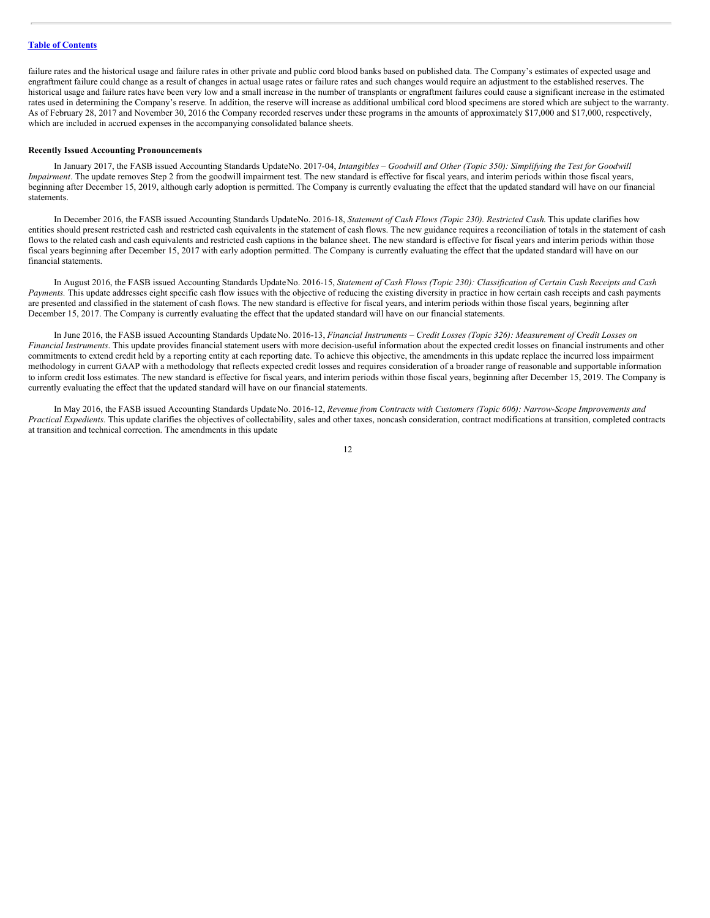failure rates and the historical usage and failure rates in other private and public cord blood banks based on published data. The Company's estimates of expected usage and engraftment failure could change as a result of changes in actual usage rates or failure rates and such changes would require an adjustment to the established reserves. The historical usage and failure rates have been very low and a small increase in the number of transplants or engraftment failures could cause a significant increase in the estimated rates used in determining the Company's reserve. In addition, the reserve will increase as additional umbilical cord blood specimens are stored which are subject to the warranty. As of February 28, 2017 and November 30, 2016 the Company recorded reserves under these programs in the amounts of approximately $17,000 and $17,000, respectively, which are included in accrued expenses in the accompanying consolidated balance sheets.

**Recently Issued Accounting Pronouncements**

In January 2017, the FASB issued Accounting Standards Update No. 2017-04, *Intangibles – Goodwill and Other (Topic 350): Simplifying the Test for Goodwill Impairment*. The update removes Step 2 from the goodwill impairment test. The new standard is effective for fiscal years, and interim periods within those fiscal years, beginning after December 15, 2019, although early adoption is permitted. The Company is currently evaluating the effect that the updated standard will have on our financial statements.

In December 2016, the FASB issued Accounting Standards Update No. 2016-18, *Statement of Cash Flows (Topic 230). Restricted Cash.* This update clarifies how entities should present restricted cash and restricted cash equivalents in the statement of cash flows. The new guidance requires a reconciliation of totals in the statement of cash flows to the related cash and cash equivalents and restricted cash captions in the balance sheet. The new standard is effective for fiscal years and interim periods within those fiscal years beginning after December 15, 2017 with early adoption permitted. The Company is currently evaluating the effect that the updated standard will have on our financial statements.

In August 2016, the FASB issued Accounting Standards Update No. 2016-15, *Statement of Cash Flows (Topic 230): Classification of Certain Cash Receipts and Cash Payments.* This update addresses eight specific cash flow issues with the objective of reducing the existing diversity in practice in how certain cash receipts and cash payments are presented and classified in the statement of cash flows. The new standard is effective for fiscal years, and interim periods within those fiscal years, beginning after December 15, 2017. The Company is currently evaluating the effect that the updated standard will have on our financial statements.

In June 2016, the FASB issued Accounting Standards Update No. 2016-13, *Financial Instruments – Credit Losses (Topic 326): Measurement of Credit Losses on Financial Instruments*. This update provides financial statement users with more decision-useful information about the expected credit losses on financial instruments and other commitments to extend credit held by a reporting entity at each reporting date. To achieve this objective, the amendments in this update replace the incurred loss impairment methodology in current GAAP with a methodology that reflects expected credit losses and requires consideration of a broader range of reasonable and supportable information to inform credit loss estimates. The new standard is effective for fiscal years, and interim periods within those fiscal years, beginning after December 15, 2019. The Company is currently evaluating the effect that the updated standard will have on our financial statements.

In May 2016, the FASB issued Accounting Standards Update No. 2016-12, *Revenue from Contracts with Customers (Topic 606): Narrow-Scope Improvements and Practical Expedients.* This update clarifies the objectives of collectability, sales and other taxes, noncash consideration, contract modifications at transition, completed contracts at transition and technical correction. The amendments in this update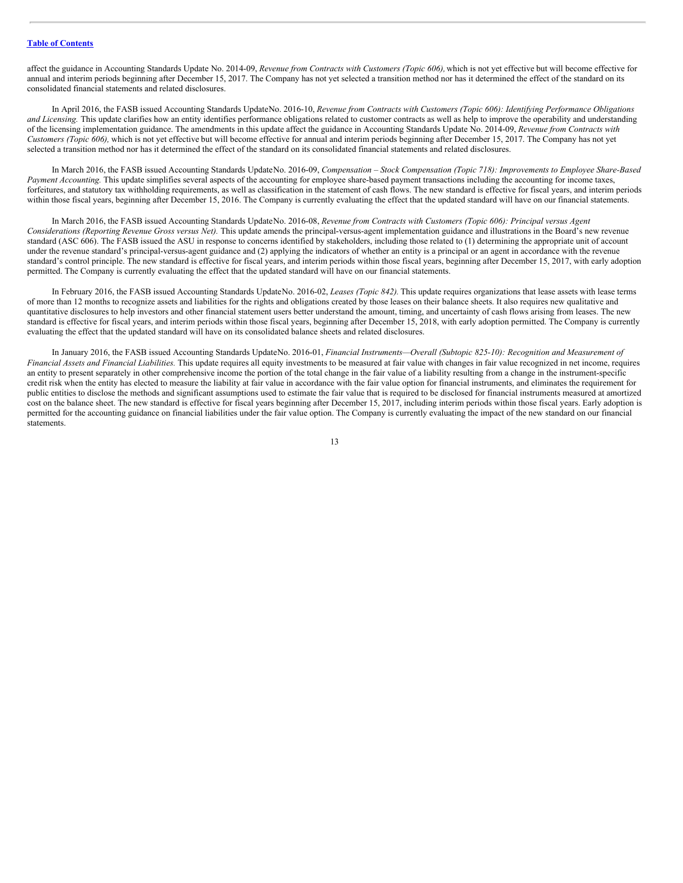affect the guidance in Accounting Standards Update No. 2014-09, *Revenue from Contracts with Customers (Topic 606),* which is not yet effective but will become effective for annual and interim periods beginning after December 15, 2017. The Company has not yet selected a transition method nor has it determined the effect of the standard on its consolidated financial statements and related disclosures.

In April 2016, the FASB issued Accounting Standards UpdateNo. 2016-10, *Revenue from Contracts with Customers (Topic 606): Identifying Performance Obligations and Licensing.* This update clarifies how an entity identifies performance obligations related to customer contracts as well as help to improve the operability and understanding of the licensing implementation guidance. The amendments in this update affect the guidance in Accounting Standards Update No. 2014-09, *Revenue from Contracts with Customers (Topic 606),* which is not yet effective but will become effective for annual and interim periods beginning after December 15, 2017. The Company has not yet selected a transition method nor has it determined the effect of the standard on its consolidated financial statements and related disclosures.

In March 2016, the FASB issued Accounting Standards UpdateNo. 2016-09, *Compensation – Stock Compensation (Topic 718): Improvements to Employee Share-Based Payment Accounting.* This update simplifies several aspects of the accounting for employee share-based payment transactions including the accounting for income taxes, forfeitures, and statutory tax withholding requirements, as well as classification in the statement of cash flows. The new standard is effective for fiscal years, and interim periods within those fiscal years, beginning after December 15, 2016. The Company is currently evaluating the effect that the updated standard will have on our financial statements.

In March 2016, the FASB issued Accounting Standards UpdateNo. 2016-08, *Revenue from Contracts with Customers (Topic 606): Principal versus Agent Considerations (Reporting Revenue Gross versus Net).* This update amends the principal-versus-agent implementation guidance and illustrations in the Board's new revenue standard (ASC 606). The FASB issued the ASU in response to concerns identified by stakeholders, including those related to (1) determining the appropriate unit of account under the revenue standard's principal-versus-agent guidance and (2) applying the indicators of whether an entity is a principal or an agent in accordance with the revenue standard's control principle. The new standard is effective for fiscal years, and interim periods within those fiscal years, beginning after December 15, 2017, with early adoption permitted. The Company is currently evaluating the effect that the updated standard will have on our financial statements.

In February 2016, the FASB issued Accounting Standards UpdateNo. 2016-02, *Leases (Topic 842).* This update requires organizations that lease assets with lease terms of more than 12 months to recognize assets and liabilities for the rights and obligations created by those leases on their balance sheets. It also requires new qualitative and quantitative disclosures to help investors and other financial statement users better understand the amount, timing, and uncertainty of cash flows arising from leases. The new standard is effective for fiscal years, and interim periods within those fiscal years, beginning after December 15, 2018, with early adoption permitted. The Company is currently evaluating the effect that the updated standard will have on its consolidated balance sheets and related disclosures.

In January 2016, the FASB issued Accounting Standards UpdateNo. 2016-01, *Financial Instruments—Overall (Subtopic 825-10): Recognition and Measurement of Financial Assets and Financial Liabilities.* This update requires all equity investments to be measured at fair value with changes in fair value recognized in net income, requires an entity to present separately in other comprehensive income the portion of the total change in the fair value of a liability resulting from a change in the instrument-specific credit risk when the entity has elected to measure the liability at fair value in accordance with the fair value option for financial instruments, and eliminates the requirement for public entities to disclose the methods and significant assumptions used to estimate the fair value that is required to be disclosed for financial instruments measured at amortized cost on the balance sheet. The new standard is effective for fiscal years beginning after December 15, 2017, including interim periods within those fiscal years. Early adoption is permitted for the accounting guidance on financial liabilities under the fair value option. The Company is currently evaluating the impact of the new standard on our financial statements.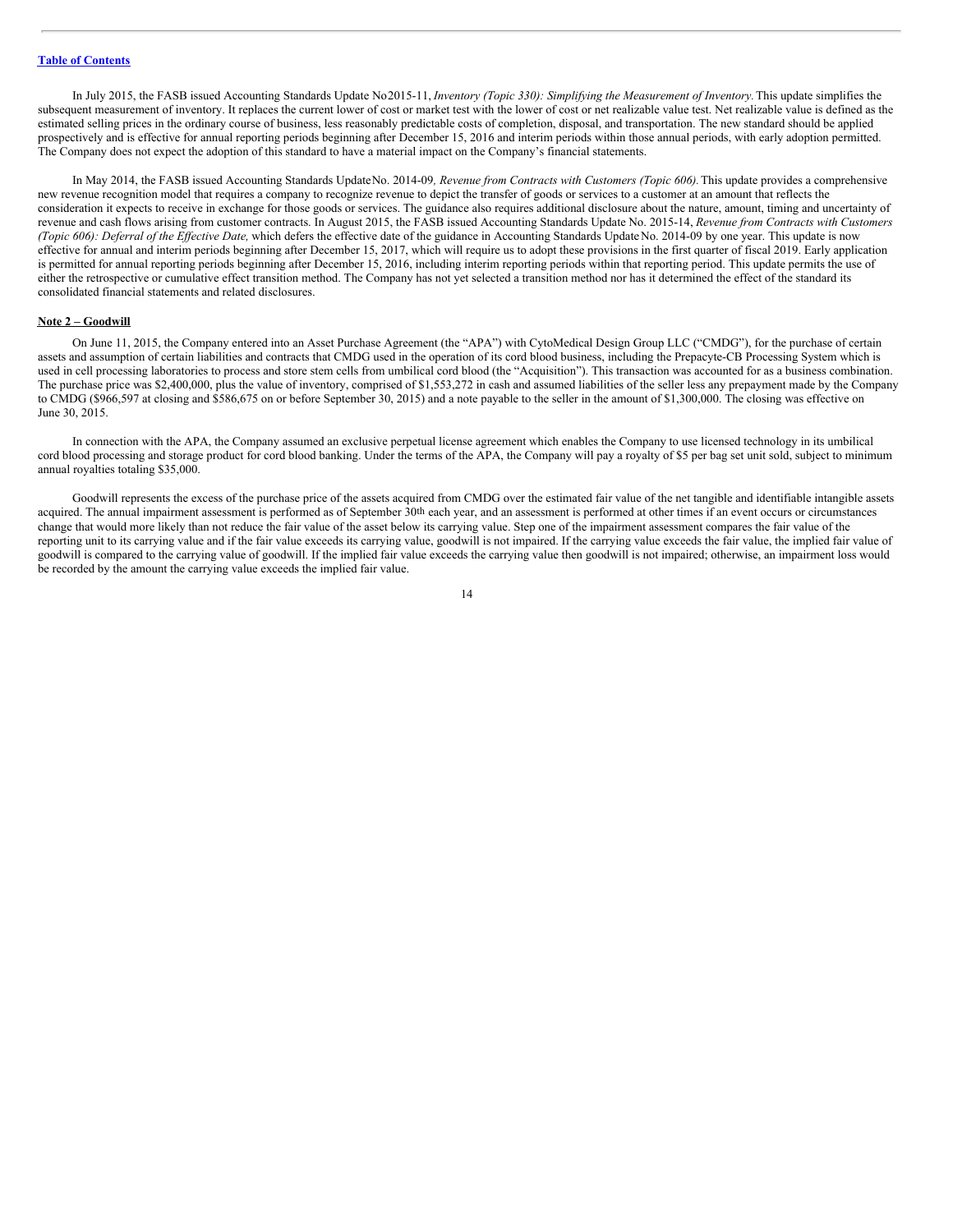In July 2015, the FASB issued Accounting Standards Update No2015-11, *Inventory (Topic 330): Simplifying the Measurement of Inventory.* This update simplifies the subsequent measurement of inventory. It replaces the current lower of cost or market test with the lower of cost or net realizable value test. Net realizable value is defined as the estimated selling prices in the ordinary course of business, less reasonably predictable costs of completion, disposal, and transportation. The new standard should be applied prospectively and is effective for annual reporting periods beginning after December 15, 2016 and interim periods within those annual periods, with early adoption permitted. The Company does not expect the adoption of this standard to have a material impact on the Company's financial statements.

In May 2014, the FASB issued Accounting Standards UpdateNo. 2014-09*, Revenue from Contracts with Customers (Topic 606).* This update provides a comprehensive new revenue recognition model that requires a company to recognize revenue to depict the transfer of goods or services to a customer at an amount that reflects the consideration it expects to receive in exchange for those goods or services. The guidance also requires additional disclosure about the nature, amount, timing and uncertainty of revenue and cash flows arising from customer contracts. In August 2015, the FASB issued Accounting Standards Update No. 2015-14, *Revenue from Contracts with Customers (Topic 606): Deferral of the Effective Date,* which defers the effective date of the guidance in Accounting Standards Update No. 2014-09 by one year. This update is now effective for annual and interim periods beginning after December 15, 2017, which will require us to adopt these provisions in the first quarter of fiscal 2019. Early application is permitted for annual reporting periods beginning after December 15, 2016, including interim reporting periods within that reporting period. This update permits the use of either the retrospective or cumulative effect transition method. The Company has not yet selected a transition method nor has it determined the effect of the standard its consolidated financial statements and related disclosures.

**Note 2 – Goodwill**

On June 11, 2015, the Company entered into an Asset Purchase Agreement (the "APA") with CytoMedical Design Group LLC ("CMDG"), for the purchase of certain assets and assumption of certain liabilities and contracts that CMDG used in the operation of its cord blood business, including the Prepacyte-CB Processing System which is used in cell processing laboratories to process and store stem cells from umbilical cord blood (the "Acquisition"). This transaction was accounted for as a business combination. The purchase price was $2,400,000, plus the value of inventory, comprised of $1,553,272 in cash and assumed liabilities of the seller less any prepayment made by the Company to CMDG ($966,597 at closing and $586,675 on or before September 30, 2015) and a note payable to the seller in the amount of $1,300,000. The closing was effective on June 30, 2015.

In connection with the APA, the Company assumed an exclusive perpetual license agreement which enables the Company to use licensed technology in its umbilical cord blood processing and storage product for cord blood banking. Under the terms of the APA, the Company will pay a royalty of $5 per bag set unit sold, subject to minimum annual royalties totaling $35,000.

Goodwill represents the excess of the purchase price of the assets acquired from CMDG over the estimated fair value of the net tangible and identifiable intangible assets acquired. The annual impairment assessment is performed as of September 30th each year, and an assessment is performed at other times if an event occurs or circumstances change that would more likely than not reduce the fair value of the asset below its carrying value. Step one of the impairment assessment compares the fair value of the reporting unit to its carrying value and if the fair value exceeds its carrying value, goodwill is not impaired. If the carrying value exceeds the fair value, the implied fair value of goodwill is compared to the carrying value of goodwill. If the implied fair value exceeds the carrying value then goodwill is not impaired; otherwise, an impairment loss would be recorded by the amount the carrying value exceeds the implied fair value.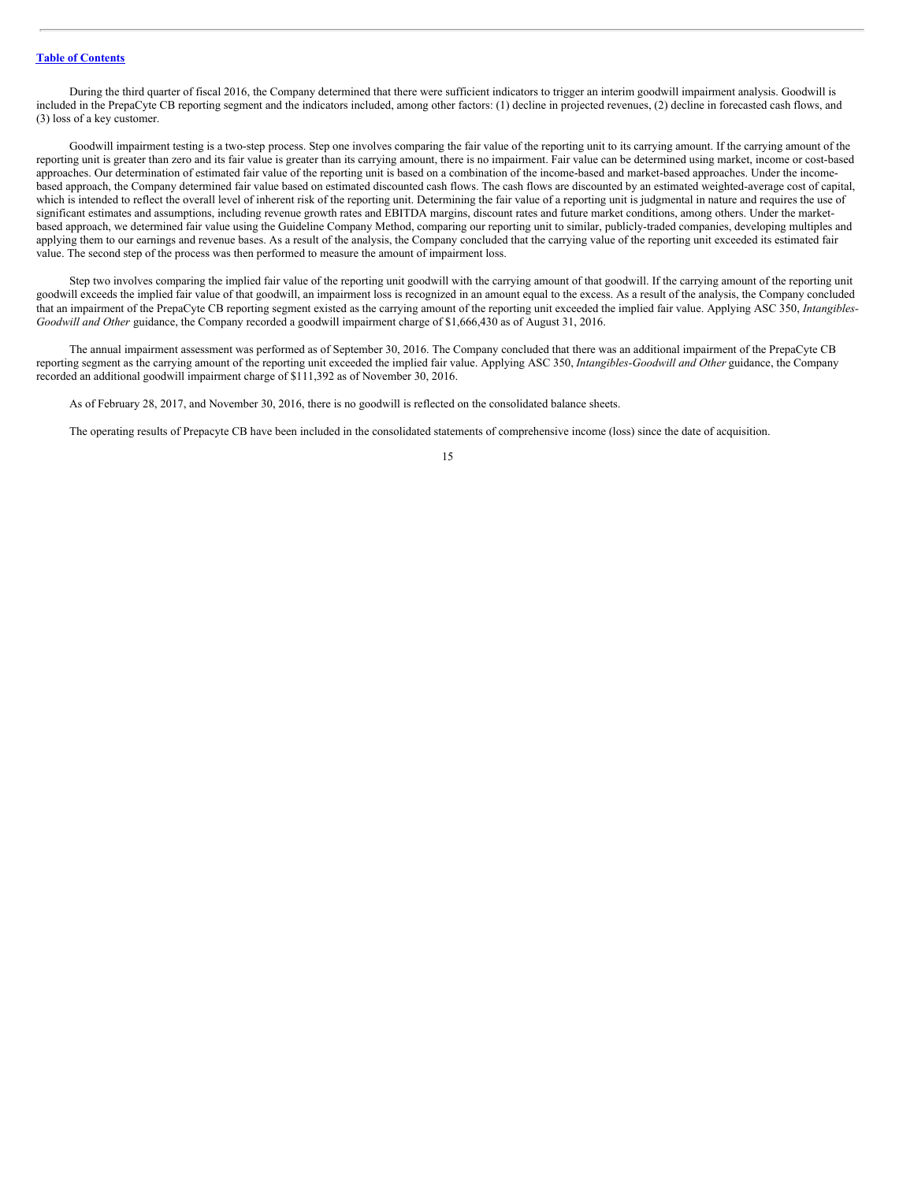During the third quarter of fiscal 2016, the Company determined that there were sufficient indicators to trigger an interim goodwill impairment analysis. Goodwill is included in the PrepaCyte CB reporting segment and the indicators included, among other factors: (1) decline in projected revenues, (2) decline in forecasted cash flows, and (3) loss of a key customer.

Goodwill impairment testing is a two-step process. Step one involves comparing the fair value of the reporting unit to its carrying amount. If the carrying amount of the reporting unit is greater than zero and its fair value is greater than its carrying amount, there is no impairment. Fair value can be determined using market, income or cost-based approaches. Our determination of estimated fair value of the reporting unit is based on a combination of the income-based and market-based approaches. Under the income-based approach, the Company determined fair value based on estimated discounted cash flows. The cash flows are discounted by an estimated weighted-average cost of capital, which is intended to reflect the overall level of inherent risk of the reporting unit. Determining the fair value of a reporting unit is judgmental in nature and requires the use of significant estimates and assumptions, including revenue growth rates and EBITDA margins, discount rates and future market conditions, among others. Under the market-based approach, we determined fair value using the Guideline Company Method, comparing our reporting unit to similar, publicly-traded companies, developing multiples and applying them to our earnings and revenue bases. As a result of the analysis, the Company concluded that the carrying value of the reporting unit exceeded its estimated fair value. The second step of the process was then performed to measure the amount of impairment loss.

Step two involves comparing the implied fair value of the reporting unit goodwill with the carrying amount of that goodwill. If the carrying amount of the reporting unit goodwill exceeds the implied fair value of that goodwill, an impairment loss is recognized in an amount equal to the excess. As a result of the analysis, the Company concluded that an impairment of the PrepaCyte CB reporting segment existed as the carrying amount of the reporting unit exceeded the implied fair value. Applying ASC 350, *Intangibles-Goodwill and Other* guidance, the Company recorded a goodwill impairment charge of $1,666,430 as of August 31, 2016.

The annual impairment assessment was performed as of September 30, 2016. The Company concluded that there was an additional impairment of the PrepaCyte CB reporting segment as the carrying amount of the reporting unit exceeded the implied fair value. Applying ASC 350, *Intangibles-Goodwill and Other* guidance, the Company recorded an additional goodwill impairment charge of $111,392 as of November 30, 2016.

As of February 28, 2017, and November 30, 2016, there is no goodwill is reflected on the consolidated balance sheets.

The operating results of Prepacyte CB have been included in the consolidated statements of comprehensive income (loss) since the date of acquisition.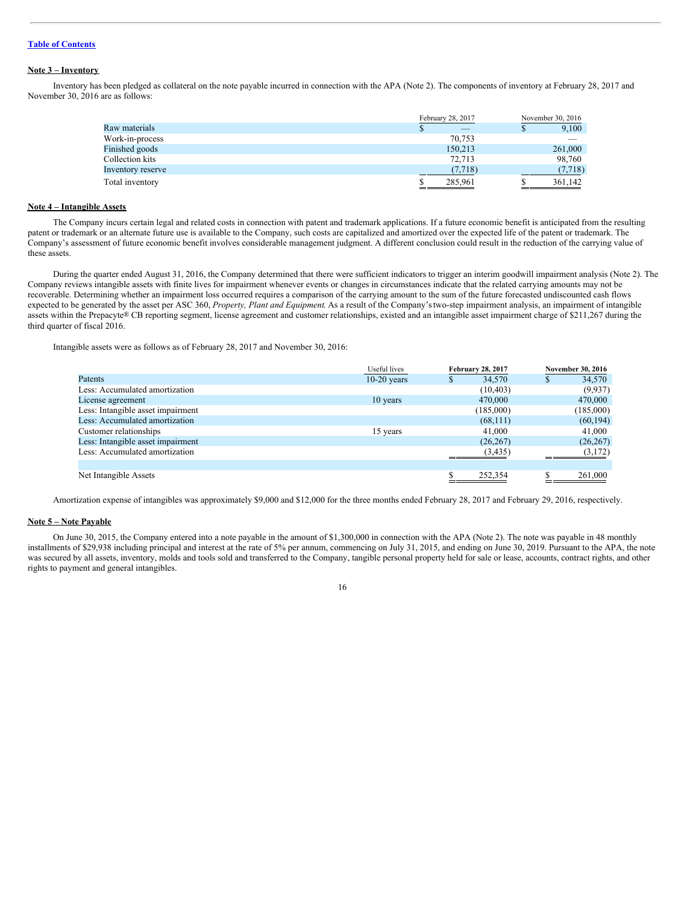**Note 3 – Inventory**

Inventory has been pledged as collateral on the note payable incurred in connection with the APA (Note 2). The components of inventory at February 28, 2017 and November 30, 2016 are as follows:

| | February 28, 2017 | November 30, 2016 |
|---|---|---|
| Raw materials | $ — | $ 9,100 |
| Work-in-process | 70,753 | — |
| Finished goods | 150,213 | 261,000 |
| Collection kits | 72,713 | 98,760 |
| Inventory reserve | (7,718) | (7,718) |
| Total inventory | $ 285,961 | $ 361,142 |

**Note 4 – Intangible Assets**

The Company incurs certain legal and related costs in connection with patent and trademark applications. If a future economic benefit is anticipated from the resulting patent or trademark or an alternate future use is available to the Company, such costs are capitalized and amortized over the expected life of the patent or trademark. The Company's assessment of future economic benefit involves considerable management judgment. A different conclusion could result in the reduction of the carrying value of these assets.

During the quarter ended August 31, 2016, the Company determined that there were sufficient indicators to trigger an interim goodwill impairment analysis (Note 2). The Company reviews intangible assets with finite lives for impairment whenever events or changes in circumstances indicate that the related carrying amounts may not be recoverable. Determining whether an impairment loss occurred requires a comparison of the carrying amount to the sum of the future forecasted undiscounted cash flows expected to be generated by the asset per ASC 360, *Property, Plant and Equipment.* As a result of the Company's two-step impairment analysis, an impairment of intangible assets within the Prepacyte® CB reporting segment, license agreement and customer relationships, existed and an intangible asset impairment charge of $211,267 during the third quarter of fiscal 2016.

Intangible assets were as follows as of February 28, 2017 and November 30, 2016:

| | Useful lives | February 28, 2017 | November 30, 2016 |
|---|---|---|---|
| Patents | 10-20 years | $ 34,570 | $ 34,570 |
| Less: Accumulated amortization | | (10,403) | (9,937) |
| License agreement | 10 years | 470,000 | 470,000 |
| Less: Intangible asset impairment | | (185,000) | (185,000) |
| Less: Accumulated amortization | | (68,111) | (60,194) |
| Customer relationships | 15 years | 41,000 | 41,000 |
| Less: Intangible asset impairment | | (26,267) | (26,267) |
| Less: Accumulated amortization | | (3,435) | (3,172) |
| | | | |
| Net Intangible Assets | | $ 252,354 | $ 261,000 |

Amortization expense of intangibles was approximately $9,000 and $12,000 for the three months ended February 28, 2017 and February 29, 2016, respectively.

**Note 5 – Note Payable**

On June 30, 2015, the Company entered into a note payable in the amount of $1,300,000 in connection with the APA (Note 2). The note was payable in 48 monthly installments of $29,938 including principal and interest at the rate of 5% per annum, commencing on July 31, 2015, and ending on June 30, 2019. Pursuant to the APA, the note was secured by all assets, inventory, molds and tools sold and transferred to the Company, tangible personal property held for sale or lease, accounts, contract rights, and other rights to payment and general intangibles.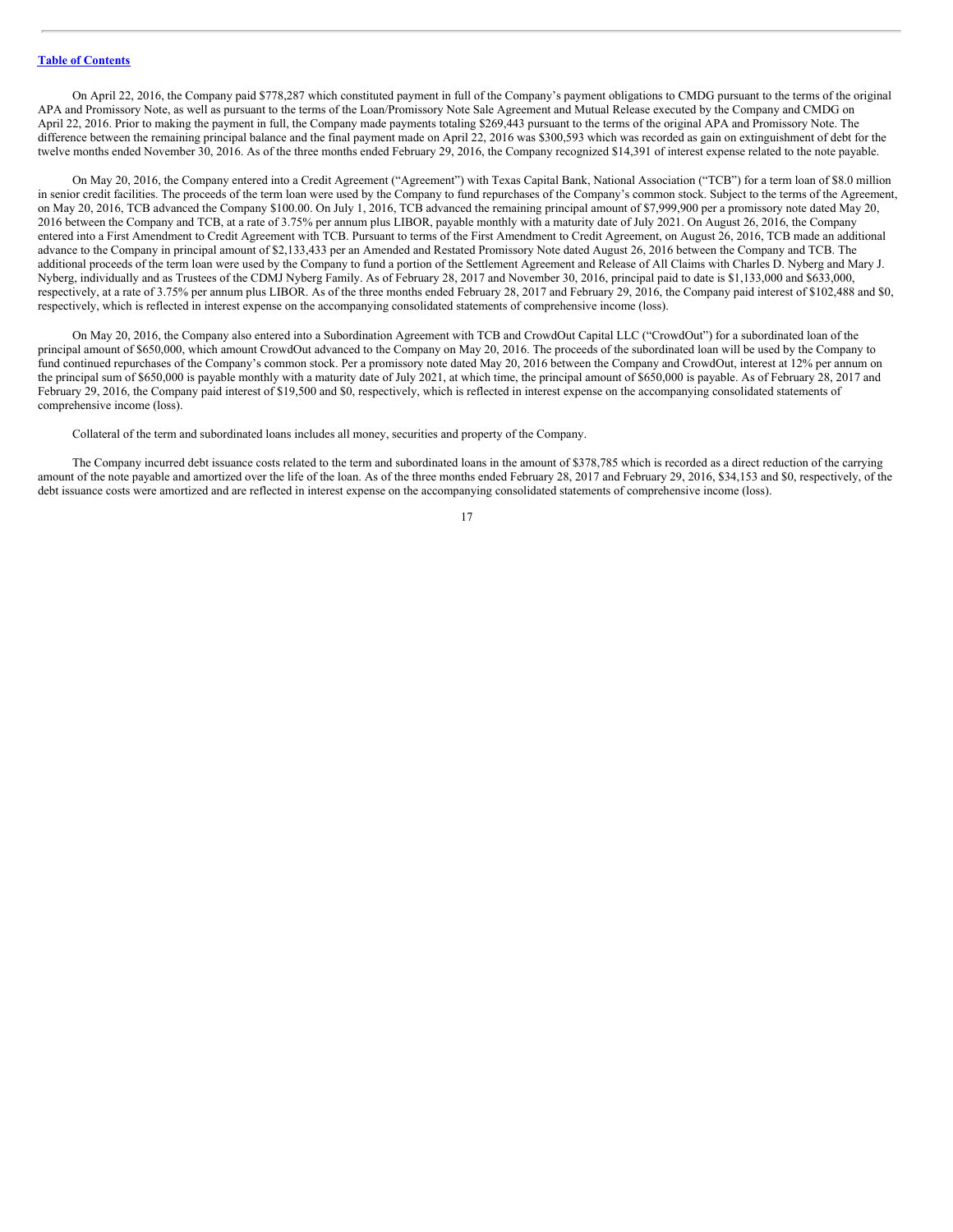On April 22, 2016, the Company paid $778,287 which constituted payment in full of the Company's payment obligations to CMDG pursuant to the terms of the original APA and Promissory Note, as well as pursuant to the terms of the Loan/Promissory Note Sale Agreement and Mutual Release executed by the Company and CMDG on April 22, 2016. Prior to making the payment in full, the Company made payments totaling $269,443 pursuant to the terms of the original APA and Promissory Note. The difference between the remaining principal balance and the final payment made on April 22, 2016 was $300,593 which was recorded as gain on extinguishment of debt for the twelve months ended November 30, 2016. As of the three months ended February 29, 2016, the Company recognized $14,391 of interest expense related to the note payable.

On May 20, 2016, the Company entered into a Credit Agreement ("Agreement") with Texas Capital Bank, National Association ("TCB") for a term loan of $8.0 million in senior credit facilities. The proceeds of the term loan were used by the Company to fund repurchases of the Company's common stock. Subject to the terms of the Agreement, on May 20, 2016, TCB advanced the Company $100.00. On July 1, 2016, TCB advanced the remaining principal amount of $7,999,900 per a promissory note dated May 20, 2016 between the Company and TCB, at a rate of 3.75% per annum plus LIBOR, payable monthly with a maturity date of July 2021. On August 26, 2016, the Company entered into a First Amendment to Credit Agreement with TCB. Pursuant to terms of the First Amendment to Credit Agreement, on August 26, 2016, TCB made an additional advance to the Company in principal amount of $2,133,433 per an Amended and Restated Promissory Note dated August 26, 2016 between the Company and TCB. The additional proceeds of the term loan were used by the Company to fund a portion of the Settlement Agreement and Release of All Claims with Charles D. Nyberg and Mary J. Nyberg, individually and as Trustees of the CDMJ Nyberg Family. As of February 28, 2017 and November 30, 2016, principal paid to date is $1,133,000 and $633,000, respectively, at a rate of 3.75% per annum plus LIBOR. As of the three months ended February 28, 2017 and February 29, 2016, the Company paid interest of $102,488 and $0, respectively, which is reflected in interest expense on the accompanying consolidated statements of comprehensive income (loss).

On May 20, 2016, the Company also entered into a Subordination Agreement with TCB and CrowdOut Capital LLC ("CrowdOut") for a subordinated loan of the principal amount of $650,000, which amount CrowdOut advanced to the Company on May 20, 2016. The proceeds of the subordinated loan will be used by the Company to fund continued repurchases of the Company's common stock. Per a promissory note dated May 20, 2016 between the Company and CrowdOut, interest at 12% per annum on the principal sum of $650,000 is payable monthly with a maturity date of July 2021, at which time, the principal amount of $650,000 is payable. As of February 28, 2017 and February 29, 2016, the Company paid interest of $19,500 and $0, respectively, which is reflected in interest expense on the accompanying consolidated statements of comprehensive income (loss).

Collateral of the term and subordinated loans includes all money, securities and property of the Company.

The Company incurred debt issuance costs related to the term and subordinated loans in the amount of $378,785 which is recorded as a direct reduction of the carrying amount of the note payable and amortized over the life of the loan. As of the three months ended February 28, 2017 and February 29, 2016, $34,153 and $0, respectively, of the debt issuance costs were amortized and are reflected in interest expense on the accompanying consolidated statements of comprehensive income (loss).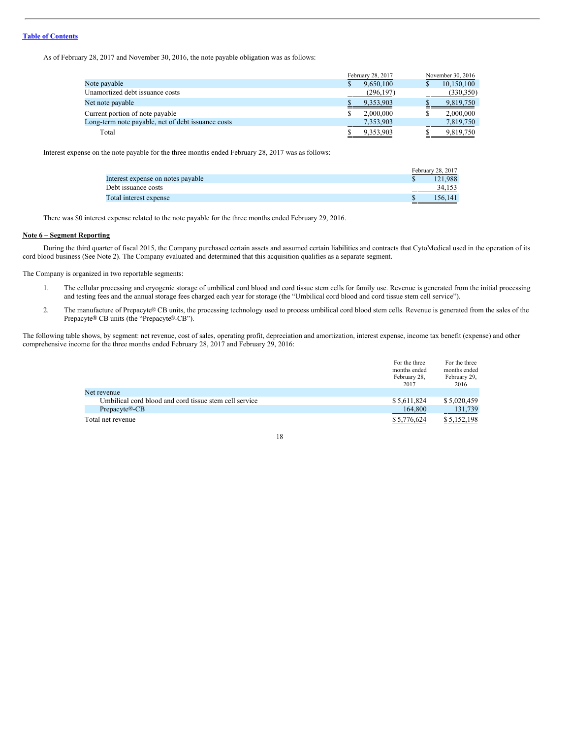As of February 28, 2017 and November 30, 2016, the note payable obligation was as follows:

| | February 28, 2017 | November 30, 2016 |
|---|---|---|
| Note payable | $ 9,650,100 | $ 10,150,100 |
| Unamortized debt issuance costs | (296,197) | (330,350) |
| Net note payable | $ 9,353,903 | $ 9,819,750 |
| Current portion of note payable | $ 2,000,000 | $ 2,000,000 |
| Long-term note payable, net of debt issuance costs | 7,353,903 | 7,819,750 |
| Total | $ 9,353,903 | $ 9,819,750 |

Interest expense on the note payable for the three months ended February 28, 2017 was as follows:

| | February 28, 2017 |
|---|---|
| Interest expense on notes payable | $ 121,988 |
| Debt issuance costs | 34,153 |
| Total interest expense | $ 156,141 |

There was $0 interest expense related to the note payable for the three months ended February 29, 2016.

**Note 6 – Segment Reporting**

During the third quarter of fiscal 2015, the Company purchased certain assets and assumed certain liabilities and contracts that CytoMedical used in the operation of its cord blood business (See Note 2). The Company evaluated and determined that this acquisition qualifies as a separate segment.

The Company is organized in two reportable segments:

1. The cellular processing and cryogenic storage of umbilical cord blood and cord tissue stem cells for family use. Revenue is generated from the initial processing and testing fees and the annual storage fees charged each year for storage (the "Umbilical cord blood and cord tissue stem cell service").
2. The manufacture of Prepacyte® CB units, the processing technology used to process umbilical cord blood stem cells. Revenue is generated from the sales of the Prepacyte® CB units (the "Prepacyte®-CB").

The following table shows, by segment: net revenue, cost of sales, operating profit, depreciation and amortization, interest expense, income tax benefit (expense) and other comprehensive income for the three months ended February 28, 2017 and February 29, 2016:

| | For the three months ended February 28, 2017 | For the three months ended February 29, 2016 |
|---|---|---|
| Net revenue | | |
| Umbilical cord blood and cord tissue stem cell service | $ 5,611,824 | $ 5,020,459 |
| Prepacyte®-CB | 164,800 | 131,739 |
| Total net revenue | $ 5,776,624 | $ 5,152,198 |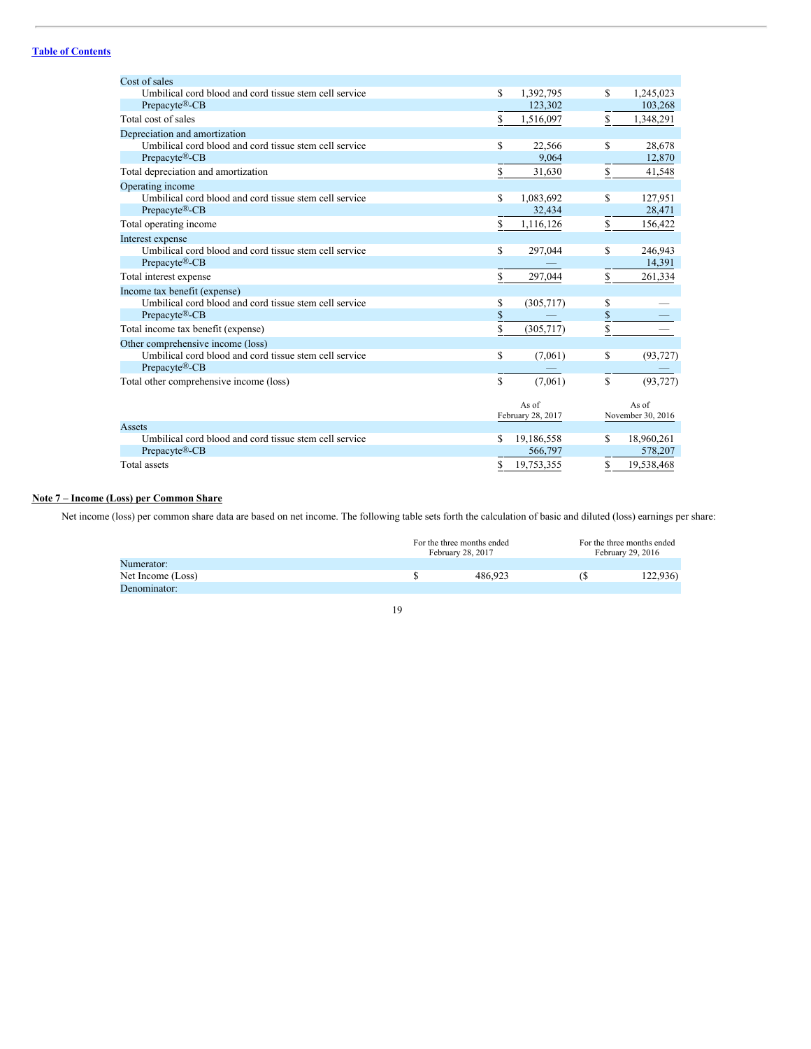[Table of Contents](#)

| | | |
|---|---|---|
| Cost of sales | | |
| Umbilical cord blood and cord tissue stem cell service | $ 1,392,795 | $ 1,245,023 |
| Prepacyte®-CB | 123,302 | 103,268 |
| Total cost of sales | $ 1,516,097 | $ 1,348,291 |
| Depreciation and amortization | | |
| Umbilical cord blood and cord tissue stem cell service | $ 22,566 | $ 28,678 |
| Prepacyte®-CB | 9,064 | 12,870 |
| Total depreciation and amortization | $ 31,630 | $ 41,548 |
| Operating income | | |
| Umbilical cord blood and cord tissue stem cell service | $ 1,083,692 | $ 127,951 |
| Prepacyte®-CB | 32,434 | 28,471 |
| Total operating income | $ 1,116,126 | $ 156,422 |
| Interest expense | | |
| Umbilical cord blood and cord tissue stem cell service | $ 297,044 | $ 246,943 |
| Prepacyte®-CB | — | 14,391 |
| Total interest expense | $ 297,044 | $ 261,334 |
| Income tax benefit (expense) | | |
| Umbilical cord blood and cord tissue stem cell service | $ (305,717) | $ — |
| Prepacyte®-CB | $ — | $ — |
| Total income tax benefit (expense) | $ (305,717) | $ — |
| Other comprehensive income (loss) | | |
| Umbilical cord blood and cord tissue stem cell service | $ (7,061) | $ (93,727) |
| Prepacyte®-CB | — | — |
| Total other comprehensive income (loss) | $ (7,061) | $ (93,727) |

| | As of February 28, 2017 | As of November 30, 2016 |
|---|---|---|
| Assets | | |
| Umbilical cord blood and cord tissue stem cell service | $ 19,186,558 | $ 18,960,261 |
| Prepacyte®-CB | 566,797 | 578,207 |
| Total assets | $ 19,753,355 | $ 19,538,468 |

**Note 7 – Income (Loss) per Common Share**

Net income (loss) per common share data are based on net income. The following table sets forth the calculation of basic and diluted (loss) earnings per share:

| | For the three months ended February 28, 2017 | For the three months ended February 29, 2016 |
|---|---|---|
| Numerator: | | |
| Net Income (Loss) | $ 486,923 | ($ 122,936) |
| Denominator: | | |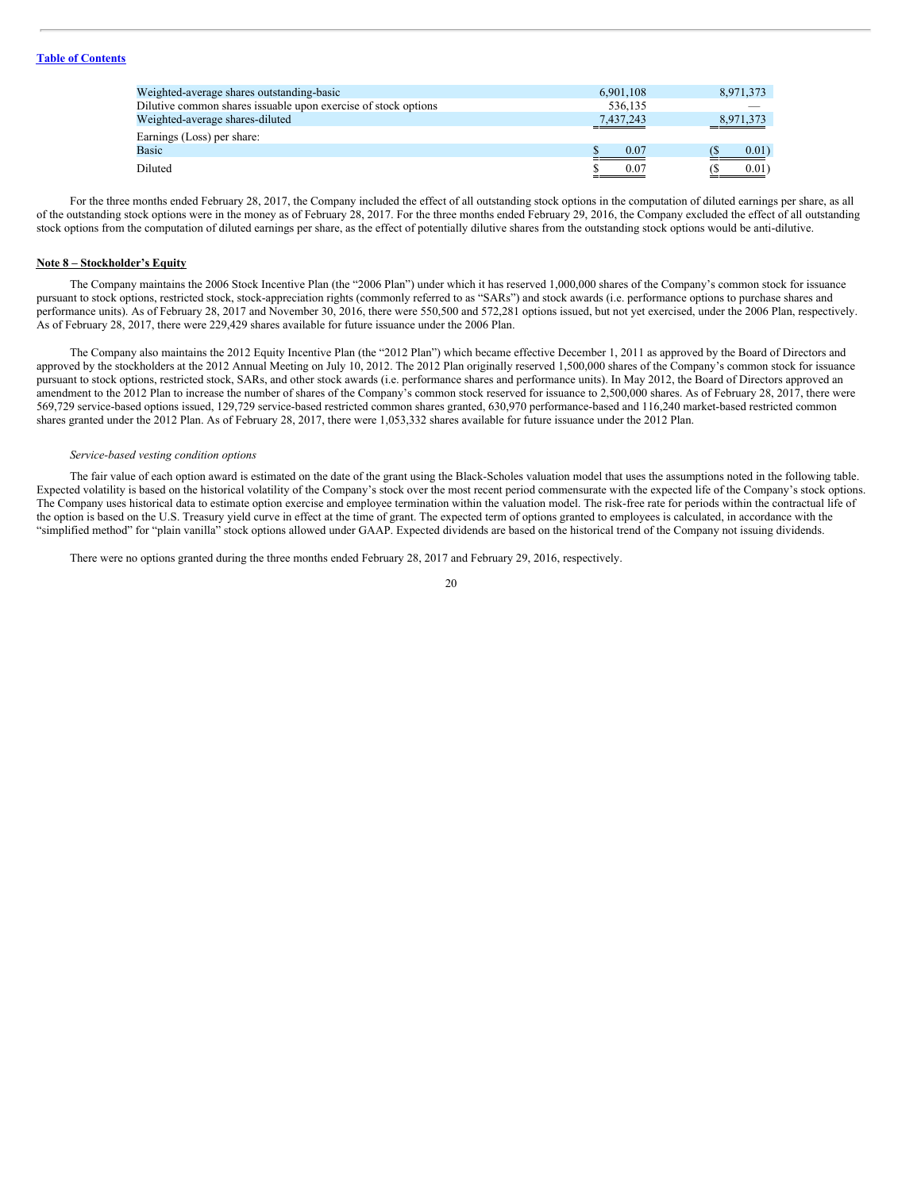[Table of Contents](#)

| | | |
|---|---|---|
| Weighted-average shares outstanding-basic | 6,901,108 | 8,971,373 |
| Dilutive common shares issuable upon exercise of stock options | 536,135 | — |
| Weighted-average shares-diluted | 7,437,243 | 8,971,373 |
| Earnings (Loss) per share: | | |
| Basic | $ 0.07 | ($ 0.01) |
| Diluted | $ 0.07 | ($ 0.01) |

For the three months ended February 28, 2017, the Company included the effect of all outstanding stock options in the computation of diluted earnings per share, as all of the outstanding stock options were in the money as of February 28, 2017. For the three months ended February 29, 2016, the Company excluded the effect of all outstanding stock options from the computation of diluted earnings per share, as the effect of potentially dilutive shares from the outstanding stock options would be anti-dilutive.

**Note 8 – Stockholder's Equity**

The Company maintains the 2006 Stock Incentive Plan (the "2006 Plan") under which it has reserved 1,000,000 shares of the Company's common stock for issuance pursuant to stock options, restricted stock, stock-appreciation rights (commonly referred to as "SARs") and stock awards (i.e. performance options to purchase shares and performance units). As of February 28, 2017 and November 30, 2016, there were 550,500 and 572,281 options issued, but not yet exercised, under the 2006 Plan, respectively. As of February 28, 2017, there were 229,429 shares available for future issuance under the 2006 Plan.

The Company also maintains the 2012 Equity Incentive Plan (the "2012 Plan") which became effective December 1, 2011 as approved by the Board of Directors and approved by the stockholders at the 2012 Annual Meeting on July 10, 2012. The 2012 Plan originally reserved 1,500,000 shares of the Company's common stock for issuance pursuant to stock options, restricted stock, SARs, and other stock awards (i.e. performance shares and performance units). In May 2012, the Board of Directors approved an amendment to the 2012 Plan to increase the number of shares of the Company's common stock reserved for issuance to 2,500,000 shares. As of February 28, 2017, there were 569,729 service-based options issued, 129,729 service-based restricted common shares granted, 630,970 performance-based and 116,240 market-based restricted common shares granted under the 2012 Plan. As of February 28, 2017, there were 1,053,332 shares available for future issuance under the 2012 Plan.

*Service-based vesting condition options*

The fair value of each option award is estimated on the date of the grant using the Black-Scholes valuation model that uses the assumptions noted in the following table. Expected volatility is based on the historical volatility of the Company's stock over the most recent period commensurate with the expected life of the Company's stock options. The Company uses historical data to estimate option exercise and employee termination within the valuation model. The risk-free rate for periods within the contractual life of the option is based on the U.S. Treasury yield curve in effect at the time of grant. The expected term of options granted to employees is calculated, in accordance with the "simplified method" for "plain vanilla" stock options allowed under GAAP. Expected dividends are based on the historical trend of the Company not issuing dividends.

There were no options granted during the three months ended February 28, 2017 and February 29, 2016, respectively.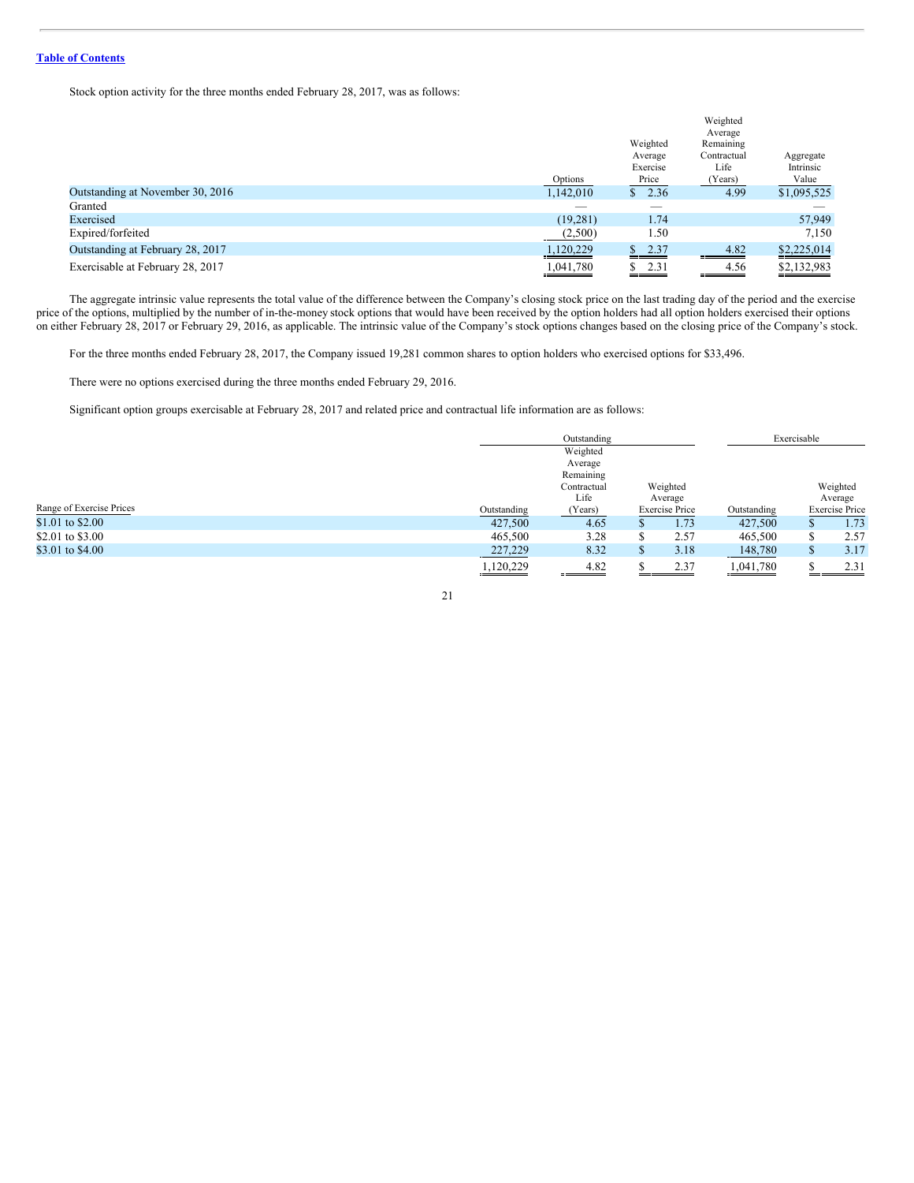Stock option activity for the three months ended February 28, 2017, was as follows:

| | Options | Weighted Average Exercise Price | Weighted Average Remaining Contractual Life (Years) | Aggregate Intrinsic Value |
|---|---|---|---|---|
| Outstanding at November 30, 2016 | 1,142,010 | $ 2.36 | 4.99 | $1,095,525 |
| Granted | — | — | | — |
| Exercised | (19,281) | 1.74 | | 57,949 |
| Expired/forfeited | (2,500) | 1.50 | | 7,150 |
| Outstanding at February 28, 2017 | 1,120,229 | $ 2.37 | 4.82 | $2,225,014 |
| Exercisable at February 28, 2017 | 1,041,780 | $ 2.31 | 4.56 | $2,132,983 |

The aggregate intrinsic value represents the total value of the difference between the Company's closing stock price on the last trading day of the period and the exercise price of the options, multiplied by the number of in-the-money stock options that would have been received by the option holders had all option holders exercised their options on either February 28, 2017 or February 29, 2016, as applicable. The intrinsic value of the Company's stock options changes based on the closing price of the Company's stock.

For the three months ended February 28, 2017, the Company issued 19,281 common shares to option holders who exercised options for $33,496.

There were no options exercised during the three months ended February 29, 2016.

Significant option groups exercisable at February 28, 2017 and related price and contractual life information are as follows:

| | Outstanding | | | Exercisable | |
|---|---|---|---|---|---|
| Range of Exercise Prices | Outstanding | Weighted Average Remaining Contractual Life (Years) | Weighted Average Exercise Price | Outstanding | Weighted Average Exercise Price |
| $1.01 to $2.00 | 427,500 | 4.65 | $ 1.73 | 427,500 | $ 1.73 |
| $2.01 to $3.00 | 465,500 | 3.28 | $ 2.57 | 465,500 | $ 2.57 |
| $3.01 to $4.00 | 227,229 | 8.32 | $ 3.18 | 148,780 | $ 3.17 |
| | 1,120,229 | 4.82 | $ 2.37 | 1,041,780 | $ 2.31 |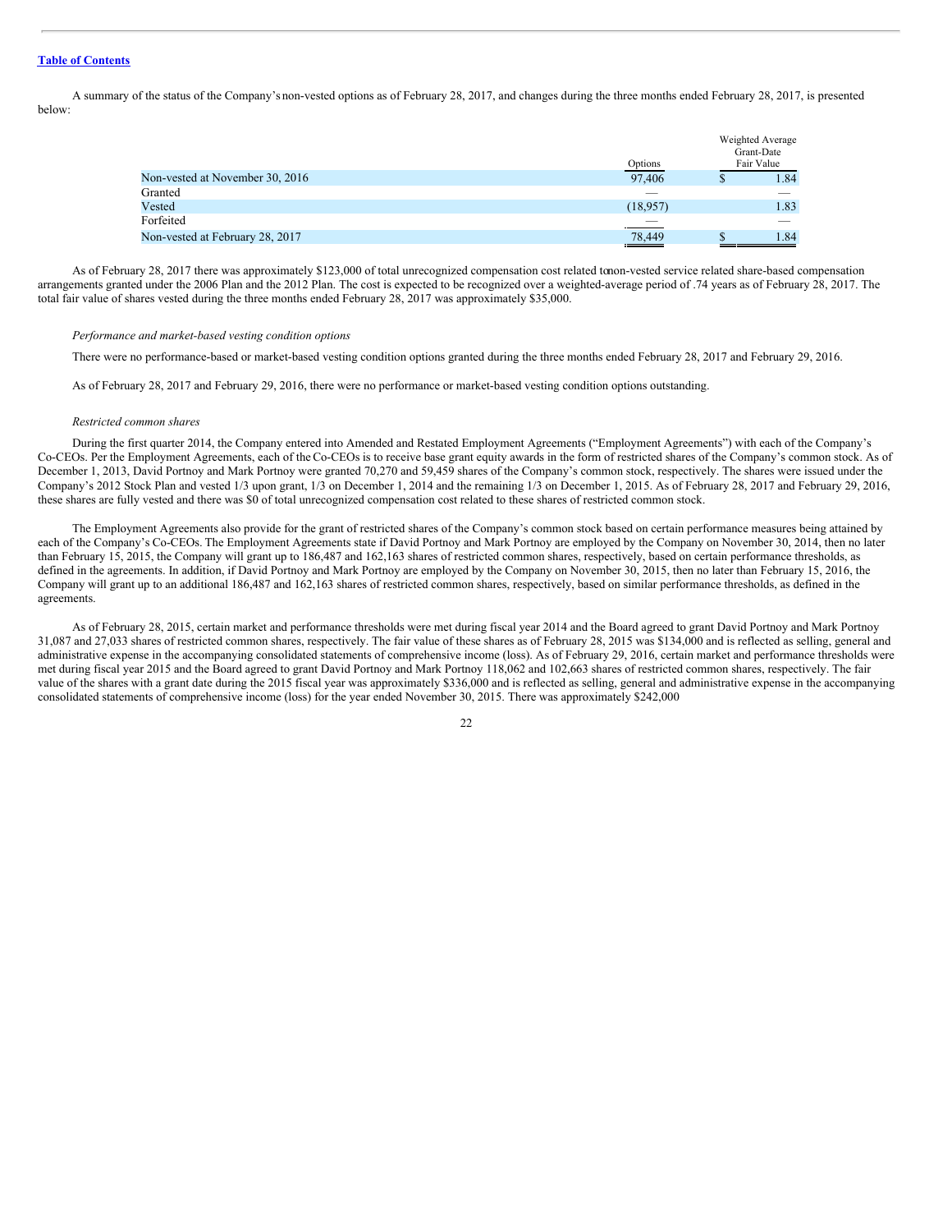A summary of the status of the Company's non-vested options as of February 28, 2017, and changes during the three months ended February 28, 2017, is presented below:

| | Options | Weighted Average Grant-Date Fair Value |
|---|---|---|
| Non-vested at November 30, 2016 | 97,406 | $ 1.84 |
| Granted | — | — |
| Vested | (18,957) | 1.83 |
| Forfeited | — | — |
| Non-vested at February 28, 2017 | 78,449 | $ 1.84 |

As of February 28, 2017 there was approximately $123,000 of total unrecognized compensation cost related to non-vested service related share-based compensation arrangements granted under the 2006 Plan and the 2012 Plan. The cost is expected to be recognized over a weighted-average period of .74 years as of February 28, 2017. The total fair value of shares vested during the three months ended February 28, 2017 was approximately $35,000.

*Performance and market-based vesting condition options*

There were no performance-based or market-based vesting condition options granted during the three months ended February 28, 2017 and February 29, 2016.

As of February 28, 2017 and February 29, 2016, there were no performance or market-based vesting condition options outstanding.

*Restricted common shares*

During the first quarter 2014, the Company entered into Amended and Restated Employment Agreements ("Employment Agreements") with each of the Company's Co-CEOs. Per the Employment Agreements, each of the Co-CEOs is to receive base grant equity awards in the form of restricted shares of the Company's common stock. As of December 1, 2013, David Portnoy and Mark Portnoy were granted 70,270 and 59,459 shares of the Company's common stock, respectively. The shares were issued under the Company's 2012 Stock Plan and vested 1/3 upon grant, 1/3 on December 1, 2014 and the remaining 1/3 on December 1, 2015. As of February 28, 2017 and February 29, 2016, these shares are fully vested and there was $0 of total unrecognized compensation cost related to these shares of restricted common stock.

The Employment Agreements also provide for the grant of restricted shares of the Company's common stock based on certain performance measures being attained by each of the Company's Co-CEOs. The Employment Agreements state if David Portnoy and Mark Portnoy are employed by the Company on November 30, 2014, then no later than February 15, 2015, the Company will grant up to 186,487 and 162,163 shares of restricted common shares, respectively, based on certain performance thresholds, as defined in the agreements. In addition, if David Portnoy and Mark Portnoy are employed by the Company on November 30, 2015, then no later than February 15, 2016, the Company will grant up to an additional 186,487 and 162,163 shares of restricted common shares, respectively, based on similar performance thresholds, as defined in the agreements.

As of February 28, 2015, certain market and performance thresholds were met during fiscal year 2014 and the Board agreed to grant David Portnoy and Mark Portnoy 31,087 and 27,033 shares of restricted common shares, respectively. The fair value of these shares as of February 28, 2015 was $134,000 and is reflected as selling, general and administrative expense in the accompanying consolidated statements of comprehensive income (loss). As of February 29, 2016, certain market and performance thresholds were met during fiscal year 2015 and the Board agreed to grant David Portnoy and Mark Portnoy 118,062 and 102,663 shares of restricted common shares, respectively. The fair value of the shares with a grant date during the 2015 fiscal year was approximately $336,000 and is reflected as selling, general and administrative expense in the accompanying consolidated statements of comprehensive income (loss) for the year ended November 30, 2015. There was approximately $242,000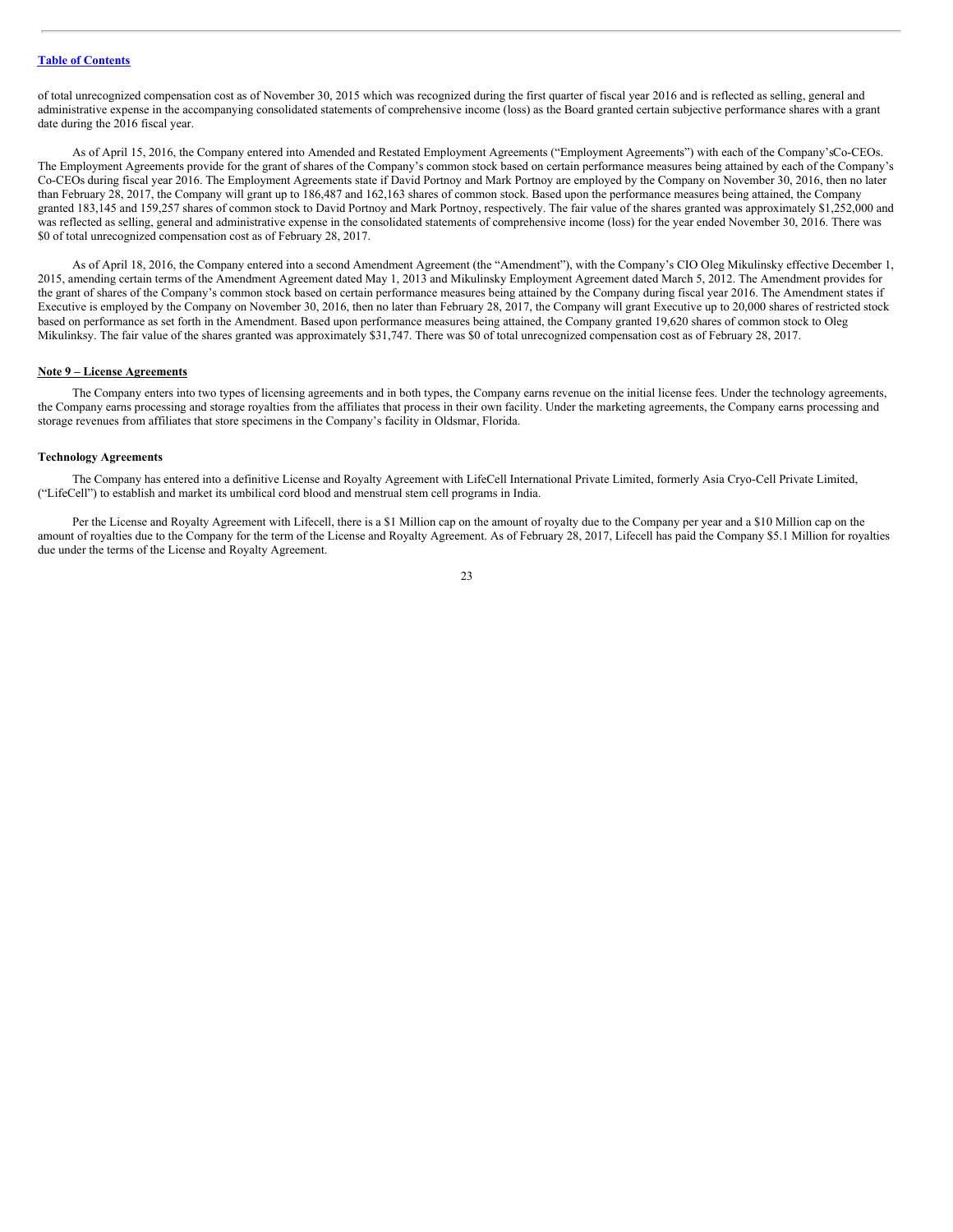of total unrecognized compensation cost as of November 30, 2015 which was recognized during the first quarter of fiscal year 2016 and is reflected as selling, general and administrative expense in the accompanying consolidated statements of comprehensive income (loss) as the Board granted certain subjective performance shares with a grant date during the 2016 fiscal year.

As of April 15, 2016, the Company entered into Amended and Restated Employment Agreements ("Employment Agreements") with each of the Company'sCo-CEOs. The Employment Agreements provide for the grant of shares of the Company's common stock based on certain performance measures being attained by each of the Company's Co-CEOs during fiscal year 2016. The Employment Agreements state if David Portnoy and Mark Portnoy are employed by the Company on November 30, 2016, then no later than February 28, 2017, the Company will grant up to 186,487 and 162,163 shares of common stock. Based upon the performance measures being attained, the Company granted 183,145 and 159,257 shares of common stock to David Portnoy and Mark Portnoy, respectively. The fair value of the shares granted was approximately $1,252,000 and was reflected as selling, general and administrative expense in the consolidated statements of comprehensive income (loss) for the year ended November 30, 2016. There was $0 of total unrecognized compensation cost as of February 28, 2017.

As of April 18, 2016, the Company entered into a second Amendment Agreement (the "Amendment"), with the Company's CIO Oleg Mikulinsky effective December 1, 2015, amending certain terms of the Amendment Agreement dated May 1, 2013 and Mikulinsky Employment Agreement dated March 5, 2012. The Amendment provides for the grant of shares of the Company's common stock based on certain performance measures being attained by the Company during fiscal year 2016. The Amendment states if Executive is employed by the Company on November 30, 2016, then no later than February 28, 2017, the Company will grant Executive up to 20,000 shares of restricted stock based on performance as set forth in the Amendment. Based upon performance measures being attained, the Company granted 19,620 shares of common stock to Oleg Mikulinksy. The fair value of the shares granted was approximately $31,747. There was $0 of total unrecognized compensation cost as of February 28, 2017.

## Note 9 – License Agreements

The Company enters into two types of licensing agreements and in both types, the Company earns revenue on the initial license fees. Under the technology agreements, the Company earns processing and storage royalties from the affiliates that process in their own facility. Under the marketing agreements, the Company earns processing and storage revenues from affiliates that store specimens in the Company's facility in Oldsmar, Florida.

### Technology Agreements

The Company has entered into a definitive License and Royalty Agreement with LifeCell International Private Limited, formerly Asia Cryo-Cell Private Limited, ("LifeCell") to establish and market its umbilical cord blood and menstrual stem cell programs in India.

Per the License and Royalty Agreement with Lifecell, there is a $1 Million cap on the amount of royalty due to the Company per year and a $10 Million cap on the amount of royalties due to the Company for the term of the License and Royalty Agreement. As of February 28, 2017, Lifecell has paid the Company $5.1 Million for royalties due under the terms of the License and Royalty Agreement.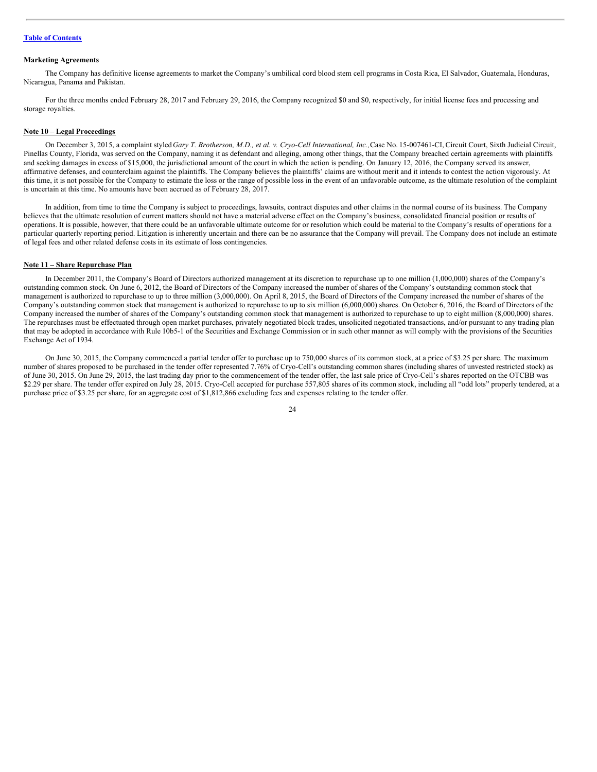[Table of Contents](#)

**Marketing Agreements**

The Company has definitive license agreements to market the Company's umbilical cord blood stem cell programs in Costa Rica, El Salvador, Guatemala, Honduras, Nicaragua, Panama and Pakistan.

For the three months ended February 28, 2017 and February 29, 2016, the Company recognized $0 and $0, respectively, for initial license fees and processing and storage royalties.

**Note 10 – Legal Proceedings**

On December 3, 2015, a complaint styled *Gary T. Brotherson, M.D., et al. v. Cryo-Cell International, Inc.,* Case No. 15-007461-CI, Circuit Court, Sixth Judicial Circuit, Pinellas County, Florida, was served on the Company, naming it as defendant and alleging, among other things, that the Company breached certain agreements with plaintiffs and seeking damages in excess of $15,000, the jurisdictional amount of the court in which the action is pending. On January 12, 2016, the Company served its answer, affirmative defenses, and counterclaim against the plaintiffs. The Company believes the plaintiffs' claims are without merit and it intends to contest the action vigorously. At this time, it is not possible for the Company to estimate the loss or the range of possible loss in the event of an unfavorable outcome, as the ultimate resolution of the complaint is uncertain at this time. No amounts have been accrued as of February 28, 2017.

In addition, from time to time the Company is subject to proceedings, lawsuits, contract disputes and other claims in the normal course of its business. The Company believes that the ultimate resolution of current matters should not have a material adverse effect on the Company's business, consolidated financial position or results of operations. It is possible, however, that there could be an unfavorable ultimate outcome for or resolution which could be material to the Company's results of operations for a particular quarterly reporting period. Litigation is inherently uncertain and there can be no assurance that the Company will prevail. The Company does not include an estimate of legal fees and other related defense costs in its estimate of loss contingencies.

**Note 11 – Share Repurchase Plan**

In December 2011, the Company's Board of Directors authorized management at its discretion to repurchase up to one million (1,000,000) shares of the Company's outstanding common stock. On June 6, 2012, the Board of Directors of the Company increased the number of shares of the Company's outstanding common stock that management is authorized to repurchase to up to three million (3,000,000). On April 8, 2015, the Board of Directors of the Company increased the number of shares of the Company's outstanding common stock that management is authorized to repurchase to up to six million (6,000,000) shares. On October 6, 2016, the Board of Directors of the Company increased the number of shares of the Company's outstanding common stock that management is authorized to repurchase to up to eight million (8,000,000) shares. The repurchases must be effectuated through open market purchases, privately negotiated block trades, unsolicited negotiated transactions, and/or pursuant to any trading plan that may be adopted in accordance with Rule 10b5-1 of the Securities and Exchange Commission or in such other manner as will comply with the provisions of the Securities Exchange Act of 1934.

On June 30, 2015, the Company commenced a partial tender offer to purchase up to 750,000 shares of its common stock, at a price of $3.25 per share. The maximum number of shares proposed to be purchased in the tender offer represented 7.76% of Cryo-Cell's outstanding common shares (including shares of unvested restricted stock) as of June 30, 2015. On June 29, 2015, the last trading day prior to the commencement of the tender offer, the last sale price of Cryo-Cell's shares reported on the OTCBB was $2.29 per share. The tender offer expired on July 28, 2015. Cryo-Cell accepted for purchase 557,805 shares of its common stock, including all "odd lots" properly tendered, at a purchase price of $3.25 per share, for an aggregate cost of $1,812,866 excluding fees and expenses relating to the tender offer.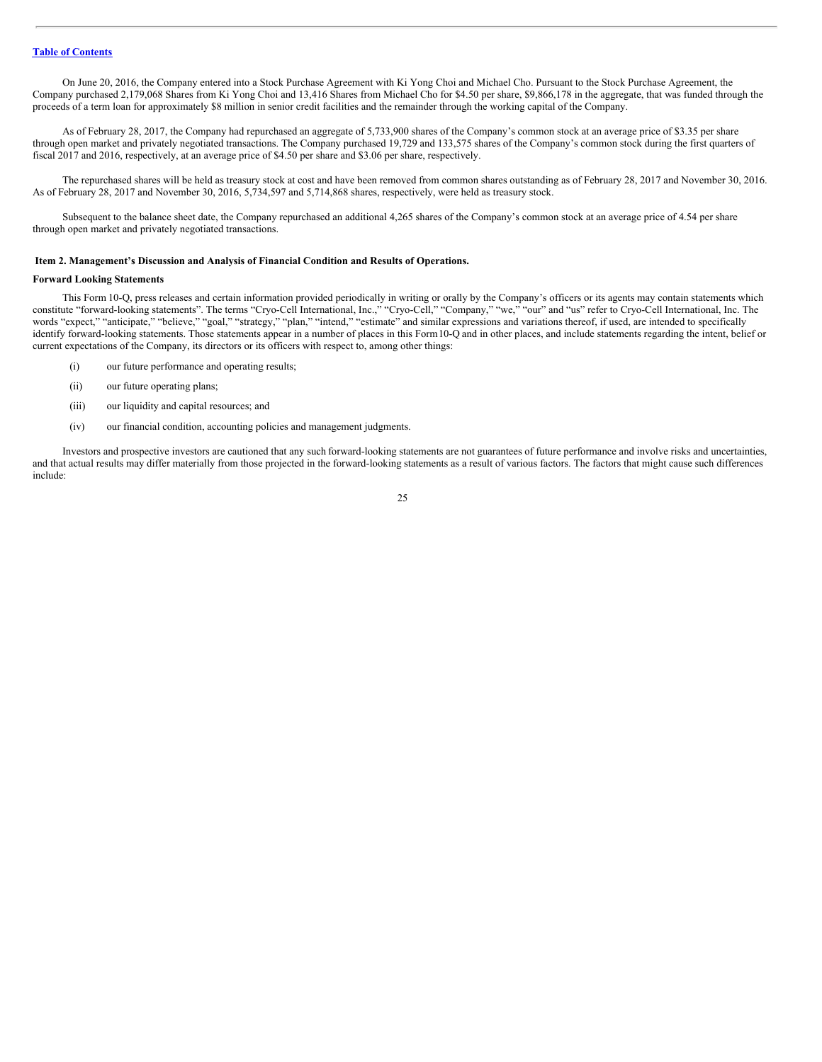[Table of Contents](#)

On June 20, 2016, the Company entered into a Stock Purchase Agreement with Ki Yong Choi and Michael Cho. Pursuant to the Stock Purchase Agreement, the Company purchased 2,179,068 Shares from Ki Yong Choi and 13,416 Shares from Michael Cho for $4.50 per share, $9,866,178 in the aggregate, that was funded through the proceeds of a term loan for approximately $8 million in senior credit facilities and the remainder through the working capital of the Company.

As of February 28, 2017, the Company had repurchased an aggregate of 5,733,900 shares of the Company's common stock at an average price of $3.35 per share through open market and privately negotiated transactions. The Company purchased 19,729 and 133,575 shares of the Company's common stock during the first quarters of fiscal 2017 and 2016, respectively, at an average price of $4.50 per share and $3.06 per share, respectively.

The repurchased shares will be held as treasury stock at cost and have been removed from common shares outstanding as of February 28, 2017 and November 30, 2016. As of February 28, 2017 and November 30, 2016, 5,734,597 and 5,714,868 shares, respectively, were held as treasury stock.

Subsequent to the balance sheet date, the Company repurchased an additional 4,265 shares of the Company's common stock at an average price of 4.54 per share through open market and privately negotiated transactions.

## Item 2. Management's Discussion and Analysis of Financial Condition and Results of Operations.

### Forward Looking Statements

This Form 10-Q, press releases and certain information provided periodically in writing or orally by the Company's officers or its agents may contain statements which constitute "forward-looking statements". The terms "Cryo-Cell International, Inc.," "Cryo-Cell," "Company," "we," "our" and "us" refer to Cryo-Cell International, Inc. The words "expect," "anticipate," "believe," "goal," "strategy," "plan," "intend," "estimate" and similar expressions and variations thereof, if used, are intended to specifically identify forward-looking statements. Those statements appear in a number of places in this Form10-Q and in other places, and include statements regarding the intent, belief or current expectations of the Company, its directors or its officers with respect to, among other things:

- (i) our future performance and operating results;
- (ii) our future operating plans;
- (iii) our liquidity and capital resources; and
- (iv) our financial condition, accounting policies and management judgments.

Investors and prospective investors are cautioned that any such forward-looking statements are not guarantees of future performance and involve risks and uncertainties, and that actual results may differ materially from those projected in the forward-looking statements as a result of various factors. The factors that might cause such differences include: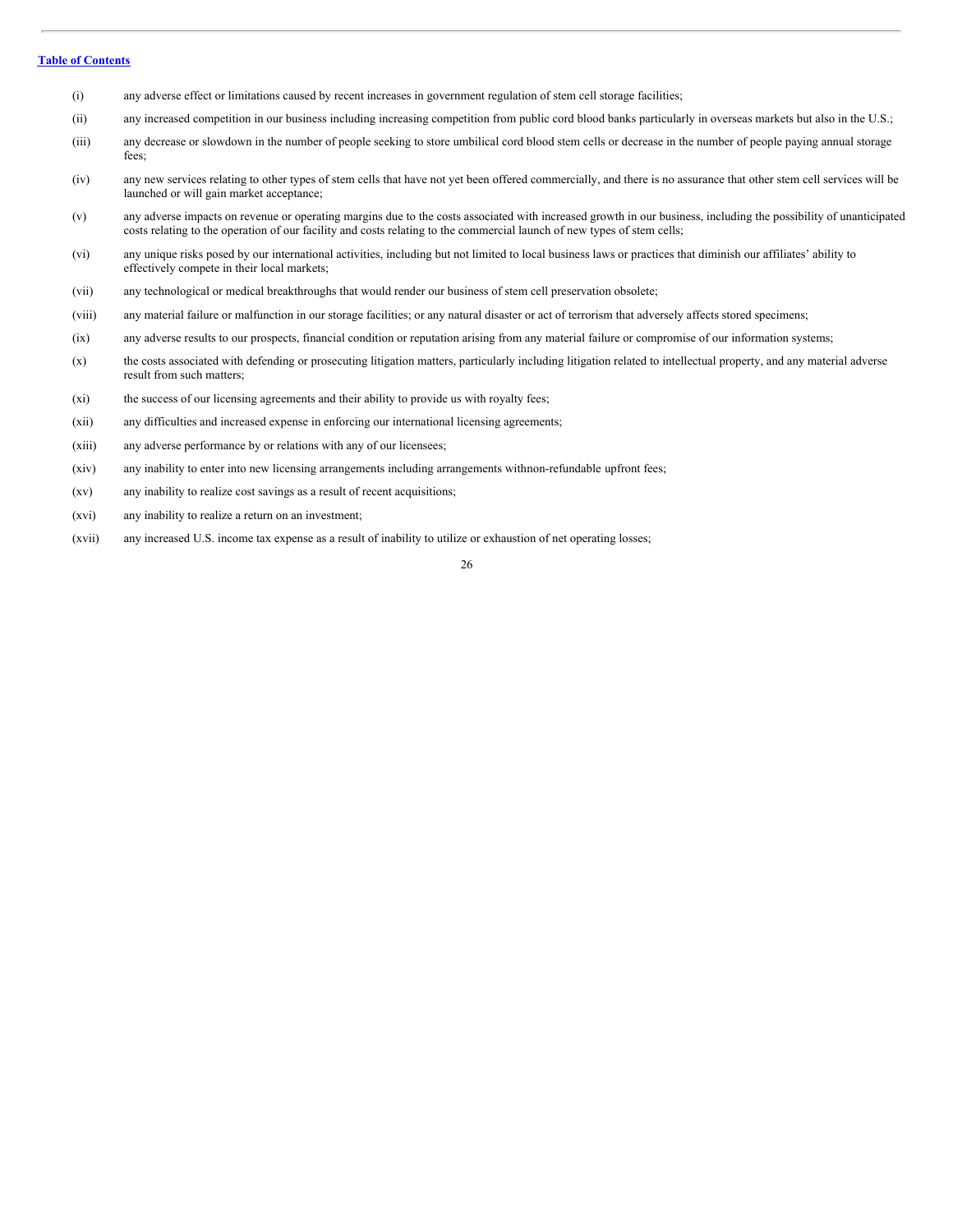(i) any adverse effect or limitations caused by recent increases in government regulation of stem cell storage facilities;

(ii) any increased competition in our business including increasing competition from public cord blood banks particularly in overseas markets but also in the U.S.;

(iii) any decrease or slowdown in the number of people seeking to store umbilical cord blood stem cells or decrease in the number of people paying annual storage fees;

(iv) any new services relating to other types of stem cells that have not yet been offered commercially, and there is no assurance that other stem cell services will be launched or will gain market acceptance;

(v) any adverse impacts on revenue or operating margins due to the costs associated with increased growth in our business, including the possibility of unanticipated costs relating to the operation of our facility and costs relating to the commercial launch of new types of stem cells;

(vi) any unique risks posed by our international activities, including but not limited to local business laws or practices that diminish our affiliates' ability to effectively compete in their local markets;

(vii) any technological or medical breakthroughs that would render our business of stem cell preservation obsolete;

(viii) any material failure or malfunction in our storage facilities; or any natural disaster or act of terrorism that adversely affects stored specimens;

(ix) any adverse results to our prospects, financial condition or reputation arising from any material failure or compromise of our information systems;

(x) the costs associated with defending or prosecuting litigation matters, particularly including litigation related to intellectual property, and any material adverse result from such matters;

(xi) the success of our licensing agreements and their ability to provide us with royalty fees;

(xii) any difficulties and increased expense in enforcing our international licensing agreements;

(xiii) any adverse performance by or relations with any of our licensees;

(xiv) any inability to enter into new licensing arrangements including arrangements withnon-refundable upfront fees;

(xv) any inability to realize cost savings as a result of recent acquisitions;

(xvi) any inability to realize a return on an investment;

(xvii) any increased U.S. income tax expense as a result of inability to utilize or exhaustion of net operating losses;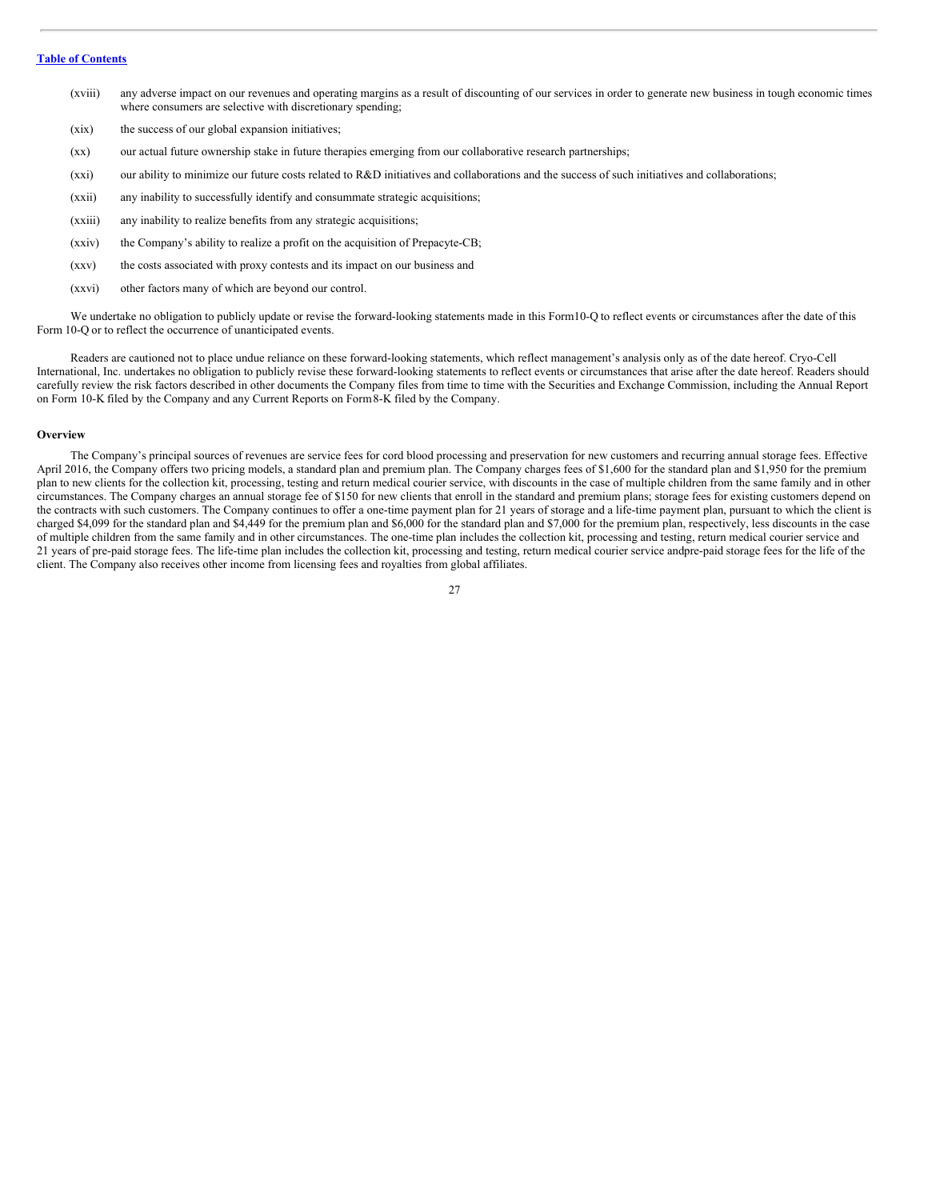[Table of Contents](#)

(xviii) any adverse impact on our revenues and operating margins as a result of discounting of our services in order to generate new business in tough economic times where consumers are selective with discretionary spending;

(xix) the success of our global expansion initiatives;

(xx) our actual future ownership stake in future therapies emerging from our collaborative research partnerships;

(xxi) our ability to minimize our future costs related to R&D initiatives and collaborations and the success of such initiatives and collaborations;

(xxii) any inability to successfully identify and consummate strategic acquisitions;

(xxiii) any inability to realize benefits from any strategic acquisitions;

(xxiv) the Company's ability to realize a profit on the acquisition of Prepacyte-CB;

(xxv) the costs associated with proxy contests and its impact on our business and

(xxvi) other factors many of which are beyond our control.

We undertake no obligation to publicly update or revise the forward-looking statements made in this Form10-Q to reflect events or circumstances after the date of this Form 10-Q or to reflect the occurrence of unanticipated events.

Readers are cautioned not to place undue reliance on these forward-looking statements, which reflect management's analysis only as of the date hereof. Cryo-Cell International, Inc. undertakes no obligation to publicly revise these forward-looking statements to reflect events or circumstances that arise after the date hereof. Readers should carefully review the risk factors described in other documents the Company files from time to time with the Securities and Exchange Commission, including the Annual Report on Form 10-K filed by the Company and any Current Reports on Form8-K filed by the Company.

**Overview**

The Company's principal sources of revenues are service fees for cord blood processing and preservation for new customers and recurring annual storage fees. Effective April 2016, the Company offers two pricing models, a standard plan and premium plan. The Company charges fees of $1,600 for the standard plan and $1,950 for the premium plan to new clients for the collection kit, processing, testing and return medical courier service, with discounts in the case of multiple children from the same family and in other circumstances. The Company charges an annual storage fee of $150 for new clients that enroll in the standard and premium plans; storage fees for existing customers depend on the contracts with such customers. The Company continues to offer a one-time payment plan for 21 years of storage and a life-time payment plan, pursuant to which the client is charged $4,099 for the standard plan and $4,449 for the premium plan and $6,000 for the standard plan and $7,000 for the premium plan, respectively, less discounts in the case of multiple children from the same family and in other circumstances. The one-time plan includes the collection kit, processing and testing, return medical courier service and 21 years of pre-paid storage fees. The life-time plan includes the collection kit, processing and testing, return medical courier service andpre-paid storage fees for the life of the client. The Company also receives other income from licensing fees and royalties from global affiliates.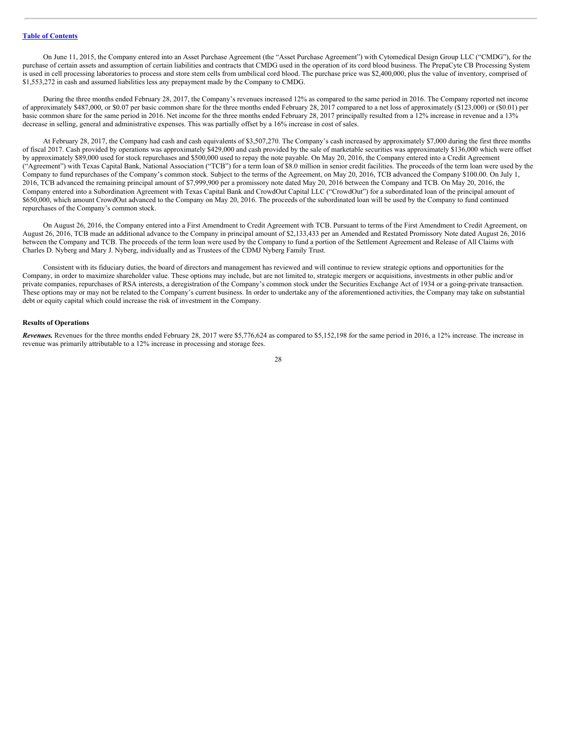On June 11, 2015, the Company entered into an Asset Purchase Agreement (the "Asset Purchase Agreement") with Cytomedical Design Group LLC ("CMDG"), for the purchase of certain assets and assumption of certain liabilities and contracts that CMDG used in the operation of its cord blood business. The PrepaCyte CB Processing System is used in cell processing laboratories to process and store stem cells from umbilical cord blood. The purchase price was $2,400,000, plus the value of inventory, comprised of $1,553,272 in cash and assumed liabilities less any prepayment made by the Company to CMDG.

During the three months ended February 28, 2017, the Company's revenues increased 12% as compared to the same period in 2016. The Company reported net income of approximately $487,000, or $0.07 per basic common share for the three months ended February 28, 2017 compared to a net loss of approximately ($123,000) or ($0.01) per basic common share for the same period in 2016. Net income for the three months ended February 28, 2017 principally resulted from a 12% increase in revenue and a 13% decrease in selling, general and administrative expenses. This was partially offset by a 16% increase in cost of sales.

At February 28, 2017, the Company had cash and cash equivalents of $3,507,270. The Company's cash increased by approximately $7,000 during the first three months of fiscal 2017. Cash provided by operations was approximately $429,000 and cash provided by the sale of marketable securities was approximately $136,000 which were offset by approximately $89,000 used for stock repurchases and $500,000 used to repay the note payable. On May 20, 2016, the Company entered into a Credit Agreement ("Agreement") with Texas Capital Bank, National Association ("TCB") for a term loan of $8.0 million in senior credit facilities. The proceeds of the term loan were used by the Company to fund repurchases of the Company's common stock. Subject to the terms of the Agreement, on May 20, 2016, TCB advanced the Company $100.00. On July 1, 2016, TCB advanced the remaining principal amount of $7,999,900 per a promissory note dated May 20, 2016 between the Company and TCB. On May 20, 2016, the Company entered into a Subordination Agreement with Texas Capital Bank and CrowdOut Capital LLC ("CrowdOut") for a subordinated loan of the principal amount of $650,000, which amount CrowdOut advanced to the Company on May 20, 2016. The proceeds of the subordinated loan will be used by the Company to fund continued repurchases of the Company's common stock.

On August 26, 2016, the Company entered into a First Amendment to Credit Agreement with TCB. Pursuant to terms of the First Amendment to Credit Agreement, on August 26, 2016, TCB made an additional advance to the Company in principal amount of $2,133,433 per an Amended and Restated Promissory Note dated August 26, 2016 between the Company and TCB. The proceeds of the term loan were used by the Company to fund a portion of the Settlement Agreement and Release of All Claims with Charles D. Nyberg and Mary J. Nyberg, individually and as Trustees of the CDMJ Nyberg Family Trust.

Consistent with its fiduciary duties, the board of directors and management has reviewed and will continue to review strategic options and opportunities for the Company, in order to maximize shareholder value. These options may include, but are not limited to, strategic mergers or acquisitions, investments in other public and/or private companies, repurchases of RSA interests, a deregistration of the Company's common stock under the Securities Exchange Act of 1934 or a going-private transaction. These options may or may not be related to the Company's current business. In order to undertake any of the aforementioned activities, the Company may take on substantial debt or equity capital which could increase the risk of investment in the Company.

**Results of Operations**

***Revenues.*** Revenues for the three months ended February 28, 2017 were $5,776,624 as compared to $5,152,198 for the same period in 2016, a 12% increase. The increase in revenue was primarily attributable to a 12% increase in processing and storage fees.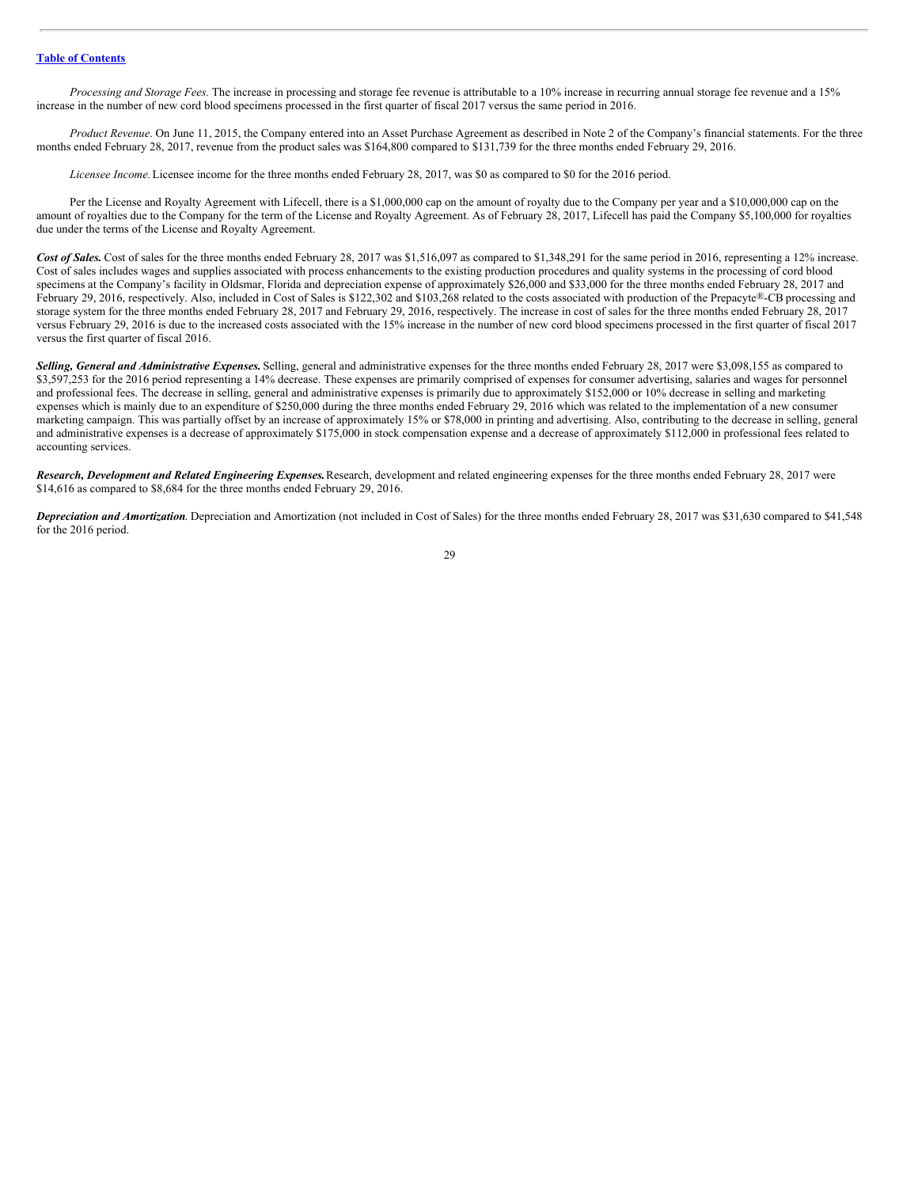*Processing and Storage Fees.* The increase in processing and storage fee revenue is attributable to a 10% increase in recurring annual storage fee revenue and a 15% increase in the number of new cord blood specimens processed in the first quarter of fiscal 2017 versus the same period in 2016.

*Product Revenue*. On June 11, 2015, the Company entered into an Asset Purchase Agreement as described in Note 2 of the Company's financial statements. For the three months ended February 28, 2017, revenue from the product sales was $164,800 compared to $131,739 for the three months ended February 29, 2016.

*Licensee Income.* Licensee income for the three months ended February 28, 2017, was $0 as compared to $0 for the 2016 period.

Per the License and Royalty Agreement with Lifecell, there is a $1,000,000 cap on the amount of royalty due to the Company per year and a $10,000,000 cap on the amount of royalties due to the Company for the term of the License and Royalty Agreement. As of February 28, 2017, Lifecell has paid the Company $5,100,000 for royalties due under the terms of the License and Royalty Agreement.

***Cost of Sales.*** Cost of sales for the three months ended February 28, 2017 was $1,516,097 as compared to $1,348,291 for the same period in 2016, representing a 12% increase. Cost of sales includes wages and supplies associated with process enhancements to the existing production procedures and quality systems in the processing of cord blood specimens at the Company's facility in Oldsmar, Florida and depreciation expense of approximately $26,000 and $33,000 for the three months ended February 28, 2017 and February 29, 2016, respectively. Also, included in Cost of Sales is $122,302 and $103,268 related to the costs associated with production of the Prepacyte®-CB processing and storage system for the three months ended February 28, 2017 and February 29, 2016, respectively. The increase in cost of sales for the three months ended February 28, 2017 versus February 29, 2016 is due to the increased costs associated with the 15% increase in the number of new cord blood specimens processed in the first quarter of fiscal 2017 versus the first quarter of fiscal 2016.

***Selling, General and Administrative Expenses.*** Selling, general and administrative expenses for the three months ended February 28, 2017 were $3,098,155 as compared to $3,597,253 for the 2016 period representing a 14% decrease. These expenses are primarily comprised of expenses for consumer advertising, salaries and wages for personnel and professional fees. The decrease in selling, general and administrative expenses is primarily due to approximately $152,000 or 10% decrease in selling and marketing expenses which is mainly due to an expenditure of $250,000 during the three months ended February 29, 2016 which was related to the implementation of a new consumer marketing campaign. This was partially offset by an increase of approximately 15% or $78,000 in printing and advertising. Also, contributing to the decrease in selling, general and administrative expenses is a decrease of approximately $175,000 in stock compensation expense and a decrease of approximately $112,000 in professional fees related to accounting services.

***Research, Development and Related Engineering Expenses.*** Research, development and related engineering expenses for the three months ended February 28, 2017 were $14,616 as compared to $8,684 for the three months ended February 29, 2016.

***Depreciation and Amortization*.** Depreciation and Amortization (not included in Cost of Sales) for the three months ended February 28, 2017 was $31,630 compared to $41,548 for the 2016 period.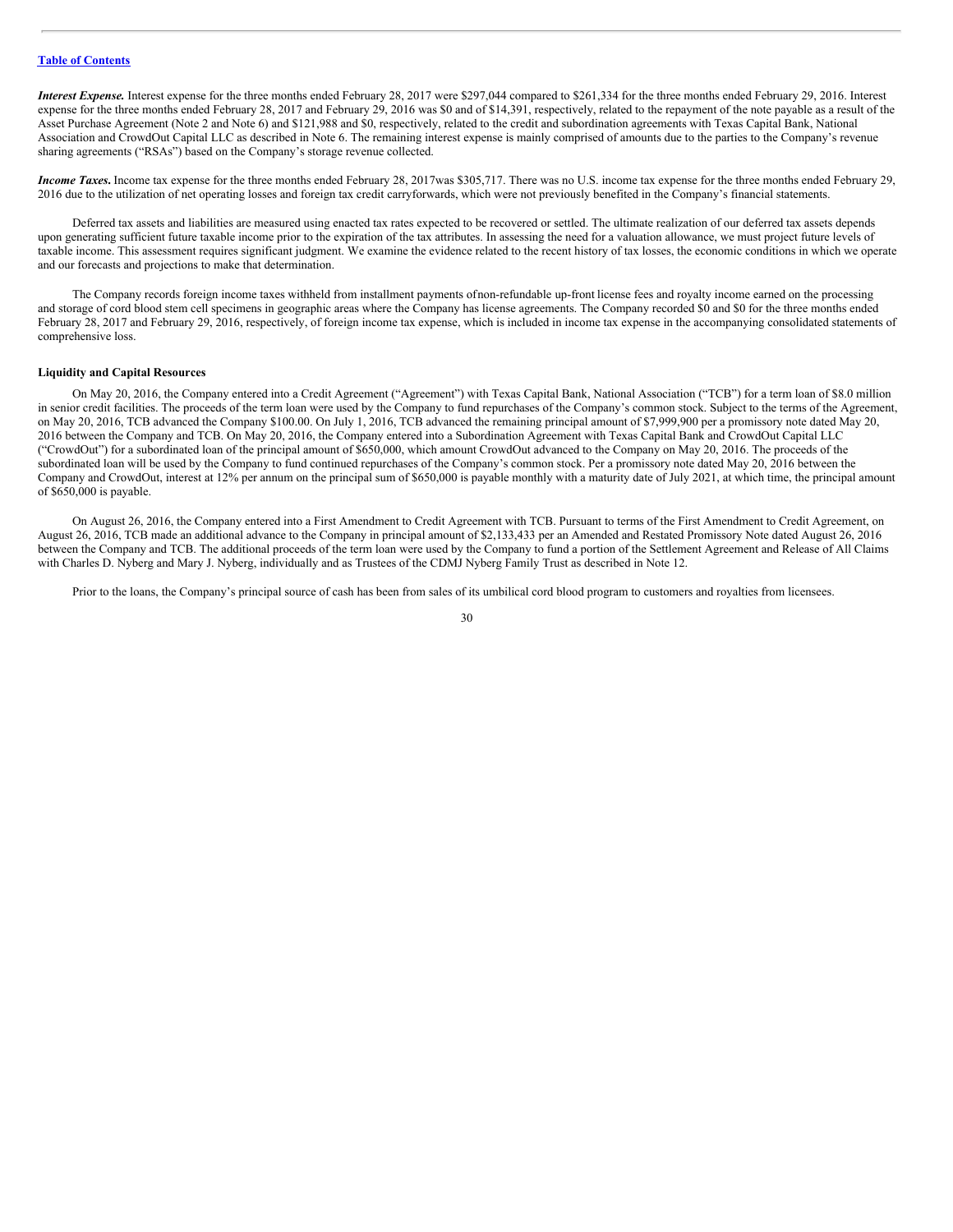***Interest Expense.*** Interest expense for the three months ended February 28, 2017 were $297,044 compared to $261,334 for the three months ended February 29, 2016. Interest expense for the three months ended February 28, 2017 and February 29, 2016 was $0 and of $14,391, respectively, related to the repayment of the note payable as a result of the Asset Purchase Agreement (Note 2 and Note 6) and $121,988 and $0, respectively, related to the credit and subordination agreements with Texas Capital Bank, National Association and CrowdOut Capital LLC as described in Note 6. The remaining interest expense is mainly comprised of amounts due to the parties to the Company's revenue sharing agreements ("RSAs") based on the Company's storage revenue collected.

***Income Taxes.*** Income tax expense for the three months ended February 28, 2017was $305,717. There was no U.S. income tax expense for the three months ended February 29, 2016 due to the utilization of net operating losses and foreign tax credit carryforwards, which were not previously benefited in the Company's financial statements.

Deferred tax assets and liabilities are measured using enacted tax rates expected to be recovered or settled. The ultimate realization of our deferred tax assets depends upon generating sufficient future taxable income prior to the expiration of the tax attributes. In assessing the need for a valuation allowance, we must project future levels of taxable income. This assessment requires significant judgment. We examine the evidence related to the recent history of tax losses, the economic conditions in which we operate and our forecasts and projections to make that determination.

The Company records foreign income taxes withheld from installment payments ofnon-refundable up-front license fees and royalty income earned on the processing and storage of cord blood stem cell specimens in geographic areas where the Company has license agreements. The Company recorded $0 and $0 for the three months ended February 28, 2017 and February 29, 2016, respectively, of foreign income tax expense, which is included in income tax expense in the accompanying consolidated statements of comprehensive loss.

**Liquidity and Capital Resources**

On May 20, 2016, the Company entered into a Credit Agreement ("Agreement") with Texas Capital Bank, National Association ("TCB") for a term loan of $8.0 million in senior credit facilities. The proceeds of the term loan were used by the Company to fund repurchases of the Company's common stock. Subject to the terms of the Agreement, on May 20, 2016, TCB advanced the Company $100.00. On July 1, 2016, TCB advanced the remaining principal amount of $7,999,900 per a promissory note dated May 20, 2016 between the Company and TCB. On May 20, 2016, the Company entered into a Subordination Agreement with Texas Capital Bank and CrowdOut Capital LLC ("CrowdOut") for a subordinated loan of the principal amount of $650,000, which amount CrowdOut advanced to the Company on May 20, 2016. The proceeds of the subordinated loan will be used by the Company to fund continued repurchases of the Company's common stock. Per a promissory note dated May 20, 2016 between the Company and CrowdOut, interest at 12% per annum on the principal sum of $650,000 is payable monthly with a maturity date of July 2021, at which time, the principal amount of $650,000 is payable.

On August 26, 2016, the Company entered into a First Amendment to Credit Agreement with TCB. Pursuant to terms of the First Amendment to Credit Agreement, on August 26, 2016, TCB made an additional advance to the Company in principal amount of $2,133,433 per an Amended and Restated Promissory Note dated August 26, 2016 between the Company and TCB. The additional proceeds of the term loan were used by the Company to fund a portion of the Settlement Agreement and Release of All Claims with Charles D. Nyberg and Mary J. Nyberg, individually and as Trustees of the CDMJ Nyberg Family Trust as described in Note 12.

Prior to the loans, the Company's principal source of cash has been from sales of its umbilical cord blood program to customers and royalties from licensees.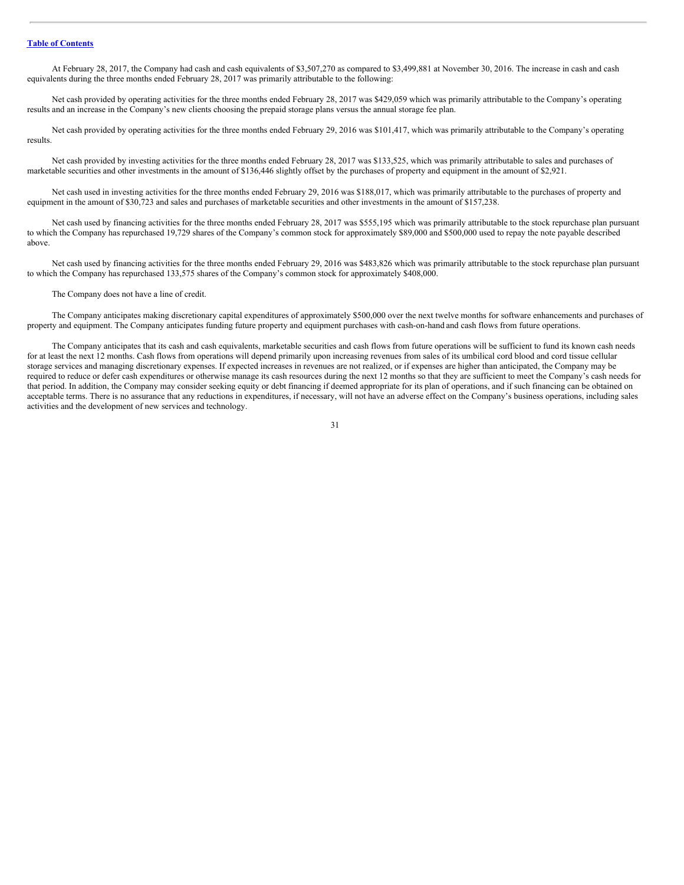At February 28, 2017, the Company had cash and cash equivalents of $3,507,270 as compared to $3,499,881 at November 30, 2016. The increase in cash and cash equivalents during the three months ended February 28, 2017 was primarily attributable to the following:

Net cash provided by operating activities for the three months ended February 28, 2017 was $429,059 which was primarily attributable to the Company's operating results and an increase in the Company's new clients choosing the prepaid storage plans versus the annual storage fee plan.

Net cash provided by operating activities for the three months ended February 29, 2016 was $101,417, which was primarily attributable to the Company's operating results.

Net cash provided by investing activities for the three months ended February 28, 2017 was $133,525, which was primarily attributable to sales and purchases of marketable securities and other investments in the amount of $136,446 slightly offset by the purchases of property and equipment in the amount of $2,921.

Net cash used in investing activities for the three months ended February 29, 2016 was $188,017, which was primarily attributable to the purchases of property and equipment in the amount of $30,723 and sales and purchases of marketable securities and other investments in the amount of $157,238.

Net cash used by financing activities for the three months ended February 28, 2017 was $555,195 which was primarily attributable to the stock repurchase plan pursuant to which the Company has repurchased 19,729 shares of the Company's common stock for approximately $89,000 and $500,000 used to repay the note payable described above.

Net cash used by financing activities for the three months ended February 29, 2016 was $483,826 which was primarily attributable to the stock repurchase plan pursuant to which the Company has repurchased 133,575 shares of the Company's common stock for approximately $408,000.

The Company does not have a line of credit.

The Company anticipates making discretionary capital expenditures of approximately $500,000 over the next twelve months for software enhancements and purchases of property and equipment. The Company anticipates funding future property and equipment purchases with cash-on-hand and cash flows from future operations.

The Company anticipates that its cash and cash equivalents, marketable securities and cash flows from future operations will be sufficient to fund its known cash needs for at least the next 12 months. Cash flows from operations will depend primarily upon increasing revenues from sales of its umbilical cord blood and cord tissue cellular storage services and managing discretionary expenses. If expected increases in revenues are not realized, or if expenses are higher than anticipated, the Company may be required to reduce or defer cash expenditures or otherwise manage its cash resources during the next 12 months so that they are sufficient to meet the Company's cash needs for that period. In addition, the Company may consider seeking equity or debt financing if deemed appropriate for its plan of operations, and if such financing can be obtained on acceptable terms. There is no assurance that any reductions in expenditures, if necessary, will not have an adverse effect on the Company's business operations, including sales activities and the development of new services and technology.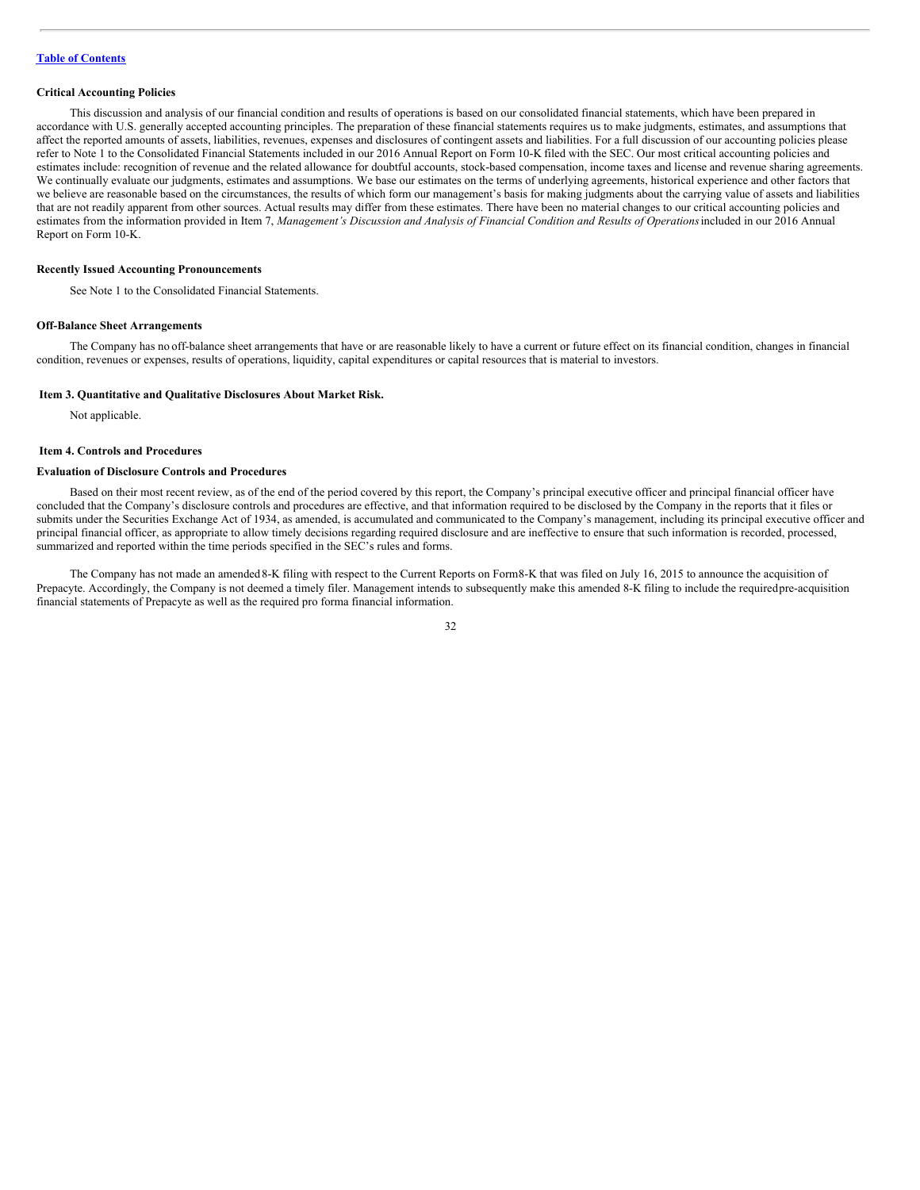[Table of Contents](#)

**Critical Accounting Policies**

This discussion and analysis of our financial condition and results of operations is based on our consolidated financial statements, which have been prepared in accordance with U.S. generally accepted accounting principles. The preparation of these financial statements requires us to make judgments, estimates, and assumptions that affect the reported amounts of assets, liabilities, revenues, expenses and disclosures of contingent assets and liabilities. For a full discussion of our accounting policies please refer to Note 1 to the Consolidated Financial Statements included in our 2016 Annual Report on Form 10-K filed with the SEC. Our most critical accounting policies and estimates include: recognition of revenue and the related allowance for doubtful accounts, stock-based compensation, income taxes and license and revenue sharing agreements. We continually evaluate our judgments, estimates and assumptions. We base our estimates on the terms of underlying agreements, historical experience and other factors that we believe are reasonable based on the circumstances, the results of which form our management's basis for making judgments about the carrying value of assets and liabilities that are not readily apparent from other sources. Actual results may differ from these estimates. There have been no material changes to our critical accounting policies and estimates from the information provided in Item 7, *Management's Discussion and Analysis of Financial Condition and Results of Operations* included in our 2016 Annual Report on Form 10-K.

**Recently Issued Accounting Pronouncements**

See Note 1 to the Consolidated Financial Statements.

**Off-Balance Sheet Arrangements**

The Company has no off-balance sheet arrangements that have or are reasonable likely to have a current or future effect on its financial condition, changes in financial condition, revenues or expenses, results of operations, liquidity, capital expenditures or capital resources that is material to investors.

**Item 3. Quantitative and Qualitative Disclosures About Market Risk.**

Not applicable.

**Item 4. Controls and Procedures**

**Evaluation of Disclosure Controls and Procedures**

Based on their most recent review, as of the end of the period covered by this report, the Company's principal executive officer and principal financial officer have concluded that the Company's disclosure controls and procedures are effective, and that information required to be disclosed by the Company in the reports that it files or submits under the Securities Exchange Act of 1934, as amended, is accumulated and communicated to the Company's management, including its principal executive officer and principal financial officer, as appropriate to allow timely decisions regarding required disclosure and are ineffective to ensure that such information is recorded, processed, summarized and reported within the time periods specified in the SEC's rules and forms.

The Company has not made an amended 8-K filing with respect to the Current Reports on Form 8-K that was filed on July 16, 2015 to announce the acquisition of Prepacyte. Accordingly, the Company is not deemed a timely filer. Management intends to subsequently make this amended 8-K filing to include the required pre-acquisition financial statements of Prepacyte as well as the required pro forma financial information.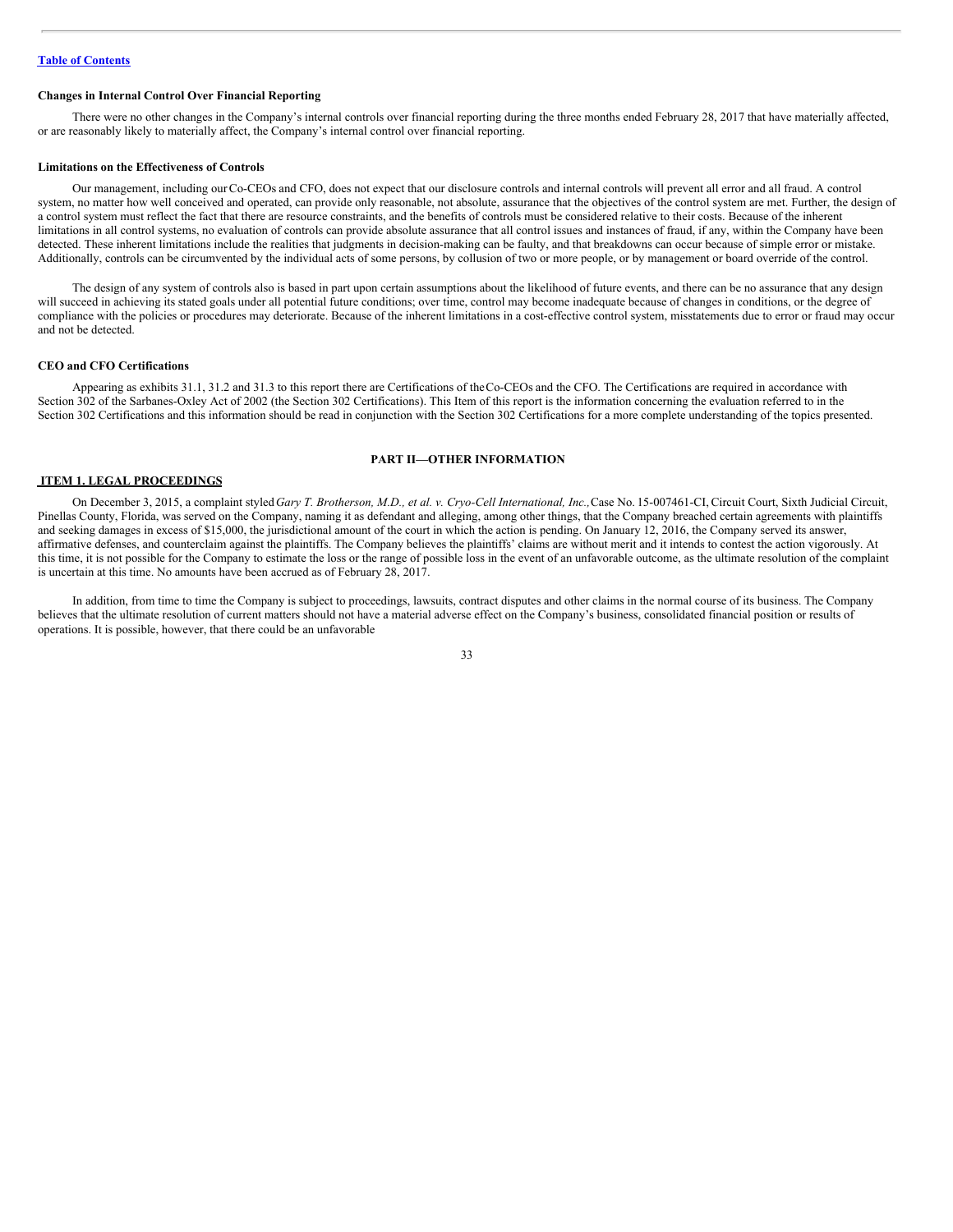**Changes in Internal Control Over Financial Reporting**

There were no other changes in the Company's internal controls over financial reporting during the three months ended February 28, 2017 that have materially affected, or are reasonably likely to materially affect, the Company's internal control over financial reporting.

**Limitations on the Effectiveness of Controls**

Our management, including our Co-CEOs and CFO, does not expect that our disclosure controls and internal controls will prevent all error and all fraud. A control system, no matter how well conceived and operated, can provide only reasonable, not absolute, assurance that the objectives of the control system are met. Further, the design of a control system must reflect the fact that there are resource constraints, and the benefits of controls must be considered relative to their costs. Because of the inherent limitations in all control systems, no evaluation of controls can provide absolute assurance that all control issues and instances of fraud, if any, within the Company have been detected. These inherent limitations include the realities that judgments in decision-making can be faulty, and that breakdowns can occur because of simple error or mistake. Additionally, controls can be circumvented by the individual acts of some persons, by collusion of two or more people, or by management or board override of the control.

The design of any system of controls also is based in part upon certain assumptions about the likelihood of future events, and there can be no assurance that any design will succeed in achieving its stated goals under all potential future conditions; over time, control may become inadequate because of changes in conditions, or the degree of compliance with the policies or procedures may deteriorate. Because of the inherent limitations in a cost-effective control system, misstatements due to error or fraud may occur and not be detected.

**CEO and CFO Certifications**

Appearing as exhibits 31.1, 31.2 and 31.3 to this report there are Certifications of the Co-CEOs and the CFO. The Certifications are required in accordance with Section 302 of the Sarbanes-Oxley Act of 2002 (the Section 302 Certifications). This Item of this report is the information concerning the evaluation referred to in the Section 302 Certifications and this information should be read in conjunction with the Section 302 Certifications for a more complete understanding of the topics presented.

## PART II—OTHER INFORMATION

### ITEM 1. LEGAL PROCEEDINGS

On December 3, 2015, a complaint styled *Gary T. Brotherson, M.D., et al. v. Cryo-Cell International, Inc.,* Case No. 15-007461-CI, Circuit Court, Sixth Judicial Circuit, Pinellas County, Florida, was served on the Company, naming it as defendant and alleging, among other things, that the Company breached certain agreements with plaintiffs and seeking damages in excess of $15,000, the jurisdictional amount of the court in which the action is pending. On January 12, 2016, the Company served its answer, affirmative defenses, and counterclaim against the plaintiffs. The Company believes the plaintiffs' claims are without merit and it intends to contest the action vigorously. At this time, it is not possible for the Company to estimate the loss or the range of possible loss in the event of an unfavorable outcome, as the ultimate resolution of the complaint is uncertain at this time. No amounts have been accrued as of February 28, 2017.

In addition, from time to time the Company is subject to proceedings, lawsuits, contract disputes and other claims in the normal course of its business. The Company believes that the ultimate resolution of current matters should not have a material adverse effect on the Company's business, consolidated financial position or results of operations. It is possible, however, that there could be an unfavorable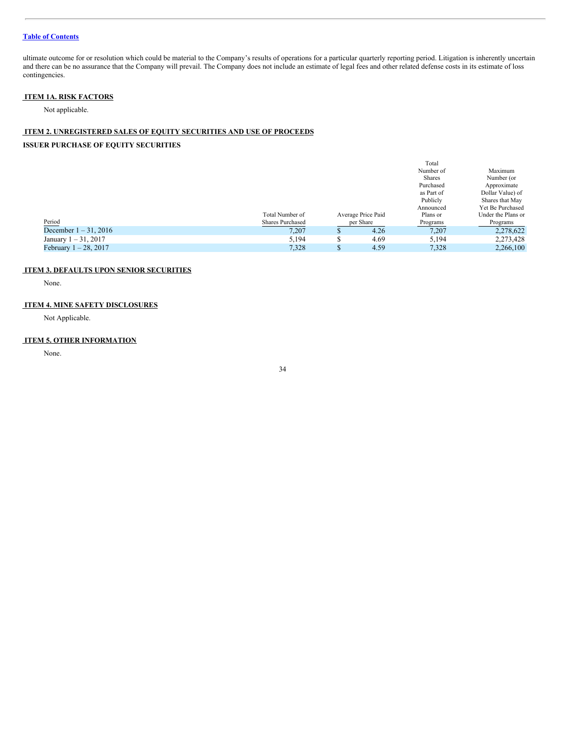ultimate outcome for or resolution which could be material to the Company's results of operations for a particular quarterly reporting period. Litigation is inherently uncertain and there can be no assurance that the Company will prevail. The Company does not include an estimate of legal fees and other related defense costs in its estimate of loss contingencies.

## ITEM 1A. RISK FACTORS

Not applicable.

## ITEM 2. UNREGISTERED SALES OF EQUITY SECURITIES AND USE OF PROCEEDS

### ISSUER PURCHASE OF EQUITY SECURITIES

| Period | Total Number of Shares Purchased | Average Price Paid per Share | Total Number of Shares Purchased as Part of Publicly Announced Plans or Programs | Maximum Number (or Approximate Dollar Value) of Shares that May Yet Be Purchased Under the Plans or Programs |
|---|---|---|---|---|
| December 1 – 31, 2016 | 7,207 | $ 4.26 | 7,207 | 2,278,622 |
| January 1 – 31, 2017 | 5,194 | $ 4.69 | 5,194 | 2,273,428 |
| February 1 – 28, 2017 | 7,328 | $ 4.59 | 7,328 | 2,266,100 |

## ITEM 3. DEFAULTS UPON SENIOR SECURITIES

None.

## ITEM 4. MINE SAFETY DISCLOSURES

Not Applicable.

## ITEM 5. OTHER INFORMATION

None.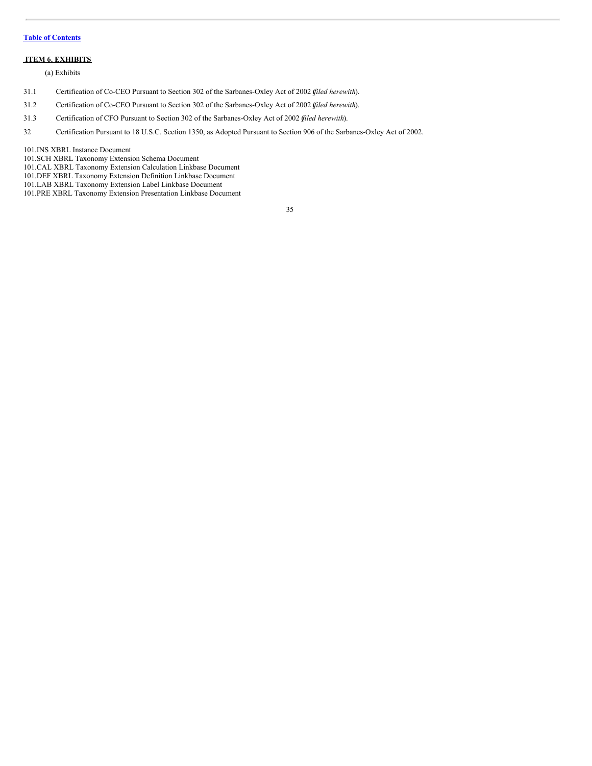[Table of Contents](#)

## ITEM 6. EXHIBITS

(a) Exhibits

| | |
|---|---|
| 31.1 | Certification of Co-CEO Pursuant to Section 302 of the Sarbanes-Oxley Act of 2002 (*filed herewith*). |
| 31.2 | Certification of Co-CEO Pursuant to Section 302 of the Sarbanes-Oxley Act of 2002 (*filed herewith*). |
| 31.3 | Certification of CFO Pursuant to Section 302 of the Sarbanes-Oxley Act of 2002 (*filed herewith*). |
| 32 | Certification Pursuant to 18 U.S.C. Section 1350, as Adopted Pursuant to Section 906 of the Sarbanes-Oxley Act of 2002. |

101.INS XBRL Instance Document
101.SCH XBRL Taxonomy Extension Schema Document
101.CAL XBRL Taxonomy Extension Calculation Linkbase Document
101.DEF XBRL Taxonomy Extension Definition Linkbase Document
101.LAB XBRL Taxonomy Extension Label Linkbase Document
101.PRE XBRL Taxonomy Extension Presentation Linkbase Document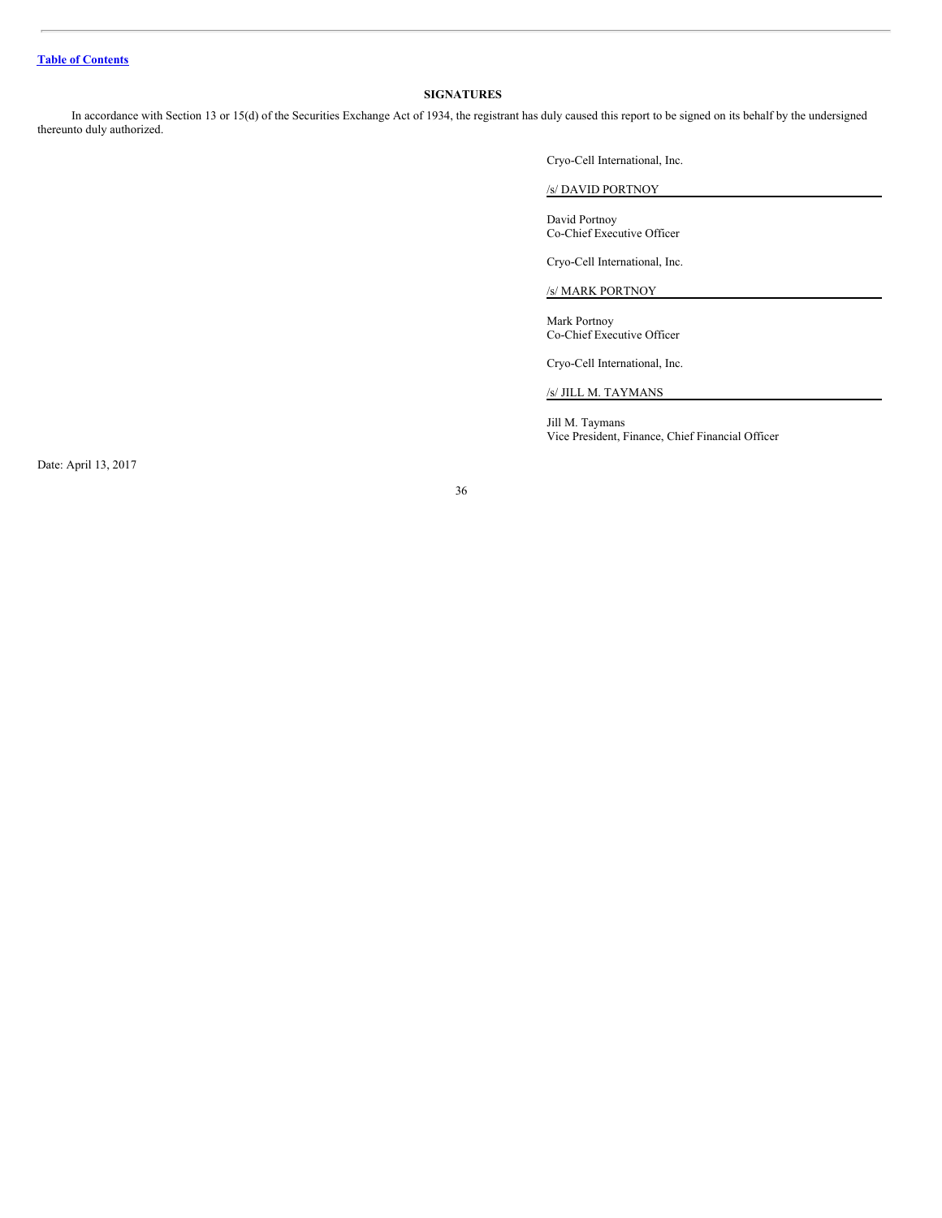## SIGNATURES

In accordance with Section 13 or 15(d) of the Securities Exchange Act of 1934, the registrant has duly caused this report to be signed on its behalf by the undersigned thereunto duly authorized.

Cryo-Cell International, Inc.

/s/ DAVID PORTNOY

David Portnoy
Co-Chief Executive Officer

Cryo-Cell International, Inc.

/s/ MARK PORTNOY

Mark Portnoy
Co-Chief Executive Officer

Cryo-Cell International, Inc.

/s/ JILL M. TAYMANS

Jill M. Taymans
Vice President, Finance, Chief Financial Officer

Date: April 13, 2017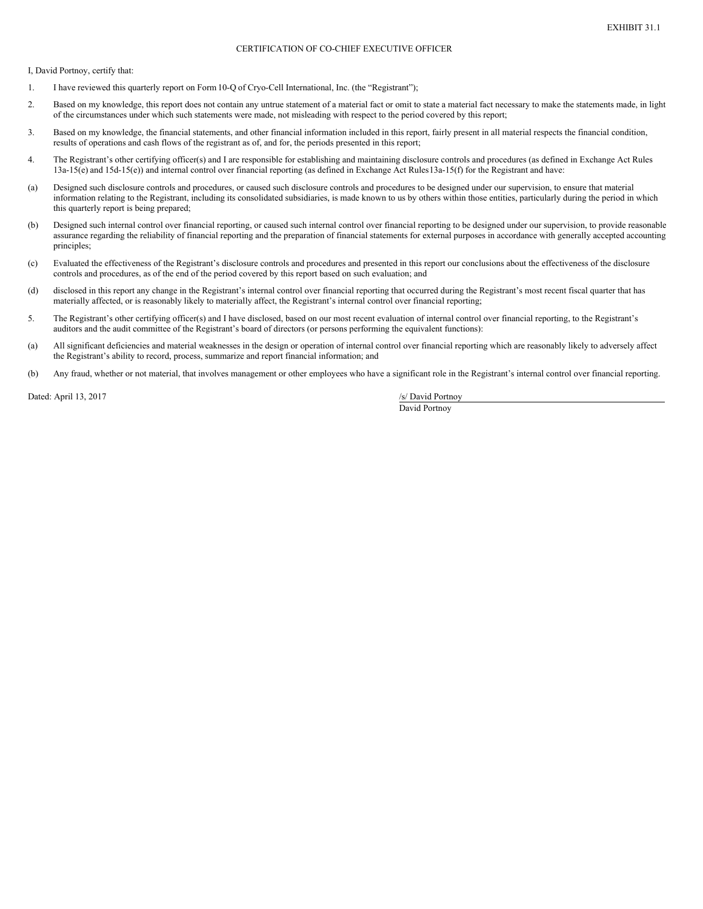EXHIBIT 31.1

CERTIFICATION OF CO-CHIEF EXECUTIVE OFFICER

I, David Portnoy, certify that:

1. I have reviewed this quarterly report on Form 10-Q of Cryo-Cell International, Inc. (the "Registrant");

2. Based on my knowledge, this report does not contain any untrue statement of a material fact or omit to state a material fact necessary to make the statements made, in light of the circumstances under which such statements were made, not misleading with respect to the period covered by this report;

3. Based on my knowledge, the financial statements, and other financial information included in this report, fairly present in all material respects the financial condition, results of operations and cash flows of the registrant as of, and for, the periods presented in this report;

4. The Registrant's other certifying officer(s) and I are responsible for establishing and maintaining disclosure controls and procedures (as defined in Exchange Act Rules 13a-15(e) and 15d-15(e)) and internal control over financial reporting (as defined in Exchange Act Rules13a-15(f) for the Registrant and have:

(a) Designed such disclosure controls and procedures, or caused such disclosure controls and procedures to be designed under our supervision, to ensure that material information relating to the Registrant, including its consolidated subsidiaries, is made known to us by others within those entities, particularly during the period in which this quarterly report is being prepared;

(b) Designed such internal control over financial reporting, or caused such internal control over financial reporting to be designed under our supervision, to provide reasonable assurance regarding the reliability of financial reporting and the preparation of financial statements for external purposes in accordance with generally accepted accounting principles;

(c) Evaluated the effectiveness of the Registrant's disclosure controls and procedures and presented in this report our conclusions about the effectiveness of the disclosure controls and procedures, as of the end of the period covered by this report based on such evaluation; and

(d) disclosed in this report any change in the Registrant's internal control over financial reporting that occurred during the Registrant's most recent fiscal quarter that has materially affected, or is reasonably likely to materially affect, the Registrant's internal control over financial reporting;

5. The Registrant's other certifying officer(s) and I have disclosed, based on our most recent evaluation of internal control over financial reporting, to the Registrant's auditors and the audit committee of the Registrant's board of directors (or persons performing the equivalent functions):

(a) All significant deficiencies and material weaknesses in the design or operation of internal control over financial reporting which are reasonably likely to adversely affect the Registrant's ability to record, process, summarize and report financial information; and

(b) Any fraud, whether or not material, that involves management or other employees who have a significant role in the Registrant's internal control over financial reporting.

Dated: April 13, 2017

/s/ David Portnoy

David Portnoy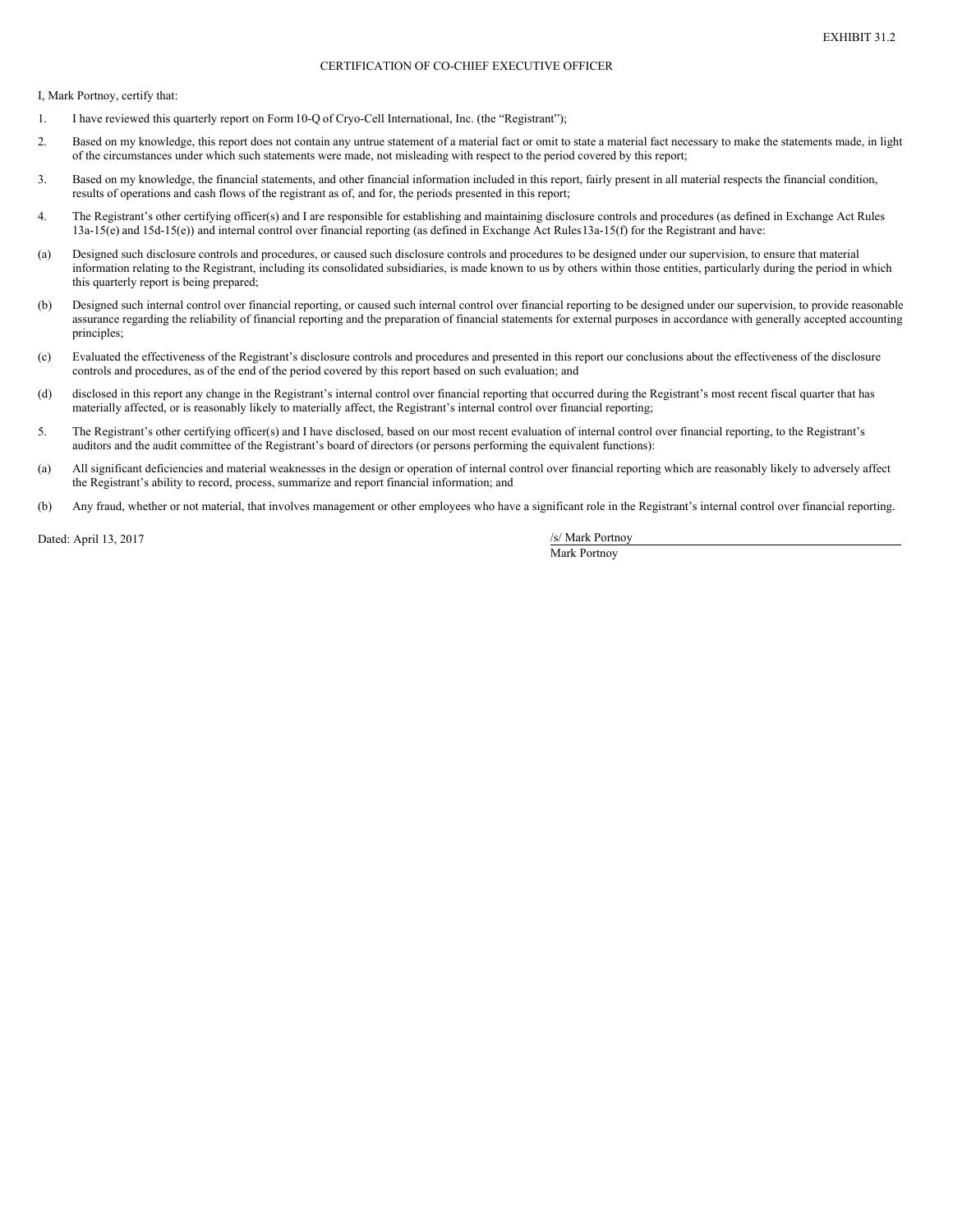EXHIBIT 31.2

CERTIFICATION OF CO-CHIEF EXECUTIVE OFFICER

I, Mark Portnoy, certify that:

1. I have reviewed this quarterly report on Form 10-Q of Cryo-Cell International, Inc. (the "Registrant");

2. Based on my knowledge, this report does not contain any untrue statement of a material fact or omit to state a material fact necessary to make the statements made, in light of the circumstances under which such statements were made, not misleading with respect to the period covered by this report;

3. Based on my knowledge, the financial statements, and other financial information included in this report, fairly present in all material respects the financial condition, results of operations and cash flows of the registrant as of, and for, the periods presented in this report;

4. The Registrant's other certifying officer(s) and I are responsible for establishing and maintaining disclosure controls and procedures (as defined in Exchange Act Rules 13a-15(e) and 15d-15(e)) and internal control over financial reporting (as defined in Exchange Act Rules13a-15(f) for the Registrant and have:

(a) Designed such disclosure controls and procedures, or caused such disclosure controls and procedures to be designed under our supervision, to ensure that material information relating to the Registrant, including its consolidated subsidiaries, is made known to us by others within those entities, particularly during the period in which this quarterly report is being prepared;

(b) Designed such internal control over financial reporting, or caused such internal control over financial reporting to be designed under our supervision, to provide reasonable assurance regarding the reliability of financial reporting and the preparation of financial statements for external purposes in accordance with generally accepted accounting principles;

(c) Evaluated the effectiveness of the Registrant's disclosure controls and procedures and presented in this report our conclusions about the effectiveness of the disclosure controls and procedures, as of the end of the period covered by this report based on such evaluation; and

(d) disclosed in this report any change in the Registrant's internal control over financial reporting that occurred during the Registrant's most recent fiscal quarter that has materially affected, or is reasonably likely to materially affect, the Registrant's internal control over financial reporting;

5. The Registrant's other certifying officer(s) and I have disclosed, based on our most recent evaluation of internal control over financial reporting, to the Registrant's auditors and the audit committee of the Registrant's board of directors (or persons performing the equivalent functions):

(a) All significant deficiencies and material weaknesses in the design or operation of internal control over financial reporting which are reasonably likely to adversely affect the Registrant's ability to record, process, summarize and report financial information; and

(b) Any fraud, whether or not material, that involves management or other employees who have a significant role in the Registrant's internal control over financial reporting.

Dated: April 13, 2017

/s/ Mark Portnoy

Mark Portnoy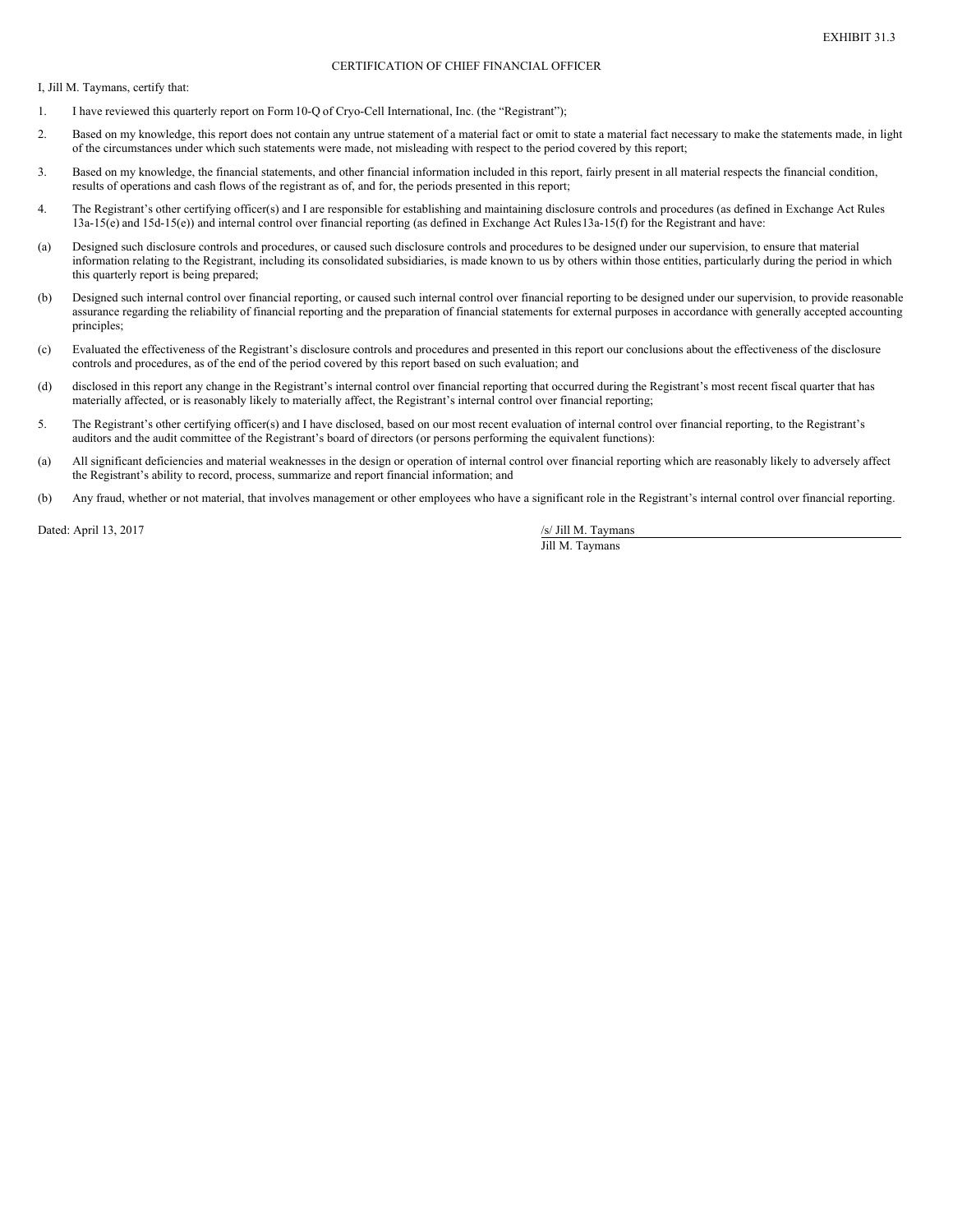EXHIBIT 31.3

# CERTIFICATION OF CHIEF FINANCIAL OFFICER

I, Jill M. Taymans, certify that:

1. I have reviewed this quarterly report on Form 10-Q of Cryo-Cell International, Inc. (the "Registrant");

2. Based on my knowledge, this report does not contain any untrue statement of a material fact or omit to state a material fact necessary to make the statements made, in light of the circumstances under which such statements were made, not misleading with respect to the period covered by this report;

3. Based on my knowledge, the financial statements, and other financial information included in this report, fairly present in all material respects the financial condition, results of operations and cash flows of the registrant as of, and for, the periods presented in this report;

4. The Registrant's other certifying officer(s) and I are responsible for establishing and maintaining disclosure controls and procedures (as defined in Exchange Act Rules 13a-15(e) and 15d-15(e)) and internal control over financial reporting (as defined in Exchange Act Rules13a-15(f) for the Registrant and have:

(a) Designed such disclosure controls and procedures, or caused such disclosure controls and procedures to be designed under our supervision, to ensure that material information relating to the Registrant, including its consolidated subsidiaries, is made known to us by others within those entities, particularly during the period in which this quarterly report is being prepared;

(b) Designed such internal control over financial reporting, or caused such internal control over financial reporting to be designed under our supervision, to provide reasonable assurance regarding the reliability of financial reporting and the preparation of financial statements for external purposes in accordance with generally accepted accounting principles;

(c) Evaluated the effectiveness of the Registrant's disclosure controls and procedures and presented in this report our conclusions about the effectiveness of the disclosure controls and procedures, as of the end of the period covered by this report based on such evaluation; and

(d) disclosed in this report any change in the Registrant's internal control over financial reporting that occurred during the Registrant's most recent fiscal quarter that has materially affected, or is reasonably likely to materially affect, the Registrant's internal control over financial reporting;

5. The Registrant's other certifying officer(s) and I have disclosed, based on our most recent evaluation of internal control over financial reporting, to the Registrant's auditors and the audit committee of the Registrant's board of directors (or persons performing the equivalent functions):

(a) All significant deficiencies and material weaknesses in the design or operation of internal control over financial reporting which are reasonably likely to adversely affect the Registrant's ability to record, process, summarize and report financial information; and

(b) Any fraud, whether or not material, that involves management or other employees who have a significant role in the Registrant's internal control over financial reporting.

Dated: April 13, 2017

/s/ Jill M. Taymans
Jill M. Taymans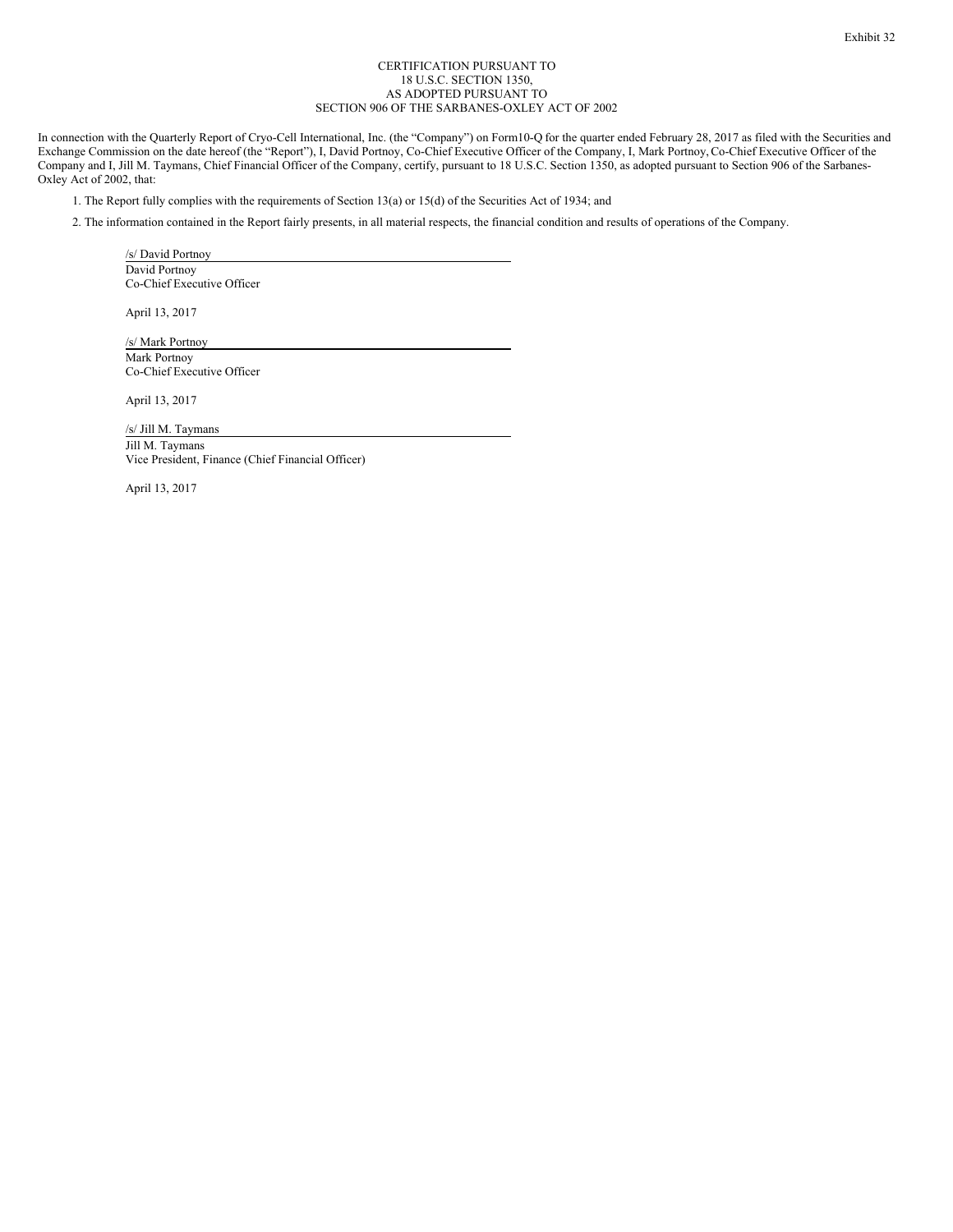Exhibit 32

CERTIFICATION PURSUANT TO
18 U.S.C. SECTION 1350,
AS ADOPTED PURSUANT TO
SECTION 906 OF THE SARBANES-OXLEY ACT OF 2002

In connection with the Quarterly Report of Cryo-Cell International, Inc. (the "Company") on Form10-Q for the quarter ended February 28, 2017 as filed with the Securities and Exchange Commission on the date hereof (the "Report"), I, David Portnoy, Co-Chief Executive Officer of the Company, I, Mark Portnoy, Co-Chief Executive Officer of the Company and I, Jill M. Taymans, Chief Financial Officer of the Company, certify, pursuant to 18 U.S.C. Section 1350, as adopted pursuant to Section 906 of the Sarbanes-Oxley Act of 2002, that:

1. The Report fully complies with the requirements of Section 13(a) or 15(d) of the Securities Act of 1934; and

2. The information contained in the Report fairly presents, in all material respects, the financial condition and results of operations of the Company.

/s/ David Portnoy
David Portnoy
Co-Chief Executive Officer

April 13, 2017

/s/ Mark Portnoy
Mark Portnoy
Co-Chief Executive Officer

April 13, 2017

/s/ Jill M. Taymans
Jill M. Taymans
Vice President, Finance (Chief Financial Officer)

April 13, 2017